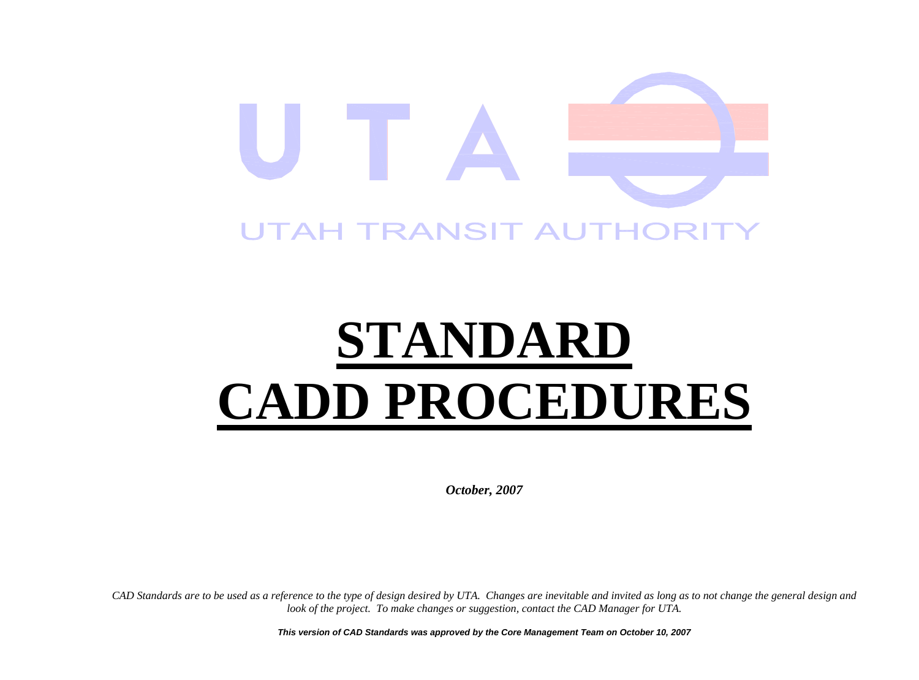UTA

UTAH TRANSIT AUTHORITY

# STANDARD CADD PROCEDURES

***October, 2007***

*CAD Standards are to be used as a reference to the type of design desired by UTA. Changes are inevitable and invited as long as to not change the general design and look of the project. To make changes or suggestion, contact the CAD Manager for UTA.*

***This version of CAD Standards was approved by the Core Management Team on October 10, 2007***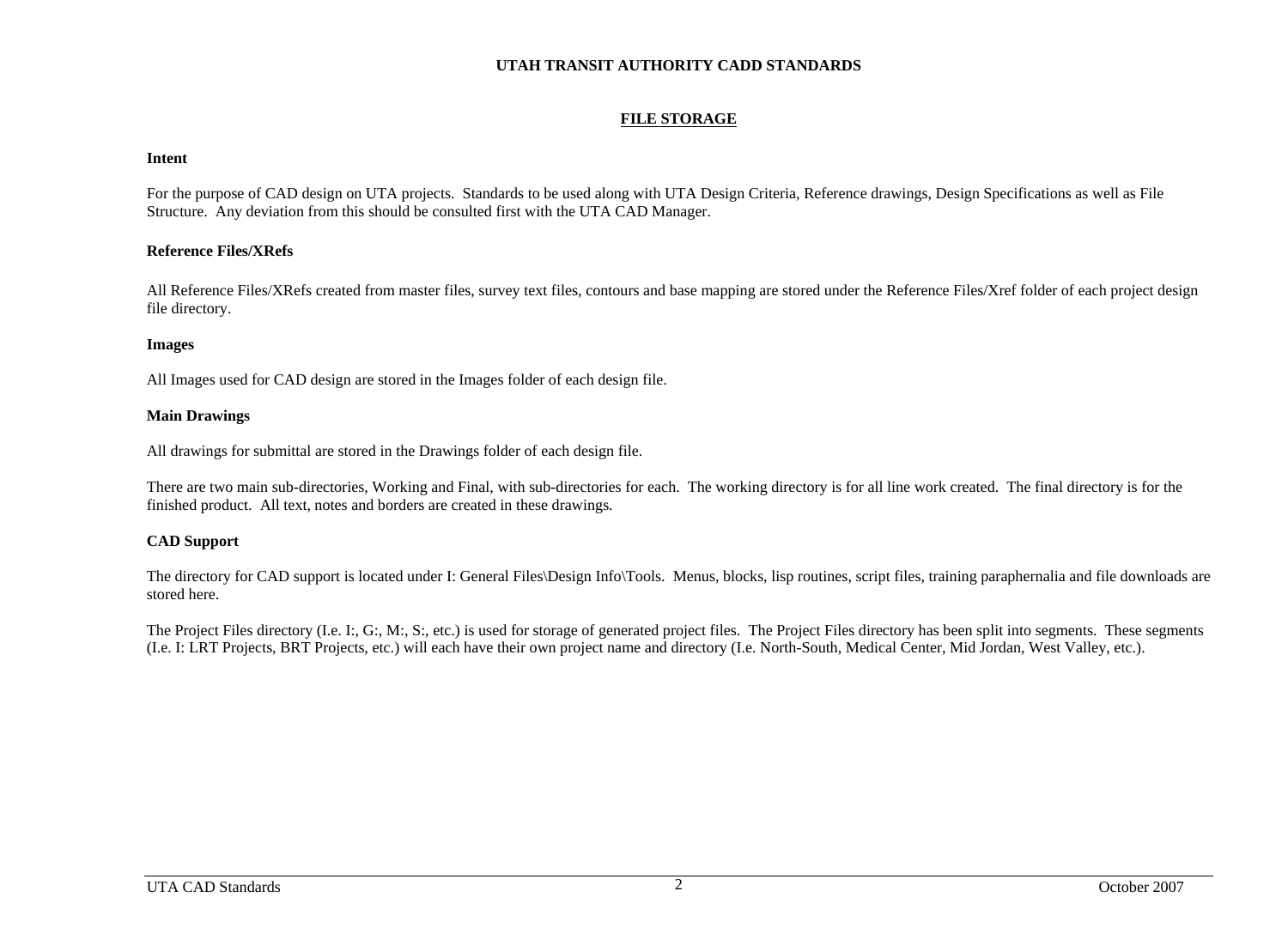# UTAH TRANSIT AUTHORITY CADD STANDARDS

## FILE STORAGE

### Intent

For the purpose of CAD design on UTA projects. Standards to be used along with UTA Design Criteria, Reference drawings, Design Specifications as well as File Structure. Any deviation from this should be consulted first with the UTA CAD Manager.

### Reference Files/XRefs

All Reference Files/XRefs created from master files, survey text files, contours and base mapping are stored under the Reference Files/Xref folder of each project design file directory.

### Images

All Images used for CAD design are stored in the Images folder of each design file.

### Main Drawings

All drawings for submittal are stored in the Drawings folder of each design file.

There are two main sub-directories, Working and Final, with sub-directories for each. The working directory is for all line work created. The final directory is for the finished product. All text, notes and borders are created in these drawings.

### CAD Support

The directory for CAD support is located under I: General Files\Design Info\Tools. Menus, blocks, lisp routines, script files, training paraphernalia and file downloads are stored here.

The Project Files directory (I.e. I:, G:, M:, S:, etc.) is used for storage of generated project files. The Project Files directory has been split into segments. These segments (I.e. I: LRT Projects, BRT Projects, etc.) will each have their own project name and directory (I.e. North-South, Medical Center, Mid Jordan, West Valley, etc.).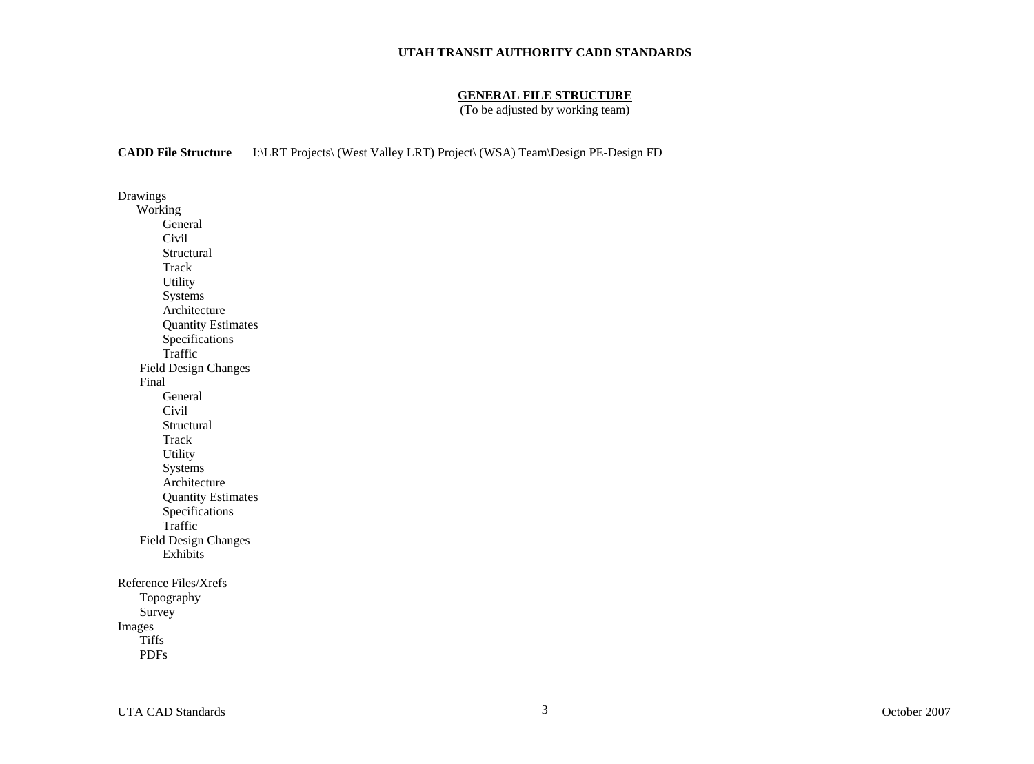## GENERAL FILE STRUCTURE

(To be adjusted by working team)

**CADD File Structure** I:\LRT Projects\ (West Valley LRT) Project\ (WSA) Team\Design PE-Design FD

- Drawings
  - Working
    - General
    - Civil
    - Structural
    - Track
    - Utility
    - Systems
    - Architecture
    - Quantity Estimates
    - Specifications
    - Traffic
  - Field Design Changes
  - Final
    - General
    - Civil
    - Structural
    - Track
    - Utility
    - Systems
    - Architecture
    - Quantity Estimates
    - Specifications
    - Traffic
  - Field Design Changes
    - Exhibits

- Reference Files/Xrefs
  - Topography
  - Survey
- Images
  - Tiffs
  - PDFs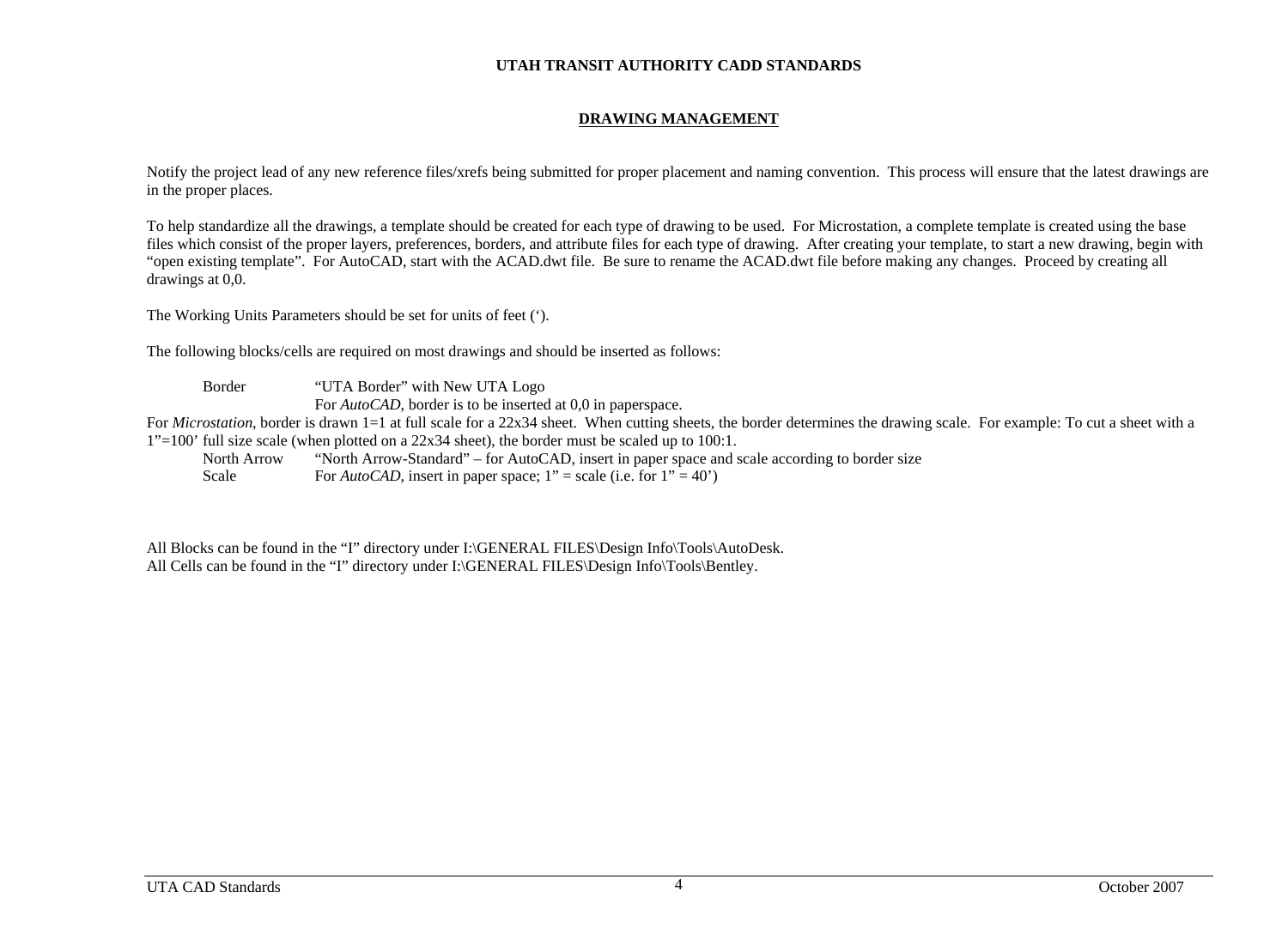**UTAH TRANSIT AUTHORITY CADD STANDARDS**

## DRAWING MANAGEMENT

Notify the project lead of any new reference files/xrefs being submitted for proper placement and naming convention. This process will ensure that the latest drawings are in the proper places.

To help standardize all the drawings, a template should be created for each type of drawing to be used. For Microstation, a complete template is created using the base files which consist of the proper layers, preferences, borders, and attribute files for each type of drawing. After creating your template, to start a new drawing, begin with "open existing template". For AutoCAD, start with the ACAD.dwt file. Be sure to rename the ACAD.dwt file before making any changes. Proceed by creating all drawings at 0,0.

The Working Units Parameters should be set for units of feet (').

The following blocks/cells are required on most drawings and should be inserted as follows:

Border "UTA Border" with New UTA Logo
For *AutoCAD*, border is to be inserted at 0,0 in paperspace.
For *Microstation*, border is drawn 1=1 at full scale for a 22x34 sheet. When cutting sheets, the border determines the drawing scale. For example: To cut a sheet with a 1"=100' full size scale (when plotted on a 22x34 sheet), the border must be scaled up to 100:1.

North Arrow "North Arrow-Standard" – for AutoCAD, insert in paper space and scale according to border size

Scale For *AutoCAD*, insert in paper space; 1" = scale (i.e. for 1" = 40')

All Blocks can be found in the "I" directory under I:\GENERAL FILES\Design Info\Tools\AutoDesk.
All Cells can be found in the "I" directory under I:\GENERAL FILES\Design Info\Tools\Bentley.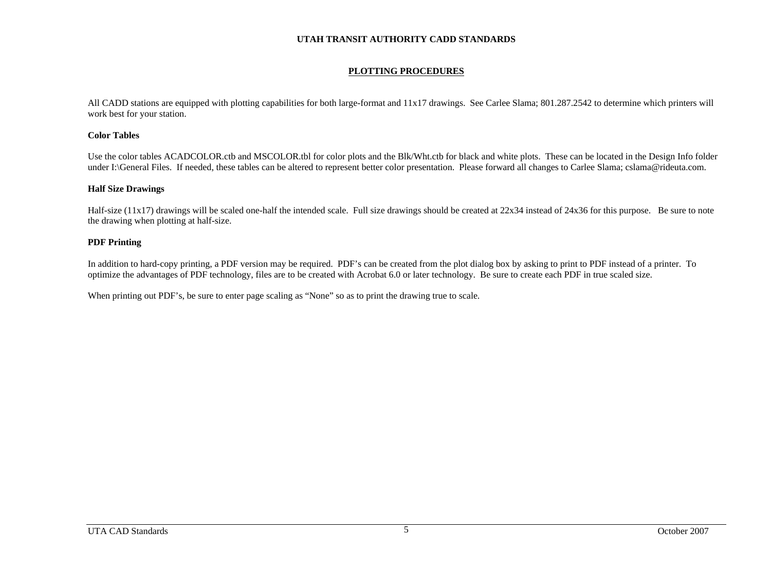## PLOTTING PROCEDURES

All CADD stations are equipped with plotting capabilities for both large-format and 11x17 drawings. See Carlee Slama; 801.287.2542 to determine which printers will work best for your station.

### Color Tables

Use the color tables ACADCOLOR.ctb and MSCOLOR.tbl for color plots and the Blk/Wht.ctb for black and white plots. These can be located in the Design Info folder under I:\General Files. If needed, these tables can be altered to represent better color presentation. Please forward all changes to Carlee Slama; cslama@rideuta.com.

### Half Size Drawings

Half-size (11x17) drawings will be scaled one-half the intended scale. Full size drawings should be created at 22x34 instead of 24x36 for this purpose. Be sure to note the drawing when plotting at half-size.

### PDF Printing

In addition to hard-copy printing, a PDF version may be required. PDF's can be created from the plot dialog box by asking to print to PDF instead of a printer. To optimize the advantages of PDF technology, files are to be created with Acrobat 6.0 or later technology. Be sure to create each PDF in true scaled size.

When printing out PDF's, be sure to enter page scaling as "None" so as to print the drawing true to scale.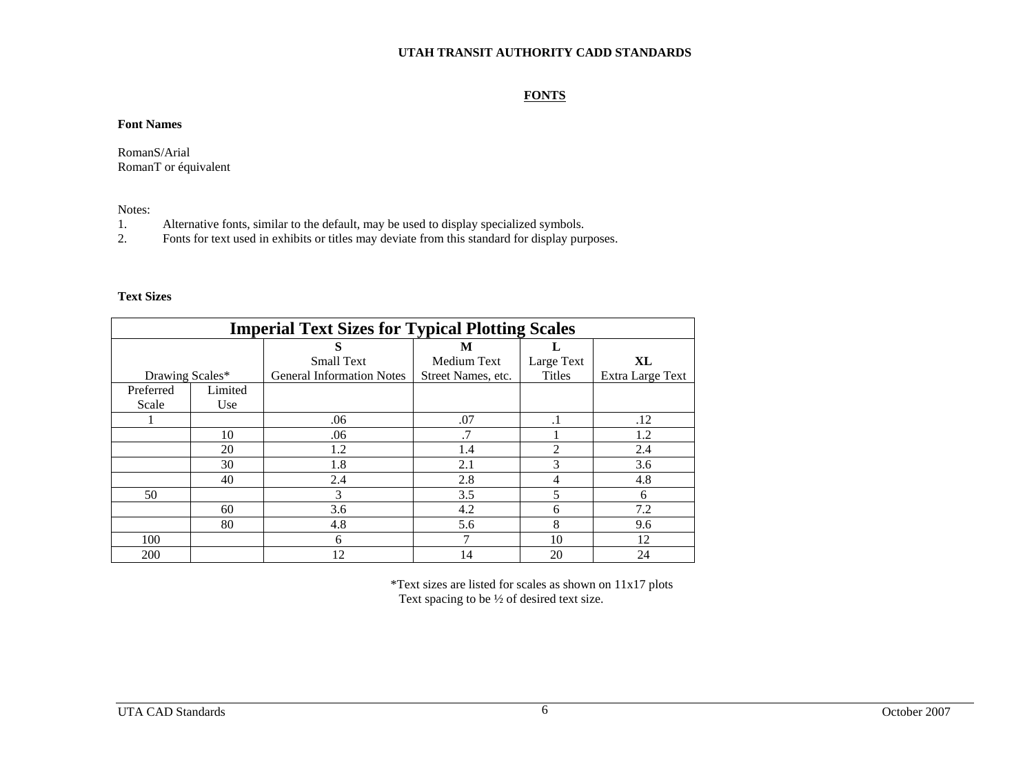**UTAH TRANSIT AUTHORITY CADD STANDARDS**

## FONTS

**Font Names**

RomanS/Arial
RomanT or équivalent

Notes:

1. Alternative fonts, similar to the default, may be used to display specialized symbols.
2. Fonts for text used in exhibits or titles may deviate from this standard for display purposes.

**Text Sizes**

| Imperial Text Sizes for Typical Plotting Scales | | | | | |
|---|---|---|---|---|---|
| Drawing Scales* | | S<br>Small Text<br>General Information Notes | M<br>Medium Text<br>Street Names, etc. | L<br>Large Text<br>Titles | XL<br>Extra Large Text |
| Preferred Scale | Limited Use | | | | |
| 1 | | .06 | .07 | .1 | .12 |
| | 10 | .06 | .7 | 1 | 1.2 |
| | 20 | 1.2 | 1.4 | 2 | 2.4 |
| | 30 | 1.8 | 2.1 | 3 | 3.6 |
| | 40 | 2.4 | 2.8 | 4 | 4.8 |
| 50 | | 3 | 3.5 | 5 | 6 |
| | 60 | 3.6 | 4.2 | 6 | 7.2 |
| | 80 | 4.8 | 5.6 | 8 | 9.6 |
| 100 | | 6 | 7 | 10 | 12 |
| 200 | | 12 | 14 | 20 | 24 |

*Text sizes are listed for scales as shown on 11x17 plots
Text spacing to be ½ of desired text size.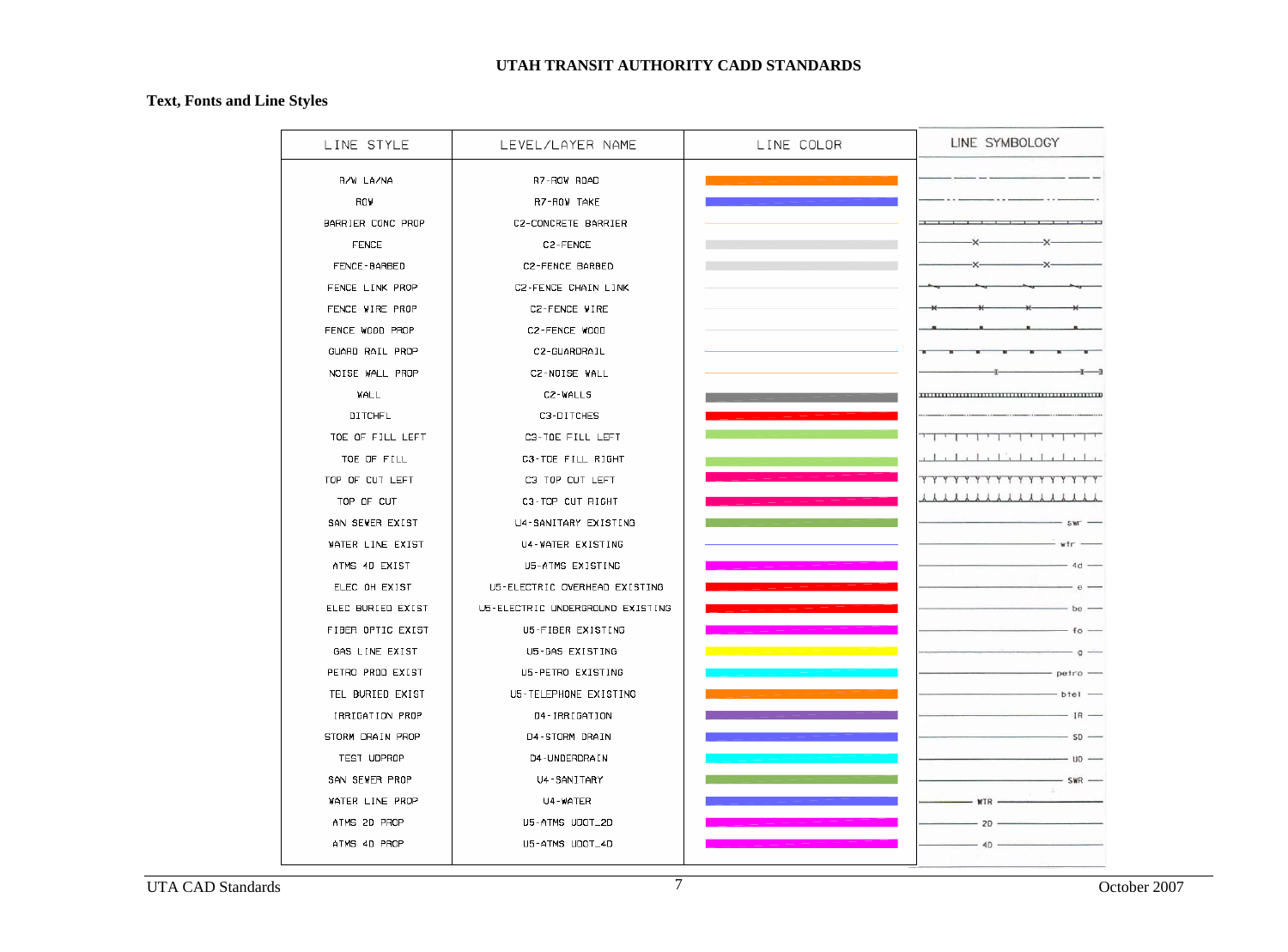## Text, Fonts and Line Styles

| LINE STYLE | LEVEL/LAYER NAME | LINE COLOR | LINE SYMBOLOGY |
|---|---|---|---|
| R/W LA/NA | R7-ROW ROAD | | |
| ROW | R7-ROW TAKE | | |
| BARRIER CONC PROP | C2-CONCRETE BARRIER | | |
| FENCE | C2-FENCE | | |
| FENCE-BARBED | C2-FENCE BARBED | | |
| FENCE LINK PROP | C2-FENCE CHAIN LINK | | |
| FENCE WIRE PROP | C2-FENCE WIRE | | |
| FENCE WOOD PROP | C2-FENCE WOOD | | |
| GUARD RAIL PROP | C2-GUARDRAIL | | |
| NOISE WALL PROP | C2-NOISE WALL | | |
| WALL | C2-WALLS | | |
| DITCHFL | C3-DITCHES | | |
| TOE OF FILL LEFT | C3-TOE FILL LEFT | | |
| TOE OF FILL | C3-TOE FILL RIGHT | | |
| TOP OF CUT LEFT | C3 TOP CUT LEFT | | |
| TOP OF CUT | C3-TOP CUT RIGHT | | |
| SAN SEWER EXIST | U4-SANITARY EXISTING | | swr |
| WATER LINE EXIST | U4-WATER EXISTING | | wtr |
| ATMS 4D EXIST | U5-ATMS EXISTING | | 4d |
| ELEC OH EXIST | U5-ELECTRIC OVERHEAD EXISTING | | e |
| ELEC BURIED EXIST | U5-ELECTRIC UNDERGROUND EXISTING | | be |
| FIBER OPTIC EXIST | U5-FIBER EXISTING | | fo |
| GAS LINE EXIST | U5-GAS EXISTING | | g |
| PETRO PROD EXIST | U5-PETRO EXISTING | | petro |
| TEL BURIED EXIST | U5-TELEPHONE EXISTING | | btel |
| IRRIGATION PROP | D4-IRRIGATION | | IR |
| STORM DRAIN PROP | D4-STORM DRAIN | | SD |
| TEST UDPROP | D4-UNDERDRAIN | | UD |
| SAN SEWER PROP | U4-SANITARY | | SWR |
| WATER LINE PROP | U4-WATER | | WTR |
| ATMS 2D PROP | U5-ATMS UDOT_2D | | 2D |
| ATMS 4D PROP | U5-ATMS UDOT_4D | | 4D |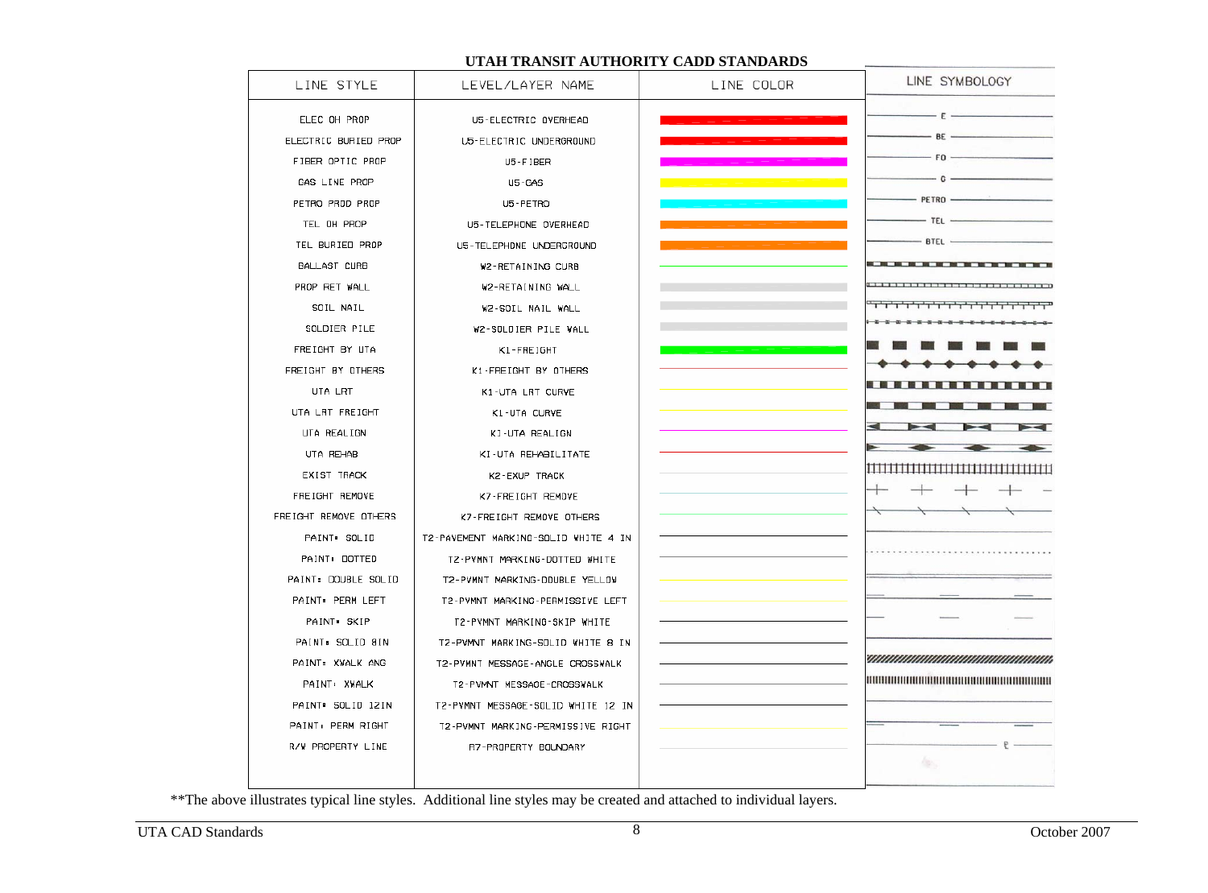## UTAH TRANSIT AUTHORITY CADD STANDARDS

| LINE STYLE | LEVEL/LAYER NAME | LINE COLOR | LINE SYMBOLOGY |
|---|---|---|---|
| ELEC OH PROP | U5-ELECTRIC OVERHEAD | | E |
| ELECTRIC BURIED PROP | U5-ELECTRIC UNDERGROUND | | BE |
| FIBER OPTIC PROP | U5-FIBER | | FO |
| GAS LINE PROP | U5-GAS | | G |
| PETRO PROD PROP | U5-PETRO | | PETRO |
| TEL OH PROP | U5-TELEPHONE OVERHEAD | | TEL |
| TEL BURIED PROP | U5-TELEPHONE UNDERGROUND | | BTEL |
| BALLAST CURB | W2-RETAINING CURB | | |
| PROP RET WALL | W2-RETAINING WALL | | |
| SOIL NAIL | W2-SOIL NAIL WALL | | |
| SOLDIER PILE | W2-SOLDIER PILE WALL | | |
| FREIGHT BY UTA | K1-FREIGHT | | |
| FREIGHT BY OTHERS | K1-FREIGHT BY OTHERS | | |
| UTA LRT | K1-UTA LRT CURVE | | |
| UTA LRT FREIGHT | K1-UTA CURVE | | |
| UTA REALIGN | K1-UTA REALIGN | | |
| UTA REHAB | K1-UTA REHABILITATE | | |
| EXIST TRACK | K2-EXUP TRACK | | |
| FREIGHT REMOVE | K7-FREIGHT REMOVE | | |
| FREIGHT REMOVE OTHERS | K7-FREIGHT REMOVE OTHERS | | |
| PAINT: SOLID | T2-PAVEMENT MARKING-SOLID WHITE 4 IN | | |
| PAINT: DOTTED | T2-PVMNT MARKING-DOTTED WHITE | | |
| PAINT: DOUBLE SOLID | T2-PVMNT MARKING-DOUBLE YELLOW | | |
| PAINT: PERM LEFT | T2-PVMNT MARKING-PERMISSIVE LEFT | | |
| PAINT: SKIP | T2-PVMNT MARKING-SKIP WHITE | | |
| PAINT: SOLID 8IN | T2-PVMNT MARKING-SOLID WHITE 8 IN | | |
| PAINT: XWALK ANG | T2-PVMNT MESSAGE-ANGLE CROSSWALK | | |
| PAINT: XWALK | T2-PVMNT MESSAGE-CROSSWALK | | |
| PAINT: SOLID 12IN | T2-PVMNT MESSAGE-SOLID WHITE 12 IN | | |
| PAINT: PERM RIGHT | T2-PVMNT MARKING-PERMISSIVE RIGHT | | |
| R/W PROPERTY LINE | R7-PROPERTY BOUNDARY | | ℄ |

**The above illustrates typical line styles. Additional line styles may be created and attached to individual layers.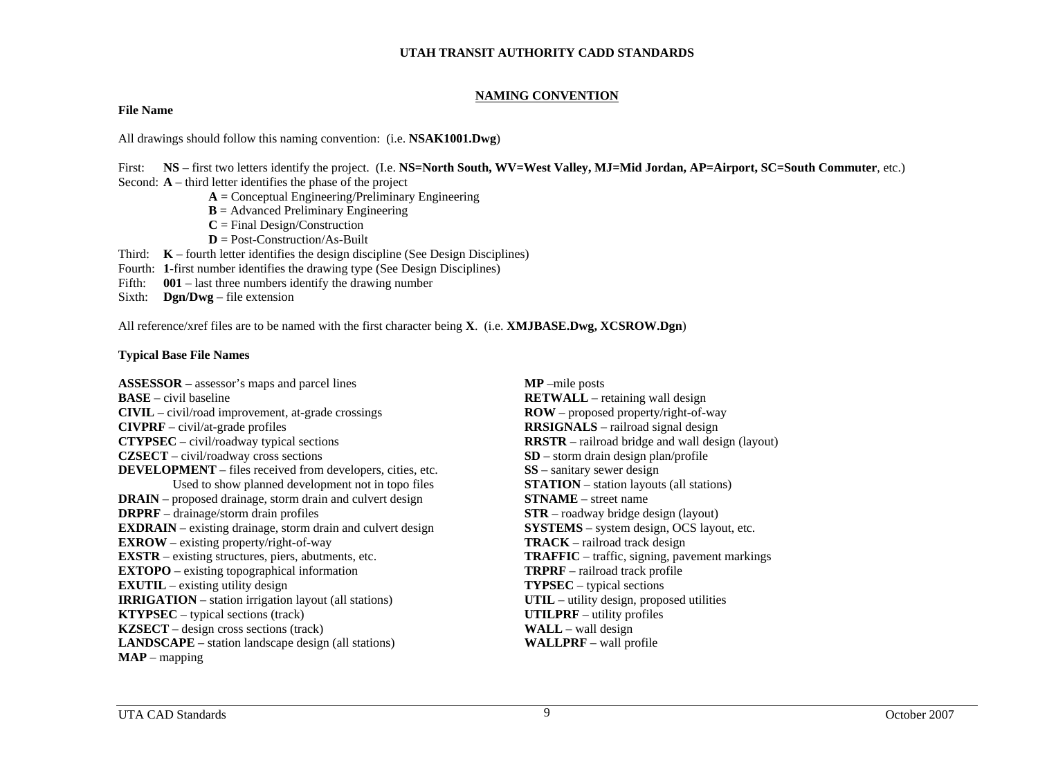**UTAH TRANSIT AUTHORITY CADD STANDARDS**

## NAMING CONVENTION

**File Name**

All drawings should follow this naming convention: (i.e. **NSAK1001.Dwg**)

First: **NS** – first two letters identify the project. (I.e. **NS=North South, WV=West Valley, MJ=Mid Jordan, AP=Airport, SC=South Commuter**, etc.)
Second: **A** – third letter identifies the phase of the project

- **A** = Conceptual Engineering/Preliminary Engineering
- **B** = Advanced Preliminary Engineering
- **C** = Final Design/Construction
- **D** = Post-Construction/As-Built

Third: **K** – fourth letter identifies the design discipline (See Design Disciplines)
Fourth: **1**-first number identifies the drawing type (See Design Disciplines)
Fifth: **001** – last three numbers identify the drawing number
Sixth: **Dgn/Dwg** – file extension

All reference/xref files are to be named with the first character being **X**. (i.e. **XMJBASE.Dwg, XCSROW.Dgn**)

**Typical Base File Names**

**ASSESSOR –** assessor's maps and parcel lines
**BASE** – civil baseline
**CIVIL** – civil/road improvement, at-grade crossings
**CIVPRF** – civil/at-grade profiles
**CTYPSEC** – civil/roadway typical sections
**CZSECT** – civil/roadway cross sections
**DEVELOPMENT** – files received from developers, cities, etc. Used to show planned development not in topo files
**DRAIN** – proposed drainage, storm drain and culvert design
**DRPRF** – drainage/storm drain profiles
**EXDRAIN** – existing drainage, storm drain and culvert design
**EXROW** – existing property/right-of-way
**EXSTR** – existing structures, piers, abutments, etc.
**EXTOPO** – existing topographical information
**EXUTIL** – existing utility design
**IRRIGATION** – station irrigation layout (all stations)
**KTYPSEC** – typical sections (track)
**KZSECT** – design cross sections (track)
**LANDSCAPE** – station landscape design (all stations)
**MAP** – mapping
**MP** –mile posts
**RETWALL** – retaining wall design
**ROW** – proposed property/right-of-way
**RRSIGNALS** – railroad signal design
**RRSTR** – railroad bridge and wall design (layout)
**SD** – storm drain design plan/profile
**SS** – sanitary sewer design
**STATION** – station layouts (all stations)
**STNAME** – street name
**STR** – roadway bridge design (layout)
**SYSTEMS** – system design, OCS layout, etc.
**TRACK** – railroad track design
**TRAFFIC** – traffic, signing, pavement markings
**TRPRF** – railroad track profile
**TYPSEC** – typical sections
**UTIL** – utility design, proposed utilities
**UTILPRF** – utility profiles
**WALL** – wall design
**WALLPRF** – wall profile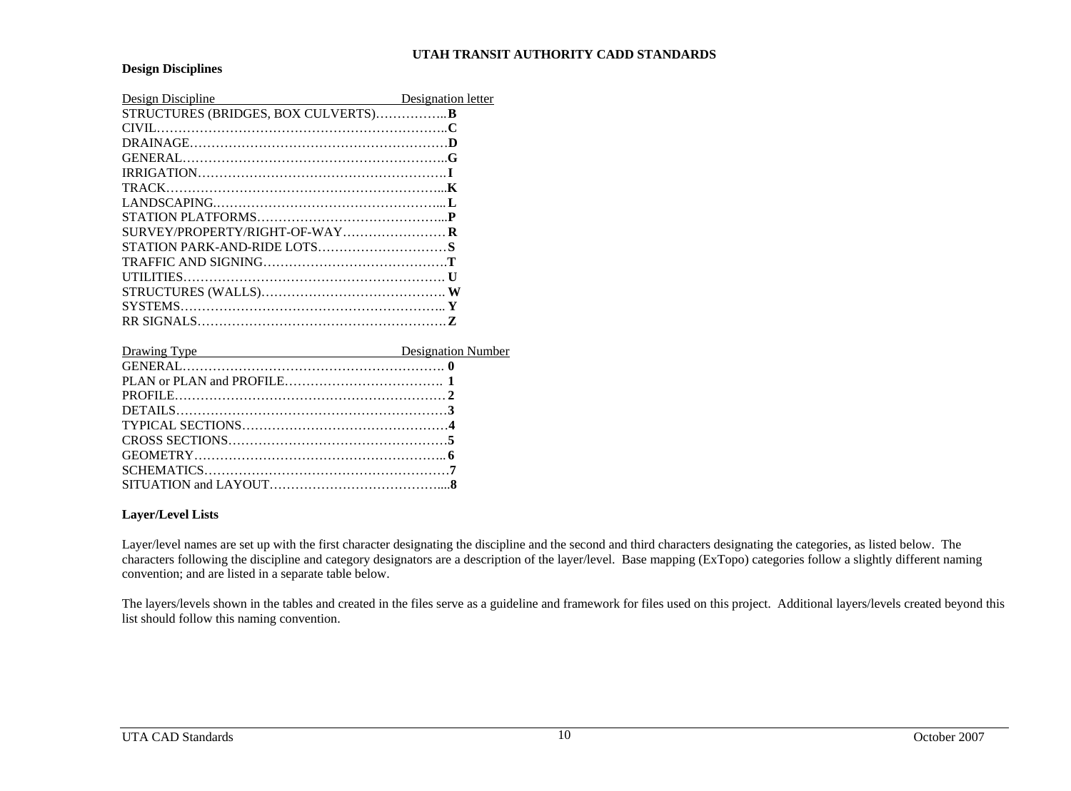**UTAH TRANSIT AUTHORITY CADD STANDARDS**

**Design Disciplines**

| Design Discipline | Designation letter |
|---|---|
| STRUCTURES (BRIDGES, BOX CULVERTS) | **B** |
| CIVIL | **C** |
| DRAINAGE | **D** |
| GENERAL | **G** |
| IRRIGATION | **I** |
| TRACK | **K** |
| LANDSCAPING | **L** |
| STATION PLATFORMS | **P** |
| SURVEY/PROPERTY/RIGHT-OF-WAY | **R** |
| STATION PARK-AND-RIDE LOTS | **S** |
| TRAFFIC AND SIGNING | **T** |
| UTILITIES | **U** |
| STRUCTURES (WALLS) | **W** |
| SYSTEMS | **Y** |
| RR SIGNALS | **Z** |

| Drawing Type | Designation Number |
|---|---|
| GENERAL | **0** |
| PLAN or PLAN and PROFILE | **1** |
| PROFILE | **2** |
| DETAILS | **3** |
| TYPICAL SECTIONS | **4** |
| CROSS SECTIONS | **5** |
| GEOMETRY | **6** |
| SCHEMATICS | **7** |
| SITUATION and LAYOUT | **8** |

**Layer/Level Lists**

Layer/level names are set up with the first character designating the discipline and the second and third characters designating the categories, as listed below. The characters following the discipline and category designators are a description of the layer/level. Base mapping (ExTopo) categories follow a slightly different naming convention; and are listed in a separate table below.

The layers/levels shown in the tables and created in the files serve as a guideline and framework for files used on this project. Additional layers/levels created beyond this list should follow this naming convention.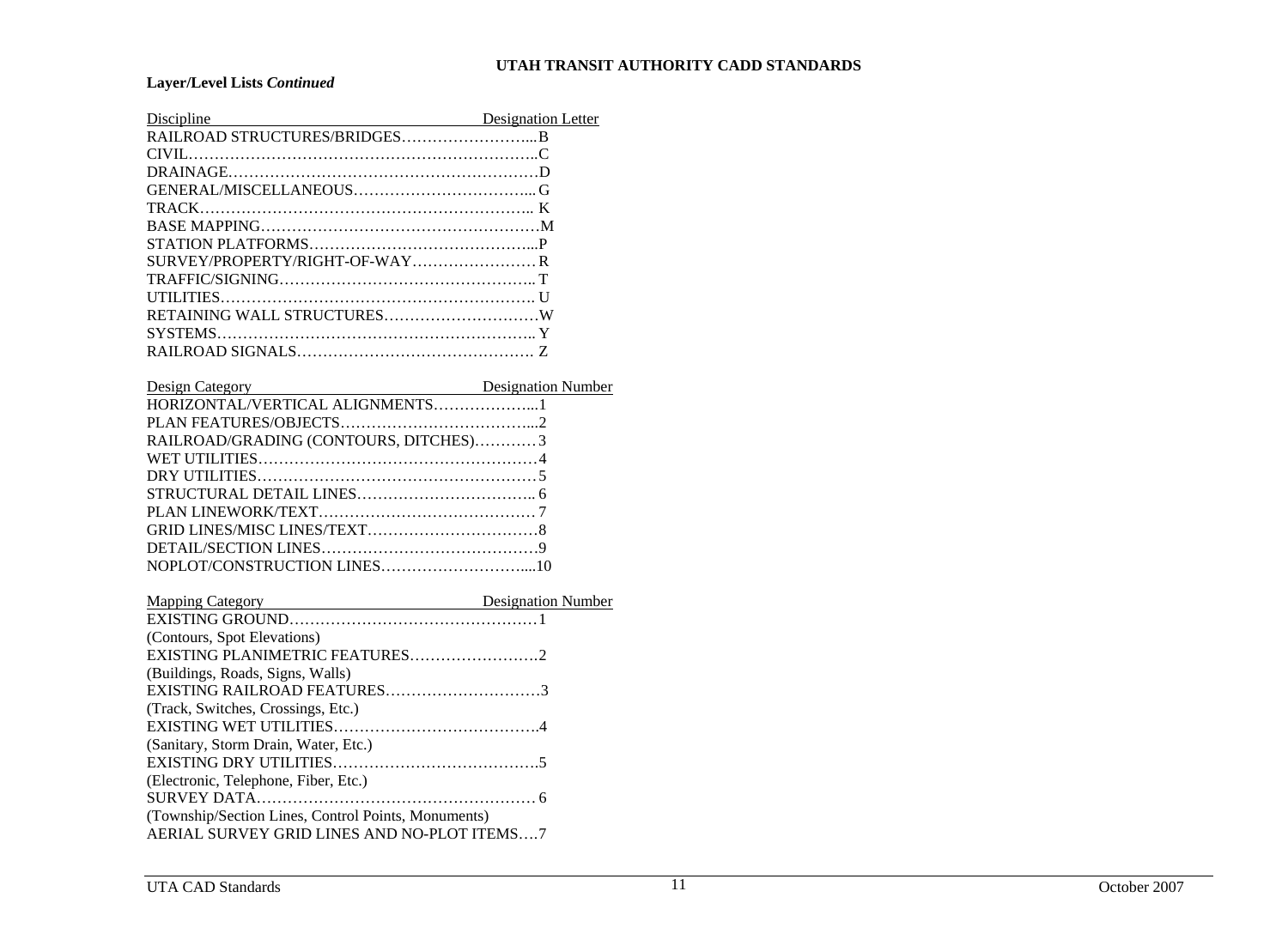**Layer/Level Lists *Continued***

| Discipline | Designation Letter |
| --- | --- |
| RAILROAD STRUCTURES/BRIDGES | B |
| CIVIL | C |
| DRAINAGE | D |
| GENERAL/MISCELLANEOUS | G |
| TRACK | K |
| BASE MAPPING | M |
| STATION PLATFORMS | P |
| SURVEY/PROPERTY/RIGHT-OF-WAY | R |
| TRAFFIC/SIGNING | T |
| UTILITIES | U |
| RETAINING WALL STRUCTURES | W |
| SYSTEMS | Y |
| RAILROAD SIGNALS | Z |

| Design Category | Designation Number |
| --- | --- |
| HORIZONTAL/VERTICAL ALIGNMENTS | 1 |
| PLAN FEATURES/OBJECTS | 2 |
| RAILROAD/GRADING (CONTOURS, DITCHES) | 3 |
| WET UTILITIES | 4 |
| DRY UTILITIES | 5 |
| STRUCTURAL DETAIL LINES | 6 |
| PLAN LINEWORK/TEXT | 7 |
| GRID LINES/MISC LINES/TEXT | 8 |
| DETAIL/SECTION LINES | 9 |
| NOPLOT/CONSTRUCTION LINES | 10 |

| Mapping Category | Designation Number |
| --- | --- |
| EXISTING GROUND (Contours, Spot Elevations) | 1 |
| EXISTING PLANIMETRIC FEATURES (Buildings, Roads, Signs, Walls) | 2 |
| EXISTING RAILROAD FEATURES (Track, Switches, Crossings, Etc.) | 3 |
| EXISTING WET UTILITIES (Sanitary, Storm Drain, Water, Etc.) | 4 |
| EXISTING DRY UTILITIES (Electronic, Telephone, Fiber, Etc.) | 5 |
| SURVEY DATA (Township/Section Lines, Control Points, Monuments) | 6 |
| AERIAL SURVEY GRID LINES AND NO-PLOT ITEMS | 7 |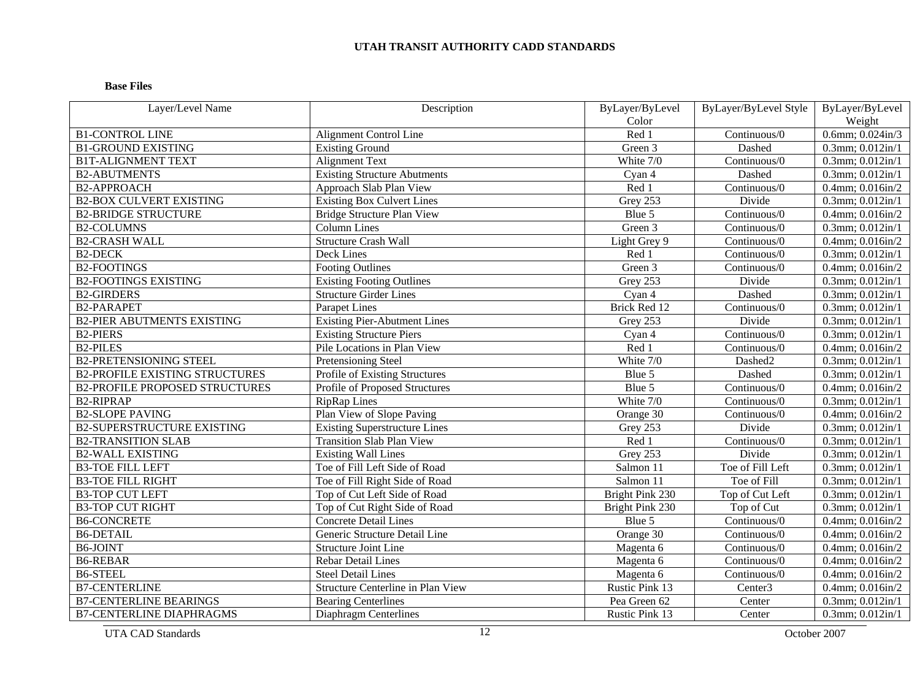**UTAH TRANSIT AUTHORITY CADD STANDARDS**

**Base Files**

| Layer/Level Name | Description | ByLayer/ByLevel Color | ByLayer/ByLevel Style | ByLayer/ByLevel Weight |
|---|---|---|---|---|
| B1-CONTROL LINE | Alignment Control Line | Red 1 | Continuous/0 | 0.6mm; 0.024in/3 |
| B1-GROUND EXISTING | Existing Ground | Green 3 | Dashed | 0.3mm; 0.012in/1 |
| B1T-ALIGNMENT TEXT | Alignment Text | White 7/0 | Continuous/0 | 0.3mm; 0.012in/1 |
| B2-ABUTMENTS | Existing Structure Abutments | Cyan 4 | Dashed | 0.3mm; 0.012in/1 |
| B2-APPROACH | Approach Slab Plan View | Red 1 | Continuous/0 | 0.4mm; 0.016in/2 |
| B2-BOX CULVERT EXISTING | Existing Box Culvert Lines | Grey 253 | Divide | 0.3mm; 0.012in/1 |
| B2-BRIDGE STRUCTURE | Bridge Structure Plan View | Blue 5 | Continuous/0 | 0.4mm; 0.016in/2 |
| B2-COLUMNS | Column Lines | Green 3 | Continuous/0 | 0.3mm; 0.012in/1 |
| B2-CRASH WALL | Structure Crash Wall | Light Grey 9 | Continuous/0 | 0.4mm; 0.016in/2 |
| B2-DECK | Deck Lines | Red 1 | Continuous/0 | 0.3mm; 0.012in/1 |
| B2-FOOTINGS | Footing Outlines | Green 3 | Continuous/0 | 0.4mm; 0.016in/2 |
| B2-FOOTINGS EXISTING | Existing Footing Outlines | Grey 253 | Divide | 0.3mm; 0.012in/1 |
| B2-GIRDERS | Structure Girder Lines | Cyan 4 | Dashed | 0.3mm; 0.012in/1 |
| B2-PARAPET | Parapet Lines | Brick Red 12 | Continuous/0 | 0.3mm; 0.012in/1 |
| B2-PIER ABUTMENTS EXISTING | Existing Pier-Abutment Lines | Grey 253 | Divide | 0.3mm; 0.012in/1 |
| B2-PIERS | Existing Structure Piers | Cyan 4 | Continuous/0 | 0.3mm; 0.012in/1 |
| B2-PILES | Pile Locations in Plan View | Red 1 | Continuous/0 | 0.4mm; 0.016in/2 |
| B2-PRETENSIONING STEEL | Pretensioning Steel | White 7/0 | Dashed2 | 0.3mm; 0.012in/1 |
| B2-PROFILE EXISTING STRUCTURES | Profile of Existing Structures | Blue 5 | Dashed | 0.3mm; 0.012in/1 |
| B2-PROFILE PROPOSED STRUCTURES | Profile of Proposed Structures | Blue 5 | Continuous/0 | 0.4mm; 0.016in/2 |
| B2-RIPRAP | RipRap Lines | White 7/0 | Continuous/0 | 0.3mm; 0.012in/1 |
| B2-SLOPE PAVING | Plan View of Slope Paving | Orange 30 | Continuous/0 | 0.4mm; 0.016in/2 |
| B2-SUPERSTRUCTURE EXISTING | Existing Superstructure Lines | Grey 253 | Divide | 0.3mm; 0.012in/1 |
| B2-TRANSITION SLAB | Transition Slab Plan View | Red 1 | Continuous/0 | 0.3mm; 0.012in/1 |
| B2-WALL EXISTING | Existing Wall Lines | Grey 253 | Divide | 0.3mm; 0.012in/1 |
| B3-TOE FILL LEFT | Toe of Fill Left Side of Road | Salmon 11 | Toe of Fill Left | 0.3mm; 0.012in/1 |
| B3-TOE FILL RIGHT | Toe of Fill Right Side of Road | Salmon 11 | Toe of Fill | 0.3mm; 0.012in/1 |
| B3-TOP CUT LEFT | Top of Cut Left Side of Road | Bright Pink 230 | Top of Cut Left | 0.3mm; 0.012in/1 |
| B3-TOP CUT RIGHT | Top of Cut Right Side of Road | Bright Pink 230 | Top of Cut | 0.3mm; 0.012in/1 |
| B6-CONCRETE | Concrete Detail Lines | Blue 5 | Continuous/0 | 0.4mm; 0.016in/2 |
| B6-DETAIL | Generic Structure Detail Line | Orange 30 | Continuous/0 | 0.4mm; 0.016in/2 |
| B6-JOINT | Structure Joint Line | Magenta 6 | Continuous/0 | 0.4mm; 0.016in/2 |
| B6-REBAR | Rebar Detail Lines | Magenta 6 | Continuous/0 | 0.4mm; 0.016in/2 |
| B6-STEEL | Steel Detail Lines | Magenta 6 | Continuous/0 | 0.4mm; 0.016in/2 |
| B7-CENTERLINE | Structure Centerline in Plan View | Rustic Pink 13 | Center3 | 0.4mm; 0.016in/2 |
| B7-CENTERLINE BEARINGS | Bearing Centerlines | Pea Green 62 | Center | 0.3mm; 0.012in/1 |
| B7-CENTERLINE DIAPHRAGMS | Diaphragm Centerlines | Rustic Pink 13 | Center | 0.3mm; 0.012in/1 |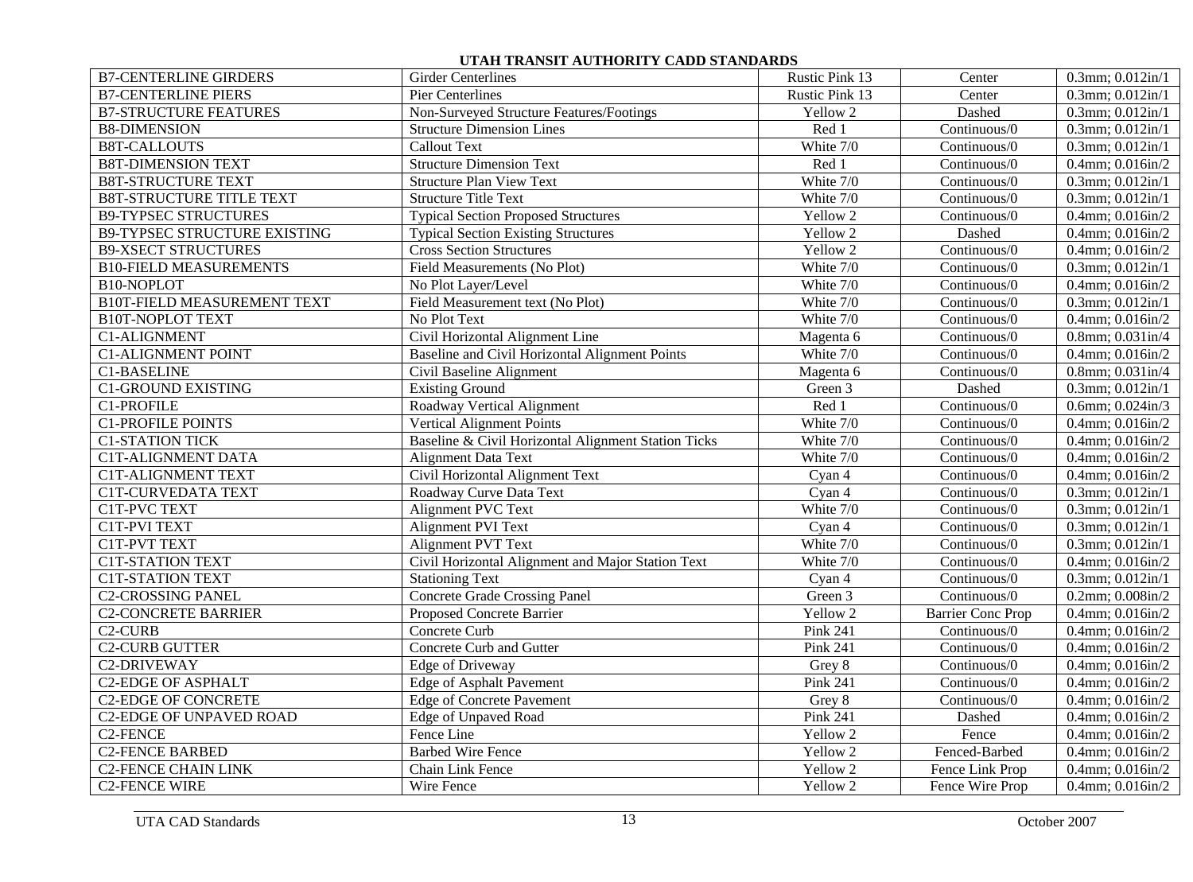# UTAH TRANSIT AUTHORITY CADD STANDARDS

| | | | | |
|---|---|---|---|---|
| B7-CENTERLINE GIRDERS | Girder Centerlines | Rustic Pink 13 | Center | 0.3mm; 0.012in/1 |
| B7-CENTERLINE PIERS | Pier Centerlines | Rustic Pink 13 | Center | 0.3mm; 0.012in/1 |
| B7-STRUCTURE FEATURES | Non-Surveyed Structure Features/Footings | Yellow 2 | Dashed | 0.3mm; 0.012in/1 |
| B8-DIMENSION | Structure Dimension Lines | Red 1 | Continuous/0 | 0.3mm; 0.012in/1 |
| B8T-CALLOUTS | Callout Text | White 7/0 | Continuous/0 | 0.3mm; 0.012in/1 |
| B8T-DIMENSION TEXT | Structure Dimension Text | Red 1 | Continuous/0 | 0.4mm; 0.016in/2 |
| B8T-STRUCTURE TEXT | Structure Plan View Text | White 7/0 | Continuous/0 | 0.3mm; 0.012in/1 |
| B8T-STRUCTURE TITLE TEXT | Structure Title Text | White 7/0 | Continuous/0 | 0.3mm; 0.012in/1 |
| B9-TYPSEC STRUCTURES | Typical Section Proposed Structures | Yellow 2 | Continuous/0 | 0.4mm; 0.016in/2 |
| B9-TYPSEC STRUCTURE EXISTING | Typical Section Existing Structures | Yellow 2 | Dashed | 0.4mm; 0.016in/2 |
| B9-XSECT STRUCTURES | Cross Section Structures | Yellow 2 | Continuous/0 | 0.4mm; 0.016in/2 |
| B10-FIELD MEASUREMENTS | Field Measurements (No Plot) | White 7/0 | Continuous/0 | 0.3mm; 0.012in/1 |
| B10-NOPLOT | No Plot Layer/Level | White 7/0 | Continuous/0 | 0.4mm; 0.016in/2 |
| B10T-FIELD MEASUREMENT TEXT | Field Measurement text (No Plot) | White 7/0 | Continuous/0 | 0.3mm; 0.012in/1 |
| B10T-NOPLOT TEXT | No Plot Text | White 7/0 | Continuous/0 | 0.4mm; 0.016in/2 |
| C1-ALIGNMENT | Civil Horizontal Alignment Line | Magenta 6 | Continuous/0 | 0.8mm; 0.031in/4 |
| C1-ALIGNMENT POINT | Baseline and Civil Horizontal Alignment Points | White 7/0 | Continuous/0 | 0.4mm; 0.016in/2 |
| C1-BASELINE | Civil Baseline Alignment | Magenta 6 | Continuous/0 | 0.8mm; 0.031in/4 |
| C1-GROUND EXISTING | Existing Ground | Green 3 | Dashed | 0.3mm; 0.012in/1 |
| C1-PROFILE | Roadway Vertical Alignment | Red 1 | Continuous/0 | 0.6mm; 0.024in/3 |
| C1-PROFILE POINTS | Vertical Alignment Points | White 7/0 | Continuous/0 | 0.4mm; 0.016in/2 |
| C1-STATION TICK | Baseline & Civil Horizontal Alignment Station Ticks | White 7/0 | Continuous/0 | 0.4mm; 0.016in/2 |
| C1T-ALIGNMENT DATA | Alignment Data Text | White 7/0 | Continuous/0 | 0.4mm; 0.016in/2 |
| C1T-ALIGNMENT TEXT | Civil Horizontal Alignment Text | Cyan 4 | Continuous/0 | 0.4mm; 0.016in/2 |
| C1T-CURVEDATA TEXT | Roadway Curve Data Text | Cyan 4 | Continuous/0 | 0.3mm; 0.012in/1 |
| C1T-PVC TEXT | Alignment PVC Text | White 7/0 | Continuous/0 | 0.3mm; 0.012in/1 |
| C1T-PVI TEXT | Alignment PVI Text | Cyan 4 | Continuous/0 | 0.3mm; 0.012in/1 |
| C1T-PVT TEXT | Alignment PVT Text | White 7/0 | Continuous/0 | 0.3mm; 0.012in/1 |
| C1T-STATION TEXT | Civil Horizontal Alignment and Major Station Text | White 7/0 | Continuous/0 | 0.4mm; 0.016in/2 |
| C1T-STATION TEXT | Stationing Text | Cyan 4 | Continuous/0 | 0.3mm; 0.012in/1 |
| C2-CROSSING PANEL | Concrete Grade Crossing Panel | Green 3 | Continuous/0 | 0.2mm; 0.008in/2 |
| C2-CONCRETE BARRIER | Proposed Concrete Barrier | Yellow 2 | Barrier Conc Prop | 0.4mm; 0.016in/2 |
| C2-CURB | Concrete Curb | Pink 241 | Continuous/0 | 0.4mm; 0.016in/2 |
| C2-CURB GUTTER | Concrete Curb and Gutter | Pink 241 | Continuous/0 | 0.4mm; 0.016in/2 |
| C2-DRIVEWAY | Edge of Driveway | Grey 8 | Continuous/0 | 0.4mm; 0.016in/2 |
| C2-EDGE OF ASPHALT | Edge of Asphalt Pavement | Pink 241 | Continuous/0 | 0.4mm; 0.016in/2 |
| C2-EDGE OF CONCRETE | Edge of Concrete Pavement | Grey 8 | Continuous/0 | 0.4mm; 0.016in/2 |
| C2-EDGE OF UNPAVED ROAD | Edge of Unpaved Road | Pink 241 | Dashed | 0.4mm; 0.016in/2 |
| C2-FENCE | Fence Line | Yellow 2 | Fence | 0.4mm; 0.016in/2 |
| C2-FENCE BARBED | Barbed Wire Fence | Yellow 2 | Fenced-Barbed | 0.4mm; 0.016in/2 |
| C2-FENCE CHAIN LINK | Chain Link Fence | Yellow 2 | Fence Link Prop | 0.4mm; 0.016in/2 |
| C2-FENCE WIRE | Wire Fence | Yellow 2 | Fence Wire Prop | 0.4mm; 0.016in/2 |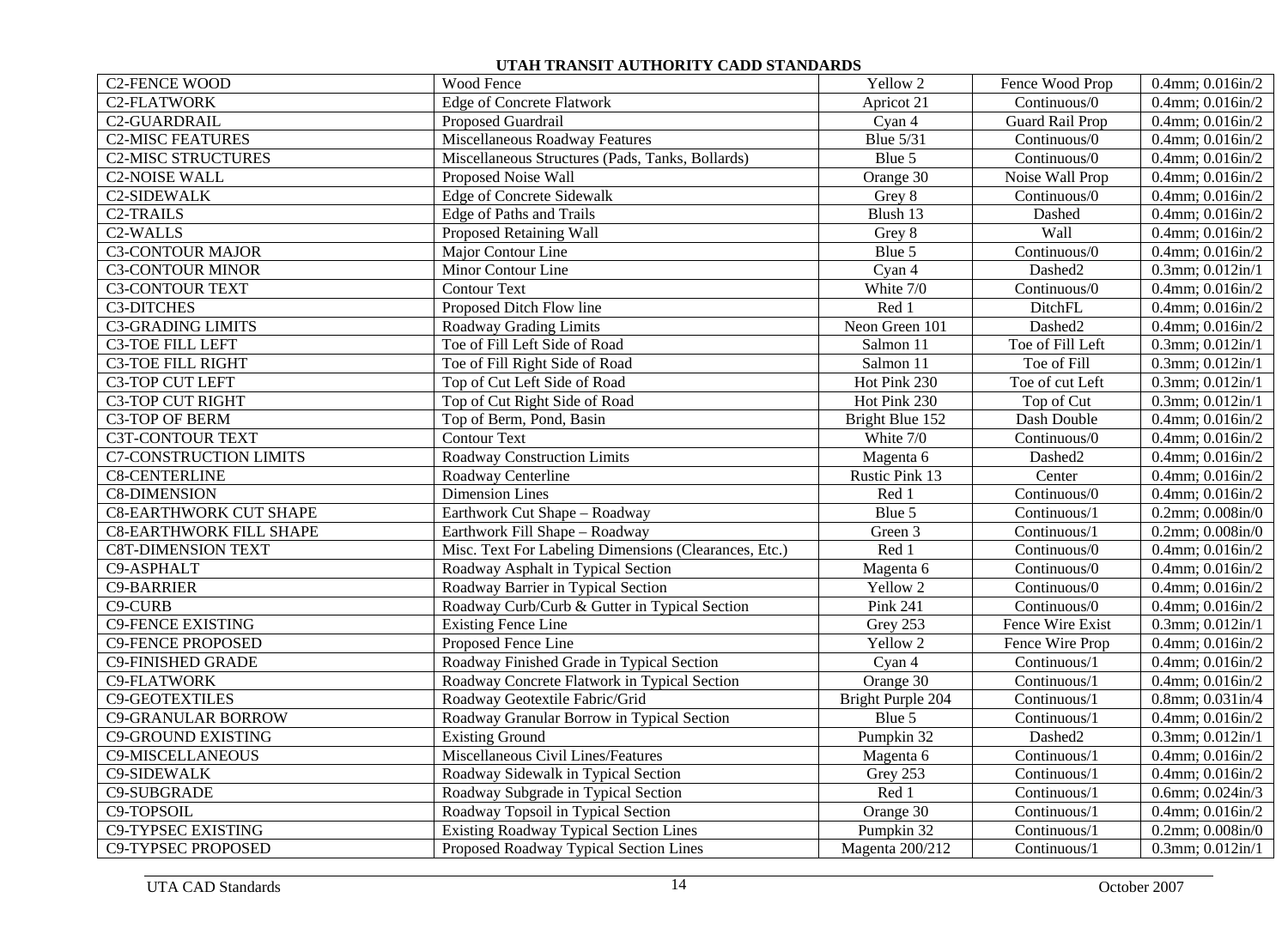**UTAH TRANSIT AUTHORITY CADD STANDARDS**

| | | | | |
|---|---|---|---|---|
| C2-FENCE WOOD | Wood Fence | Yellow 2 | Fence Wood Prop | 0.4mm; 0.016in/2 |
| C2-FLATWORK | Edge of Concrete Flatwork | Apricot 21 | Continuous/0 | 0.4mm; 0.016in/2 |
| C2-GUARDRAIL | Proposed Guardrail | Cyan 4 | Guard Rail Prop | 0.4mm; 0.016in/2 |
| C2-MISC FEATURES | Miscellaneous Roadway Features | Blue 5/31 | Continuous/0 | 0.4mm; 0.016in/2 |
| C2-MISC STRUCTURES | Miscellaneous Structures (Pads, Tanks, Bollards) | Blue 5 | Continuous/0 | 0.4mm; 0.016in/2 |
| C2-NOISE WALL | Proposed Noise Wall | Orange 30 | Noise Wall Prop | 0.4mm; 0.016in/2 |
| C2-SIDEWALK | Edge of Concrete Sidewalk | Grey 8 | Continuous/0 | 0.4mm; 0.016in/2 |
| C2-TRAILS | Edge of Paths and Trails | Blush 13 | Dashed | 0.4mm; 0.016in/2 |
| C2-WALLS | Proposed Retaining Wall | Grey 8 | Wall | 0.4mm; 0.016in/2 |
| C3-CONTOUR MAJOR | Major Contour Line | Blue 5 | Continuous/0 | 0.4mm; 0.016in/2 |
| C3-CONTOUR MINOR | Minor Contour Line | Cyan 4 | Dashed2 | 0.3mm; 0.012in/1 |
| C3-CONTOUR TEXT | Contour Text | White 7/0 | Continuous/0 | 0.4mm; 0.016in/2 |
| C3-DITCHES | Proposed Ditch Flow line | Red 1 | DitchFL | 0.4mm; 0.016in/2 |
| C3-GRADING LIMITS | Roadway Grading Limits | Neon Green 101 | Dashed2 | 0.4mm; 0.016in/2 |
| C3-TOE FILL LEFT | Toe of Fill Left Side of Road | Salmon 11 | Toe of Fill Left | 0.3mm; 0.012in/1 |
| C3-TOE FILL RIGHT | Toe of Fill Right Side of Road | Salmon 11 | Toe of Fill | 0.3mm; 0.012in/1 |
| C3-TOP CUT LEFT | Top of Cut Left Side of Road | Hot Pink 230 | Toe of cut Left | 0.3mm; 0.012in/1 |
| C3-TOP CUT RIGHT | Top of Cut Right Side of Road | Hot Pink 230 | Top of Cut | 0.3mm; 0.012in/1 |
| C3-TOP OF BERM | Top of Berm, Pond, Basin | Bright Blue 152 | Dash Double | 0.4mm; 0.016in/2 |
| C3T-CONTOUR TEXT | Contour Text | White 7/0 | Continuous/0 | 0.4mm; 0.016in/2 |
| C7-CONSTRUCTION LIMITS | Roadway Construction Limits | Magenta 6 | Dashed2 | 0.4mm; 0.016in/2 |
| C8-CENTERLINE | Roadway Centerline | Rustic Pink 13 | Center | 0.4mm; 0.016in/2 |
| C8-DIMENSION | Dimension Lines | Red 1 | Continuous/0 | 0.4mm; 0.016in/2 |
| C8-EARTHWORK CUT SHAPE | Earthwork Cut Shape – Roadway | Blue 5 | Continuous/1 | 0.2mm; 0.008in/0 |
| C8-EARTHWORK FILL SHAPE | Earthwork Fill Shape – Roadway | Green 3 | Continuous/1 | 0.2mm; 0.008in/0 |
| C8T-DIMENSION TEXT | Misc. Text For Labeling Dimensions (Clearances, Etc.) | Red 1 | Continuous/0 | 0.4mm; 0.016in/2 |
| C9-ASPHALT | Roadway Asphalt in Typical Section | Magenta 6 | Continuous/0 | 0.4mm; 0.016in/2 |
| C9-BARRIER | Roadway Barrier in Typical Section | Yellow 2 | Continuous/0 | 0.4mm; 0.016in/2 |
| C9-CURB | Roadway Curb/Curb & Gutter in Typical Section | Pink 241 | Continuous/0 | 0.4mm; 0.016in/2 |
| C9-FENCE EXISTING | Existing Fence Line | Grey 253 | Fence Wire Exist | 0.3mm; 0.012in/1 |
| C9-FENCE PROPOSED | Proposed Fence Line | Yellow 2 | Fence Wire Prop | 0.4mm; 0.016in/2 |
| C9-FINISHED GRADE | Roadway Finished Grade in Typical Section | Cyan 4 | Continuous/1 | 0.4mm; 0.016in/2 |
| C9-FLATWORK | Roadway Concrete Flatwork in Typical Section | Orange 30 | Continuous/1 | 0.4mm; 0.016in/2 |
| C9-GEOTEXTILES | Roadway Geotextile Fabric/Grid | Bright Purple 204 | Continuous/1 | 0.8mm; 0.031in/4 |
| C9-GRANULAR BORROW | Roadway Granular Borrow in Typical Section | Blue 5 | Continuous/1 | 0.4mm; 0.016in/2 |
| C9-GROUND EXISTING | Existing Ground | Pumpkin 32 | Dashed2 | 0.3mm; 0.012in/1 |
| C9-MISCELLANEOUS | Miscellaneous Civil Lines/Features | Magenta 6 | Continuous/1 | 0.4mm; 0.016in/2 |
| C9-SIDEWALK | Roadway Sidewalk in Typical Section | Grey 253 | Continuous/1 | 0.4mm; 0.016in/2 |
| C9-SUBGRADE | Roadway Subgrade in Typical Section | Red 1 | Continuous/1 | 0.6mm; 0.024in/3 |
| C9-TOPSOIL | Roadway Topsoil in Typical Section | Orange 30 | Continuous/1 | 0.4mm; 0.016in/2 |
| C9-TYPSEC EXISTING | Existing Roadway Typical Section Lines | Pumpkin 32 | Continuous/1 | 0.2mm; 0.008in/0 |
| C9-TYPSEC PROPOSED | Proposed Roadway Typical Section Lines | Magenta 200/212 | Continuous/1 | 0.3mm; 0.012in/1 |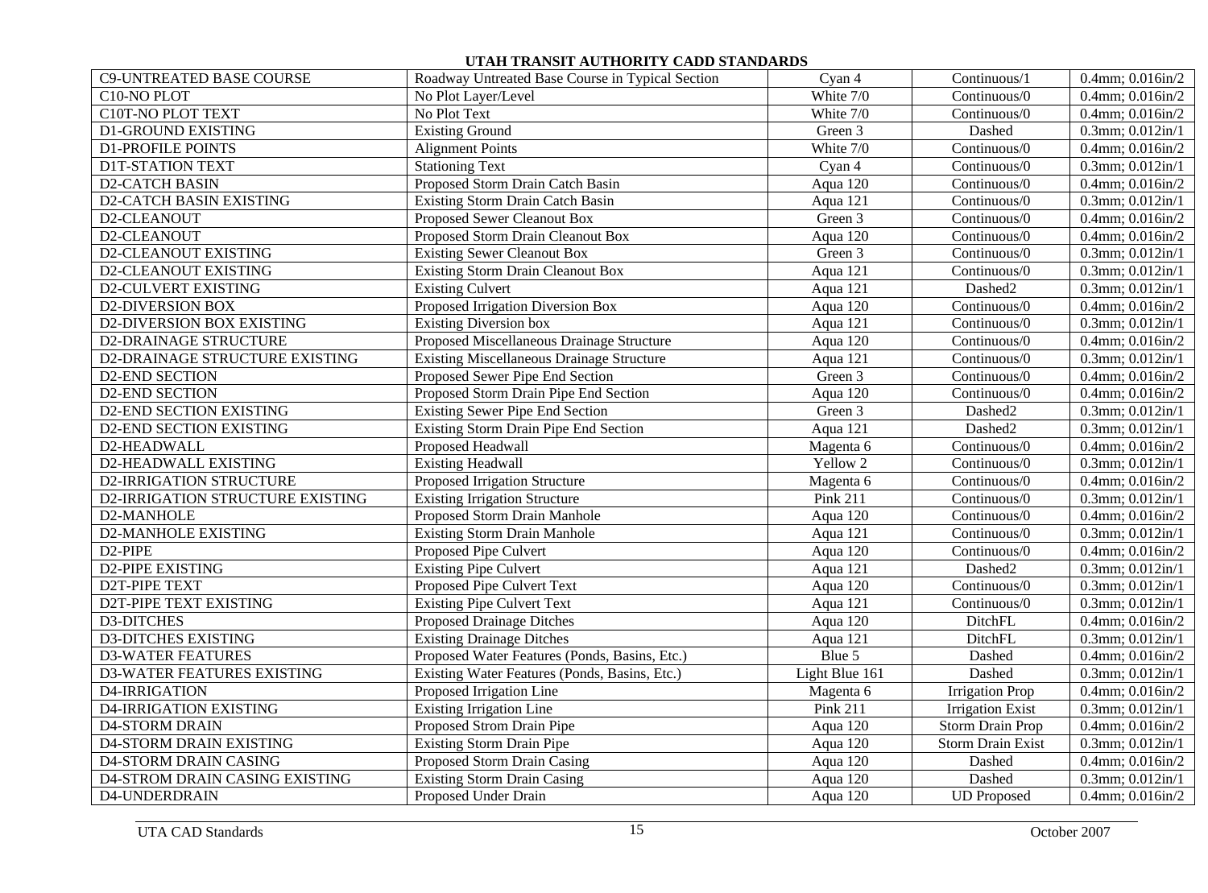**UTAH TRANSIT AUTHORITY CADD STANDARDS**

| | | | | |
|---|---|---|---|---|
| C9-UNTREATED BASE COURSE | Roadway Untreated Base Course in Typical Section | Cyan 4 | Continuous/1 | 0.4mm; 0.016in/2 |
| C10-NO PLOT | No Plot Layer/Level | White 7/0 | Continuous/0 | 0.4mm; 0.016in/2 |
| C10T-NO PLOT TEXT | No Plot Text | White 7/0 | Continuous/0 | 0.4mm; 0.016in/2 |
| D1-GROUND EXISTING | Existing Ground | Green 3 | Dashed | 0.3mm; 0.012in/1 |
| D1-PROFILE POINTS | Alignment Points | White 7/0 | Continuous/0 | 0.4mm; 0.016in/2 |
| D1T-STATION TEXT | Stationing Text | Cyan 4 | Continuous/0 | 0.3mm; 0.012in/1 |
| D2-CATCH BASIN | Proposed Storm Drain Catch Basin | Aqua 120 | Continuous/0 | 0.4mm; 0.016in/2 |
| D2-CATCH BASIN EXISTING | Existing Storm Drain Catch Basin | Aqua 121 | Continuous/0 | 0.3mm; 0.012in/1 |
| D2-CLEANOUT | Proposed Sewer Cleanout Box | Green 3 | Continuous/0 | 0.4mm; 0.016in/2 |
| D2-CLEANOUT | Proposed Storm Drain Cleanout Box | Aqua 120 | Continuous/0 | 0.4mm; 0.016in/2 |
| D2-CLEANOUT EXISTING | Existing Sewer Cleanout Box | Green 3 | Continuous/0 | 0.3mm; 0.012in/1 |
| D2-CLEANOUT EXISTING | Existing Storm Drain Cleanout Box | Aqua 121 | Continuous/0 | 0.3mm; 0.012in/1 |
| D2-CULVERT EXISTING | Existing Culvert | Aqua 121 | Dashed2 | 0.3mm; 0.012in/1 |
| D2-DIVERSION BOX | Proposed Irrigation Diversion Box | Aqua 120 | Continuous/0 | 0.4mm; 0.016in/2 |
| D2-DIVERSION BOX EXISTING | Existing Diversion box | Aqua 121 | Continuous/0 | 0.3mm; 0.012in/1 |
| D2-DRAINAGE STRUCTURE | Proposed Miscellaneous Drainage Structure | Aqua 120 | Continuous/0 | 0.4mm; 0.016in/2 |
| D2-DRAINAGE STRUCTURE EXISTING | Existing Miscellaneous Drainage Structure | Aqua 121 | Continuous/0 | 0.3mm; 0.012in/1 |
| D2-END SECTION | Proposed Sewer Pipe End Section | Green 3 | Continuous/0 | 0.4mm; 0.016in/2 |
| D2-END SECTION | Proposed Storm Drain Pipe End Section | Aqua 120 | Continuous/0 | 0.4mm; 0.016in/2 |
| D2-END SECTION EXISTING | Existing Sewer Pipe End Section | Green 3 | Dashed2 | 0.3mm; 0.012in/1 |
| D2-END SECTION EXISTING | Existing Storm Drain Pipe End Section | Aqua 121 | Dashed2 | 0.3mm; 0.012in/1 |
| D2-HEADWALL | Proposed Headwall | Magenta 6 | Continuous/0 | 0.4mm; 0.016in/2 |
| D2-HEADWALL EXISTING | Existing Headwall | Yellow 2 | Continuous/0 | 0.3mm; 0.012in/1 |
| D2-IRRIGATION STRUCTURE | Proposed Irrigation Structure | Magenta 6 | Continuous/0 | 0.4mm; 0.016in/2 |
| D2-IRRIGATION STRUCTURE EXISTING | Existing Irrigation Structure | Pink 211 | Continuous/0 | 0.3mm; 0.012in/1 |
| D2-MANHOLE | Proposed Storm Drain Manhole | Aqua 120 | Continuous/0 | 0.4mm; 0.016in/2 |
| D2-MANHOLE EXISTING | Existing Storm Drain Manhole | Aqua 121 | Continuous/0 | 0.3mm; 0.012in/1 |
| D2-PIPE | Proposed Pipe Culvert | Aqua 120 | Continuous/0 | 0.4mm; 0.016in/2 |
| D2-PIPE EXISTING | Existing Pipe Culvert | Aqua 121 | Dashed2 | 0.3mm; 0.012in/1 |
| D2T-PIPE TEXT | Proposed Pipe Culvert Text | Aqua 120 | Continuous/0 | 0.3mm; 0.012in/1 |
| D2T-PIPE TEXT EXISTING | Existing Pipe Culvert Text | Aqua 121 | Continuous/0 | 0.3mm; 0.012in/1 |
| D3-DITCHES | Proposed Drainage Ditches | Aqua 120 | DitchFL | 0.4mm; 0.016in/2 |
| D3-DITCHES EXISTING | Existing Drainage Ditches | Aqua 121 | DitchFL | 0.3mm; 0.012in/1 |
| D3-WATER FEATURES | Proposed Water Features (Ponds, Basins, Etc.) | Blue 5 | Dashed | 0.4mm; 0.016in/2 |
| D3-WATER FEATURES EXISTING | Existing Water Features (Ponds, Basins, Etc.) | Light Blue 161 | Dashed | 0.3mm; 0.012in/1 |
| D4-IRRIGATION | Proposed Irrigation Line | Magenta 6 | Irrigation Prop | 0.4mm; 0.016in/2 |
| D4-IRRIGATION EXISTING | Existing Irrigation Line | Pink 211 | Irrigation Exist | 0.3mm; 0.012in/1 |
| D4-STORM DRAIN | Proposed Strom Drain Pipe | Aqua 120 | Storm Drain Prop | 0.4mm; 0.016in/2 |
| D4-STORM DRAIN EXISTING | Existing Storm Drain Pipe | Aqua 120 | Storm Drain Exist | 0.3mm; 0.012in/1 |
| D4-STORM DRAIN CASING | Proposed Storm Drain Casing | Aqua 120 | Dashed | 0.4mm; 0.016in/2 |
| D4-STROM DRAIN CASING EXISTING | Existing Storm Drain Casing | Aqua 120 | Dashed | 0.3mm; 0.012in/1 |
| D4-UNDERDRAIN | Proposed Under Drain | Aqua 120 | UD Proposed | 0.4mm; 0.016in/2 |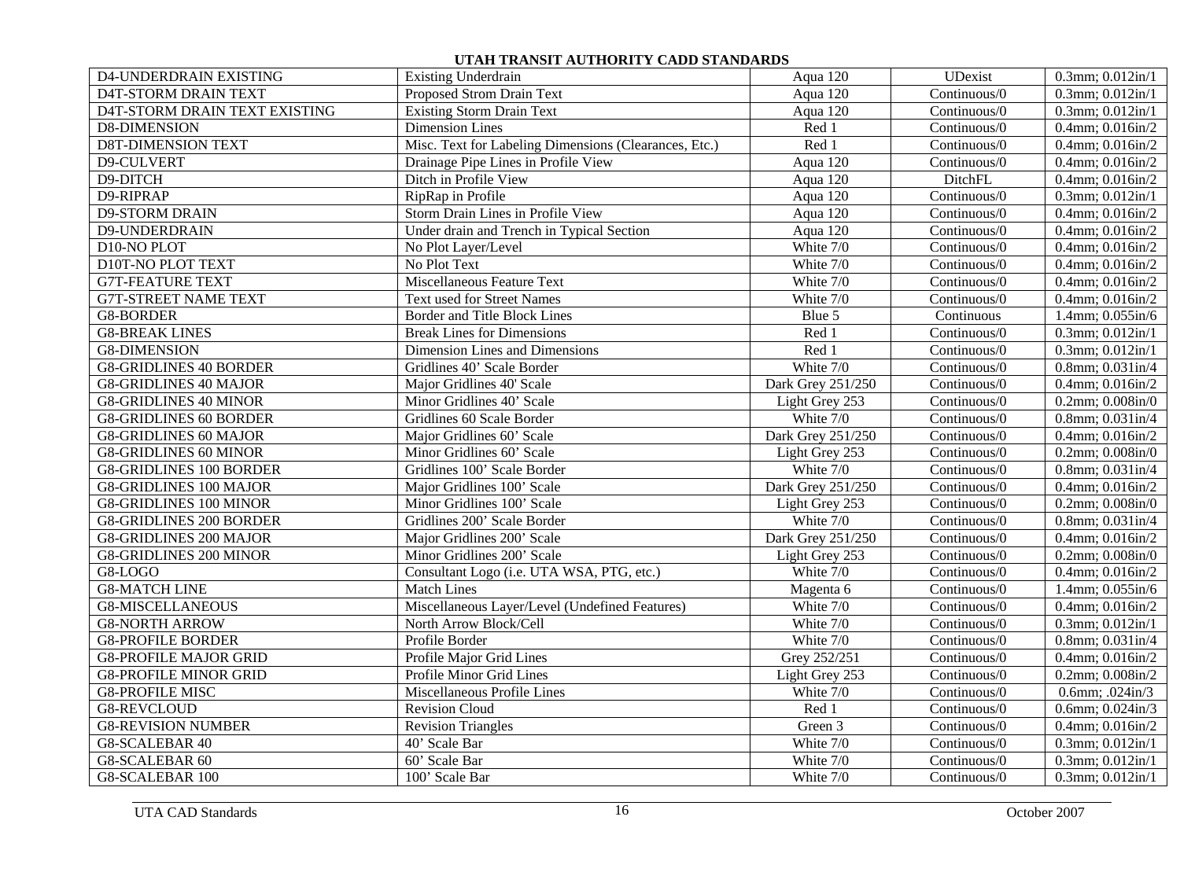**UTAH TRANSIT AUTHORITY CADD STANDARDS**

| | | | | |
|---|---|---|---|---|
| D4-UNDERDRAIN EXISTING | Existing Underdrain | Aqua 120 | UDexist | 0.3mm; 0.012in/1 |
| D4T-STORM DRAIN TEXT | Proposed Strom Drain Text | Aqua 120 | Continuous/0 | 0.3mm; 0.012in/1 |
| D4T-STORM DRAIN TEXT EXISTING | Existing Storm Drain Text | Aqua 120 | Continuous/0 | 0.3mm; 0.012in/1 |
| D8-DIMENSION | Dimension Lines | Red 1 | Continuous/0 | 0.4mm; 0.016in/2 |
| D8T-DIMENSION TEXT | Misc. Text for Labeling Dimensions (Clearances, Etc.) | Red 1 | Continuous/0 | 0.4mm; 0.016in/2 |
| D9-CULVERT | Drainage Pipe Lines in Profile View | Aqua 120 | Continuous/0 | 0.4mm; 0.016in/2 |
| D9-DITCH | Ditch in Profile View | Aqua 120 | DitchFL | 0.4mm; 0.016in/2 |
| D9-RIPRAP | RipRap in Profile | Aqua 120 | Continuous/0 | 0.3mm; 0.012in/1 |
| D9-STORM DRAIN | Storm Drain Lines in Profile View | Aqua 120 | Continuous/0 | 0.4mm; 0.016in/2 |
| D9-UNDERDRAIN | Under drain and Trench in Typical Section | Aqua 120 | Continuous/0 | 0.4mm; 0.016in/2 |
| D10-NO PLOT | No Plot Layer/Level | White 7/0 | Continuous/0 | 0.4mm; 0.016in/2 |
| D10T-NO PLOT TEXT | No Plot Text | White 7/0 | Continuous/0 | 0.4mm; 0.016in/2 |
| G7T-FEATURE TEXT | Miscellaneous Feature Text | White 7/0 | Continuous/0 | 0.4mm; 0.016in/2 |
| G7T-STREET NAME TEXT | Text used for Street Names | White 7/0 | Continuous/0 | 0.4mm; 0.016in/2 |
| G8-BORDER | Border and Title Block Lines | Blue 5 | Continuous | 1.4mm; 0.055in/6 |
| G8-BREAK LINES | Break Lines for Dimensions | Red 1 | Continuous/0 | 0.3mm; 0.012in/1 |
| G8-DIMENSION | Dimension Lines and Dimensions | Red 1 | Continuous/0 | 0.3mm; 0.012in/1 |
| G8-GRIDLINES 40 BORDER | Gridlines 40' Scale Border | White 7/0 | Continuous/0 | 0.8mm; 0.031in/4 |
| G8-GRIDLINES 40 MAJOR | Major Gridlines 40' Scale | Dark Grey 251/250 | Continuous/0 | 0.4mm; 0.016in/2 |
| G8-GRIDLINES 40 MINOR | Minor Gridlines 40' Scale | Light Grey 253 | Continuous/0 | 0.2mm; 0.008in/0 |
| G8-GRIDLINES 60 BORDER | Gridlines 60 Scale Border | White 7/0 | Continuous/0 | 0.8mm; 0.031in/4 |
| G8-GRIDLINES 60 MAJOR | Major Gridlines 60' Scale | Dark Grey 251/250 | Continuous/0 | 0.4mm; 0.016in/2 |
| G8-GRIDLINES 60 MINOR | Minor Gridlines 60' Scale | Light Grey 253 | Continuous/0 | 0.2mm; 0.008in/0 |
| G8-GRIDLINES 100 BORDER | Gridlines 100' Scale Border | White 7/0 | Continuous/0 | 0.8mm; 0.031in/4 |
| G8-GRIDLINES 100 MAJOR | Major Gridlines 100' Scale | Dark Grey 251/250 | Continuous/0 | 0.4mm; 0.016in/2 |
| G8-GRIDLINES 100 MINOR | Minor Gridlines 100' Scale | Light Grey 253 | Continuous/0 | 0.2mm; 0.008in/0 |
| G8-GRIDLINES 200 BORDER | Gridlines 200' Scale Border | White 7/0 | Continuous/0 | 0.8mm; 0.031in/4 |
| G8-GRIDLINES 200 MAJOR | Major Gridlines 200' Scale | Dark Grey 251/250 | Continuous/0 | 0.4mm; 0.016in/2 |
| G8-GRIDLINES 200 MINOR | Minor Gridlines 200' Scale | Light Grey 253 | Continuous/0 | 0.2mm; 0.008in/0 |
| G8-LOGO | Consultant Logo (i.e. UTA WSA, PTG, etc.) | White 7/0 | Continuous/0 | 0.4mm; 0.016in/2 |
| G8-MATCH LINE | Match Lines | Magenta 6 | Continuous/0 | 1.4mm; 0.055in/6 |
| G8-MISCELLANEOUS | Miscellaneous Layer/Level (Undefined Features) | White 7/0 | Continuous/0 | 0.4mm; 0.016in/2 |
| G8-NORTH ARROW | North Arrow Block/Cell | White 7/0 | Continuous/0 | 0.3mm; 0.012in/1 |
| G8-PROFILE BORDER | Profile Border | White 7/0 | Continuous/0 | 0.8mm; 0.031in/4 |
| G8-PROFILE MAJOR GRID | Profile Major Grid Lines | Grey 252/251 | Continuous/0 | 0.4mm; 0.016in/2 |
| G8-PROFILE MINOR GRID | Profile Minor Grid Lines | Light Grey 253 | Continuous/0 | 0.2mm; 0.008in/2 |
| G8-PROFILE MISC | Miscellaneous Profile Lines | White 7/0 | Continuous/0 | 0.6mm; .024in/3 |
| G8-REVCLOUD | Revision Cloud | Red 1 | Continuous/0 | 0.6mm; 0.024in/3 |
| G8-REVISION NUMBER | Revision Triangles | Green 3 | Continuous/0 | 0.4mm; 0.016in/2 |
| G8-SCALEBAR 40 | 40' Scale Bar | White 7/0 | Continuous/0 | 0.3mm; 0.012in/1 |
| G8-SCALEBAR 60 | 60' Scale Bar | White 7/0 | Continuous/0 | 0.3mm; 0.012in/1 |
| G8-SCALEBAR 100 | 100' Scale Bar | White 7/0 | Continuous/0 | 0.3mm; 0.012in/1 |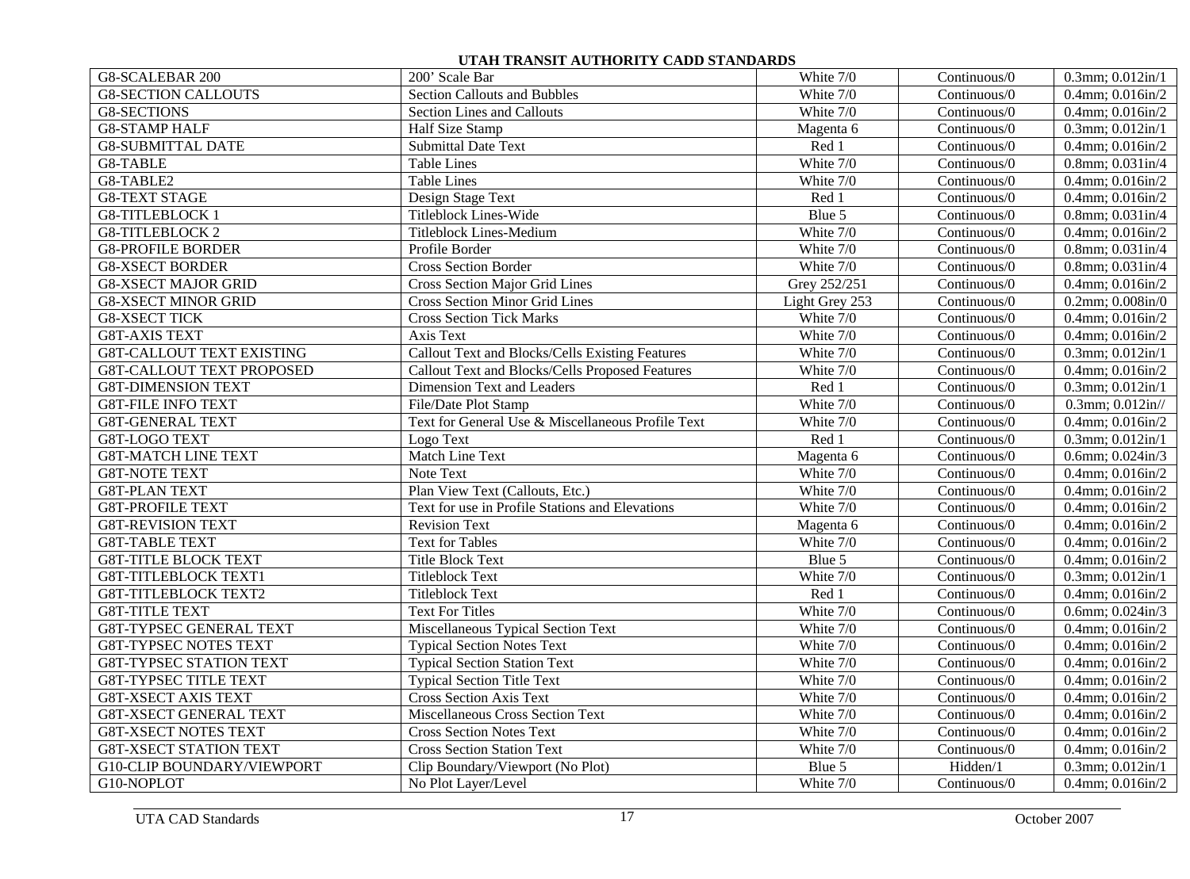**UTAH TRANSIT AUTHORITY CADD STANDARDS**

| | | | | |
|---|---|---|---|---|
| G8-SCALEBAR 200 | 200' Scale Bar | White 7/0 | Continuous/0 | 0.3mm; 0.012in/1 |
| G8-SECTION CALLOUTS | Section Callouts and Bubbles | White 7/0 | Continuous/0 | 0.4mm; 0.016in/2 |
| G8-SECTIONS | Section Lines and Callouts | White 7/0 | Continuous/0 | 0.4mm; 0.016in/2 |
| G8-STAMP HALF | Half Size Stamp | Magenta 6 | Continuous/0 | 0.3mm; 0.012in/1 |
| G8-SUBMITTAL DATE | Submittal Date Text | Red 1 | Continuous/0 | 0.4mm; 0.016in/2 |
| G8-TABLE | Table Lines | White 7/0 | Continuous/0 | 0.8mm; 0.031in/4 |
| G8-TABLE2 | Table Lines | White 7/0 | Continuous/0 | 0.4mm; 0.016in/2 |
| G8-TEXT STAGE | Design Stage Text | Red 1 | Continuous/0 | 0.4mm; 0.016in/2 |
| G8-TITLEBLOCK 1 | Titleblock Lines-Wide | Blue 5 | Continuous/0 | 0.8mm; 0.031in/4 |
| G8-TITLEBLOCK 2 | Titleblock Lines-Medium | White 7/0 | Continuous/0 | 0.4mm; 0.016in/2 |
| G8-PROFILE BORDER | Profile Border | White 7/0 | Continuous/0 | 0.8mm; 0.031in/4 |
| G8-XSECT BORDER | Cross Section Border | White 7/0 | Continuous/0 | 0.8mm; 0.031in/4 |
| G8-XSECT MAJOR GRID | Cross Section Major Grid Lines | Grey 252/251 | Continuous/0 | 0.4mm; 0.016in/2 |
| G8-XSECT MINOR GRID | Cross Section Minor Grid Lines | Light Grey 253 | Continuous/0 | 0.2mm; 0.008in/0 |
| G8-XSECT TICK | Cross Section Tick Marks | White 7/0 | Continuous/0 | 0.4mm; 0.016in/2 |
| G8T-AXIS TEXT | Axis Text | White 7/0 | Continuous/0 | 0.4mm; 0.016in/2 |
| G8T-CALLOUT TEXT EXISTING | Callout Text and Blocks/Cells Existing Features | White 7/0 | Continuous/0 | 0.3mm; 0.012in/1 |
| G8T-CALLOUT TEXT PROPOSED | Callout Text and Blocks/Cells Proposed Features | White 7/0 | Continuous/0 | 0.4mm; 0.016in/2 |
| G8T-DIMENSION TEXT | Dimension Text and Leaders | Red 1 | Continuous/0 | 0.3mm; 0.012in/1 |
| G8T-FILE INFO TEXT | File/Date Plot Stamp | White 7/0 | Continuous/0 | 0.3mm; 0.012in// |
| G8T-GENERAL TEXT | Text for General Use & Miscellaneous Profile Text | White 7/0 | Continuous/0 | 0.4mm; 0.016in/2 |
| G8T-LOGO TEXT | Logo Text | Red 1 | Continuous/0 | 0.3mm; 0.012in/1 |
| G8T-MATCH LINE TEXT | Match Line Text | Magenta 6 | Continuous/0 | 0.6mm; 0.024in/3 |
| G8T-NOTE TEXT | Note Text | White 7/0 | Continuous/0 | 0.4mm; 0.016in/2 |
| G8T-PLAN TEXT | Plan View Text (Callouts, Etc.) | White 7/0 | Continuous/0 | 0.4mm; 0.016in/2 |
| G8T-PROFILE TEXT | Text for use in Profile Stations and Elevations | White 7/0 | Continuous/0 | 0.4mm; 0.016in/2 |
| G8T-REVISION TEXT | Revision Text | Magenta 6 | Continuous/0 | 0.4mm; 0.016in/2 |
| G8T-TABLE TEXT | Text for Tables | White 7/0 | Continuous/0 | 0.4mm; 0.016in/2 |
| G8T-TITLE BLOCK TEXT | Title Block Text | Blue 5 | Continuous/0 | 0.4mm; 0.016in/2 |
| G8T-TITLEBLOCK TEXT1 | Titleblock Text | White 7/0 | Continuous/0 | 0.3mm; 0.012in/1 |
| G8T-TITLEBLOCK TEXT2 | Titleblock Text | Red 1 | Continuous/0 | 0.4mm; 0.016in/2 |
| G8T-TITLE TEXT | Text For Titles | White 7/0 | Continuous/0 | 0.6mm; 0.024in/3 |
| G8T-TYPSEC GENERAL TEXT | Miscellaneous Typical Section Text | White 7/0 | Continuous/0 | 0.4mm; 0.016in/2 |
| G8T-TYPSEC NOTES TEXT | Typical Section Notes Text | White 7/0 | Continuous/0 | 0.4mm; 0.016in/2 |
| G8T-TYPSEC STATION TEXT | Typical Section Station Text | White 7/0 | Continuous/0 | 0.4mm; 0.016in/2 |
| G8T-TYPSEC TITLE TEXT | Typical Section Title Text | White 7/0 | Continuous/0 | 0.4mm; 0.016in/2 |
| G8T-XSECT AXIS TEXT | Cross Section Axis Text | White 7/0 | Continuous/0 | 0.4mm; 0.016in/2 |
| G8T-XSECT GENERAL TEXT | Miscellaneous Cross Section Text | White 7/0 | Continuous/0 | 0.4mm; 0.016in/2 |
| G8T-XSECT NOTES TEXT | Cross Section Notes Text | White 7/0 | Continuous/0 | 0.4mm; 0.016in/2 |
| G8T-XSECT STATION TEXT | Cross Section Station Text | White 7/0 | Continuous/0 | 0.4mm; 0.016in/2 |
| G10-CLIP BOUNDARY/VIEWPORT | Clip Boundary/Viewport (No Plot) | Blue 5 | Hidden/1 | 0.3mm; 0.012in/1 |
| G10-NOPLOT | No Plot Layer/Level | White 7/0 | Continuous/0 | 0.4mm; 0.016in/2 |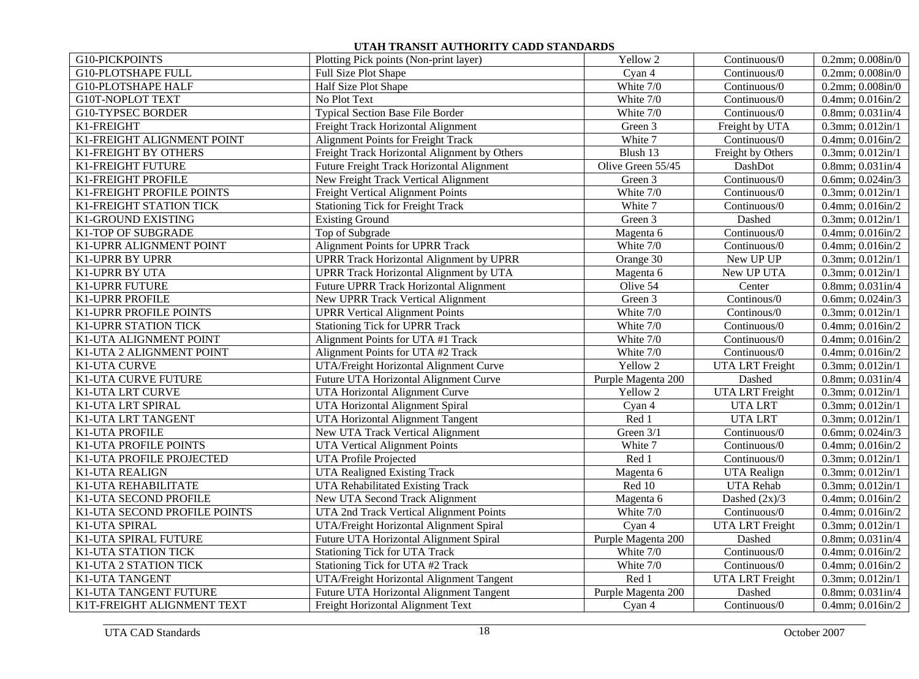**UTAH TRANSIT AUTHORITY CADD STANDARDS**

| | | | | |
|---|---|---|---|---|
| G10-PICKPOINTS | Plotting Pick points (Non-print layer) | Yellow 2 | Continuous/0 | 0.2mm; 0.008in/0 |
| G10-PLOTSHAPE FULL | Full Size Plot Shape | Cyan 4 | Continuous/0 | 0.2mm; 0.008in/0 |
| G10-PLOTSHAPE HALF | Half Size Plot Shape | White 7/0 | Continuous/0 | 0.2mm; 0.008in/0 |
| G10T-NOPLOT TEXT | No Plot Text | White 7/0 | Continuous/0 | 0.4mm; 0.016in/2 |
| G10-TYPSEC BORDER | Typical Section Base File Border | White 7/0 | Continuous/0 | 0.8mm; 0.031in/4 |
| K1-FREIGHT | Freight Track Horizontal Alignment | Green 3 | Freight by UTA | 0.3mm; 0.012in/1 |
| K1-FREIGHT ALIGNMENT POINT | Alignment Points for Freight Track | White 7 | Continuous/0 | 0.4mm; 0.016in/2 |
| K1-FREIGHT BY OTHERS | Freight Track Horizontal Alignment by Others | Blush 13 | Freight by Others | 0.3mm; 0.012in/1 |
| K1-FREIGHT FUTURE | Future Freight Track Horizontal Alignment | Olive Green 55/45 | DashDot | 0.8mm; 0.031in/4 |
| K1-FREIGHT PROFILE | New Freight Track Vertical Alignment | Green 3 | Continuous/0 | 0.6mm; 0.024in/3 |
| K1-FREIGHT PROFILE POINTS | Freight Vertical Alignment Points | White 7/0 | Continuous/0 | 0.3mm; 0.012in/1 |
| K1-FREIGHT STATION TICK | Stationing Tick for Freight Track | White 7 | Continuous/0 | 0.4mm; 0.016in/2 |
| K1-GROUND EXISTING | Existing Ground | Green 3 | Dashed | 0.3mm; 0.012in/1 |
| K1-TOP OF SUBGRADE | Top of Subgrade | Magenta 6 | Continuous/0 | 0.4mm; 0.016in/2 |
| K1-UPRR ALIGNMENT POINT | Alignment Points for UPRR Track | White 7/0 | Continuous/0 | 0.4mm; 0.016in/2 |
| K1-UPRR BY UPRR | UPRR Track Horizontal Alignment by UPRR | Orange 30 | New UP UP | 0.3mm; 0.012in/1 |
| K1-UPRR BY UTA | UPRR Track Horizontal Alignment by UTA | Magenta 6 | New UP UTA | 0.3mm; 0.012in/1 |
| K1-UPRR FUTURE | Future UPRR Track Horizontal Alignment | Olive 54 | Center | 0.8mm; 0.031in/4 |
| K1-UPRR PROFILE | New UPRR Track Vertical Alignment | Green 3 | Continous/0 | 0.6mm; 0.024in/3 |
| K1-UPRR PROFILE POINTS | UPRR Vertical Alignment Points | White 7/0 | Continous/0 | 0.3mm; 0.012in/1 |
| K1-UPRR STATION TICK | Stationing Tick for UPRR Track | White 7/0 | Continuous/0 | 0.4mm; 0.016in/2 |
| K1-UTA ALIGNMENT POINT | Alignment Points for UTA #1 Track | White 7/0 | Continuous/0 | 0.4mm; 0.016in/2 |
| K1-UTA 2 ALIGNMENT POINT | Alignment Points for UTA #2 Track | White 7/0 | Continuous/0 | 0.4mm; 0.016in/2 |
| K1-UTA CURVE | UTA/Freight Horizontal Alignment Curve | Yellow 2 | UTA LRT Freight | 0.3mm; 0.012in/1 |
| K1-UTA CURVE FUTURE | Future UTA Horizontal Alignment Curve | Purple Magenta 200 | Dashed | 0.8mm; 0.031in/4 |
| K1-UTA LRT CURVE | UTA Horizontal Alignment Curve | Yellow 2 | UTA LRT Freight | 0.3mm; 0.012in/1 |
| K1-UTA LRT SPIRAL | UTA Horizontal Alignment Spiral | Cyan 4 | UTA LRT | 0.3mm; 0.012in/1 |
| K1-UTA LRT TANGENT | UTA Horizontal Alignment Tangent | Red 1 | UTA LRT | 0.3mm; 0.012in/1 |
| K1-UTA PROFILE | New UTA Track Vertical Alignment | Green 3/1 | Continuous/0 | 0.6mm; 0.024in/3 |
| K1-UTA PROFILE POINTS | UTA Vertical Alignment Points | White 7 | Continuous/0 | 0.4mm; 0.016in/2 |
| K1-UTA PROFILE PROJECTED | UTA Profile Projected | Red 1 | Continuous/0 | 0.3mm; 0.012in/1 |
| K1-UTA REALIGN | UTA Realigned Existing Track | Magenta 6 | UTA Realign | 0.3mm; 0.012in/1 |
| K1-UTA REHABILITATE | UTA Rehabilitated Existing Track | Red 10 | UTA Rehab | 0.3mm; 0.012in/1 |
| K1-UTA SECOND PROFILE | New UTA Second Track Alignment | Magenta 6 | Dashed (2x)/3 | 0.4mm; 0.016in/2 |
| K1-UTA SECOND PROFILE POINTS | UTA 2nd Track Vertical Alignment Points | White 7/0 | Continuous/0 | 0.4mm; 0.016in/2 |
| K1-UTA SPIRAL | UTA/Freight Horizontal Alignment Spiral | Cyan 4 | UTA LRT Freight | 0.3mm; 0.012in/1 |
| K1-UTA SPIRAL FUTURE | Future UTA Horizontal Alignment Spiral | Purple Magenta 200 | Dashed | 0.8mm; 0.031in/4 |
| K1-UTA STATION TICK | Stationing Tick for UTA Track | White 7/0 | Continuous/0 | 0.4mm; 0.016in/2 |
| K1-UTA 2 STATION TICK | Stationing Tick for UTA #2 Track | White 7/0 | Continuous/0 | 0.4mm; 0.016in/2 |
| K1-UTA TANGENT | UTA/Freight Horizontal Alignment Tangent | Red 1 | UTA LRT Freight | 0.3mm; 0.012in/1 |
| K1-UTA TANGENT FUTURE | Future UTA Horizontal Alignment Tangent | Purple Magenta 200 | Dashed | 0.8mm; 0.031in/4 |
| K1T-FREIGHT ALIGNMENT TEXT | Freight Horizontal Alignment Text | Cyan 4 | Continuous/0 | 0.4mm; 0.016in/2 |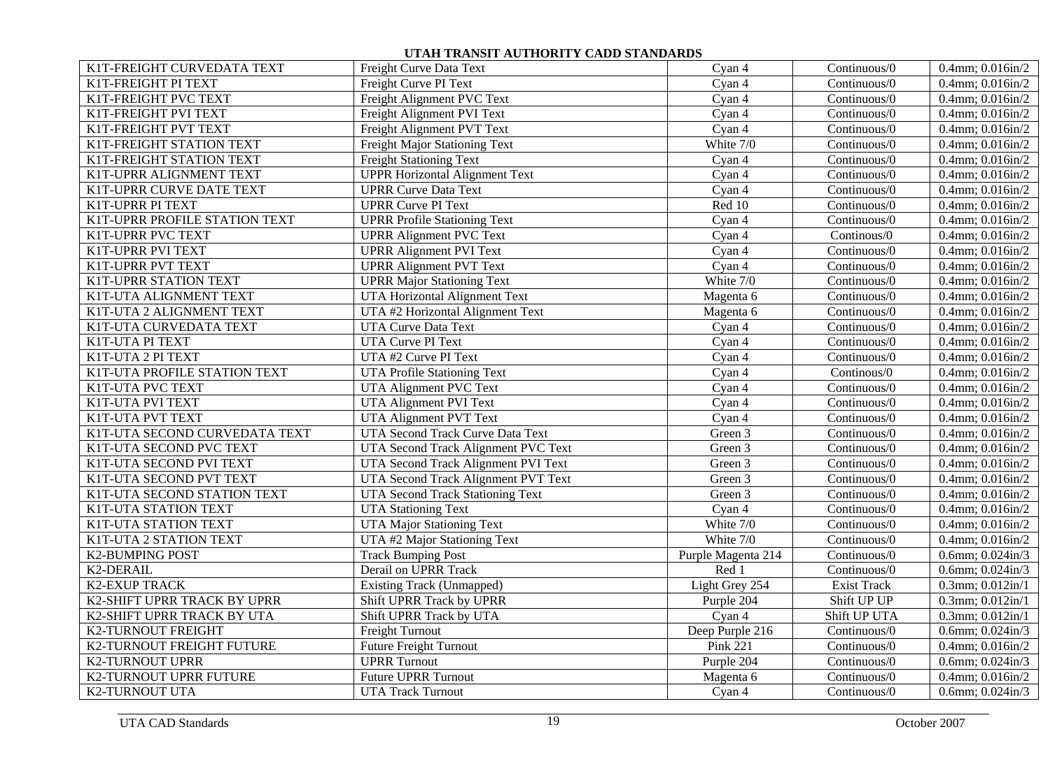UTAH TRANSIT AUTHORITY CADD STANDARDS

| | | | | |
|---|---|---|---|---|
| K1T-FREIGHT CURVEDATA TEXT | Freight Curve Data Text | Cyan 4 | Continuous/0 | 0.4mm; 0.016in/2 |
| K1T-FREIGHT PI TEXT | Freight Curve PI Text | Cyan 4 | Continuous/0 | 0.4mm; 0.016in/2 |
| K1T-FREIGHT PVC TEXT | Freight Alignment PVC Text | Cyan 4 | Continuous/0 | 0.4mm; 0.016in/2 |
| K1T-FREIGHT PVI TEXT | Freight Alignment PVI Text | Cyan 4 | Continuous/0 | 0.4mm; 0.016in/2 |
| K1T-FREIGHT PVT TEXT | Freight Alignment PVT Text | Cyan 4 | Continuous/0 | 0.4mm; 0.016in/2 |
| K1T-FREIGHT STATION TEXT | Freight Major Stationing Text | White 7/0 | Continuous/0 | 0.4mm; 0.016in/2 |
| K1T-FREIGHT STATION TEXT | Freight Stationing Text | Cyan 4 | Continuous/0 | 0.4mm; 0.016in/2 |
| K1T-UPRR ALIGNMENT TEXT | UPPR Horizontal Alignment Text | Cyan 4 | Continuous/0 | 0.4mm; 0.016in/2 |
| K1T-UPRR CURVE DATE TEXT | UPRR Curve Data Text | Cyan 4 | Continuous/0 | 0.4mm; 0.016in/2 |
| K1T-UPRR PI TEXT | UPRR Curve PI Text | Red 10 | Continuous/0 | 0.4mm; 0.016in/2 |
| K1T-UPRR PROFILE STATION TEXT | UPRR Profile Stationing Text | Cyan 4 | Continuous/0 | 0.4mm; 0.016in/2 |
| K1T-UPRR PVC TEXT | UPRR Alignment PVC Text | Cyan 4 | Continous/0 | 0.4mm; 0.016in/2 |
| K1T-UPRR PVI TEXT | UPRR Alignment PVI Text | Cyan 4 | Continuous/0 | 0.4mm; 0.016in/2 |
| K1T-UPRR PVT TEXT | UPRR Alignment PVT Text | Cyan 4 | Continuous/0 | 0.4mm; 0.016in/2 |
| K1T-UPRR STATION TEXT | UPRR Major Stationing Text | White 7/0 | Continuous/0 | 0.4mm; 0.016in/2 |
| K1T-UTA ALIGNMENT TEXT | UTA Horizontal Alignment Text | Magenta 6 | Continuous/0 | 0.4mm; 0.016in/2 |
| K1T-UTA 2 ALIGNMENT TEXT | UTA #2 Horizontal Alignment Text | Magenta 6 | Continuous/0 | 0.4mm; 0.016in/2 |
| K1T-UTA CURVEDATA TEXT | UTA Curve Data Text | Cyan 4 | Continuous/0 | 0.4mm; 0.016in/2 |
| K1T-UTA PI TEXT | UTA Curve PI Text | Cyan 4 | Continuous/0 | 0.4mm; 0.016in/2 |
| K1T-UTA 2 PI TEXT | UTA #2 Curve PI Text | Cyan 4 | Continuous/0 | 0.4mm; 0.016in/2 |
| K1T-UTA PROFILE STATION TEXT | UTA Profile Stationing Text | Cyan 4 | Continous/0 | 0.4mm; 0.016in/2 |
| K1T-UTA PVC TEXT | UTA Alignment PVC Text | Cyan 4 | Continuous/0 | 0.4mm; 0.016in/2 |
| K1T-UTA PVI TEXT | UTA Alignment PVI Text | Cyan 4 | Continuous/0 | 0.4mm; 0.016in/2 |
| K1T-UTA PVT TEXT | UTA Alignment PVT Text | Cyan 4 | Continuous/0 | 0.4mm; 0.016in/2 |
| K1T-UTA SECOND CURVEDATA TEXT | UTA Second Track Curve Data Text | Green 3 | Continuous/0 | 0.4mm; 0.016in/2 |
| K1T-UTA SECOND PVC TEXT | UTA Second Track Alignment PVC Text | Green 3 | Continuous/0 | 0.4mm; 0.016in/2 |
| K1T-UTA SECOND PVI TEXT | UTA Second Track Alignment PVI Text | Green 3 | Continuous/0 | 0.4mm; 0.016in/2 |
| K1T-UTA SECOND PVT TEXT | UTA Second Track Alignment PVT Text | Green 3 | Continuous/0 | 0.4mm; 0.016in/2 |
| K1T-UTA SECOND STATION TEXT | UTA Second Track Stationing Text | Green 3 | Continuous/0 | 0.4mm; 0.016in/2 |
| K1T-UTA STATION TEXT | UTA Stationing Text | Cyan 4 | Continuous/0 | 0.4mm; 0.016in/2 |
| K1T-UTA STATION TEXT | UTA Major Stationing Text | White 7/0 | Continuous/0 | 0.4mm; 0.016in/2 |
| K1T-UTA 2 STATION TEXT | UTA #2 Major Stationing Text | White 7/0 | Continuous/0 | 0.4mm; 0.016in/2 |
| K2-BUMPING POST | Track Bumping Post | Purple Magenta 214 | Continuous/0 | 0.6mm; 0.024in/3 |
| K2-DERAIL | Derail on UPRR Track | Red 1 | Continuous/0 | 0.6mm; 0.024in/3 |
| K2-EXUP TRACK | Existing Track (Unmapped) | Light Grey 254 | Exist Track | 0.3mm; 0.012in/1 |
| K2-SHIFT UPRR TRACK BY UPRR | Shift UPRR Track by UPRR | Purple 204 | Shift UP UP | 0.3mm; 0.012in/1 |
| K2-SHIFT UPRR TRACK BY UTA | Shift UPRR Track by UTA | Cyan 4 | Shift UP UTA | 0.3mm; 0.012in/1 |
| K2-TURNOUT FREIGHT | Freight Turnout | Deep Purple 216 | Continuous/0 | 0.6mm; 0.024in/3 |
| K2-TURNOUT FREIGHT FUTURE | Future Freight Turnout | Pink 221 | Continuous/0 | 0.4mm; 0.016in/2 |
| K2-TURNOUT UPRR | UPRR Turnout | Purple 204 | Continuous/0 | 0.6mm; 0.024in/3 |
| K2-TURNOUT UPRR FUTURE | Future UPRR Turnout | Magenta 6 | Continuous/0 | 0.4mm; 0.016in/2 |
| K2-TURNOUT UTA | UTA Track Turnout | Cyan 4 | Continuous/0 | 0.6mm; 0.024in/3 |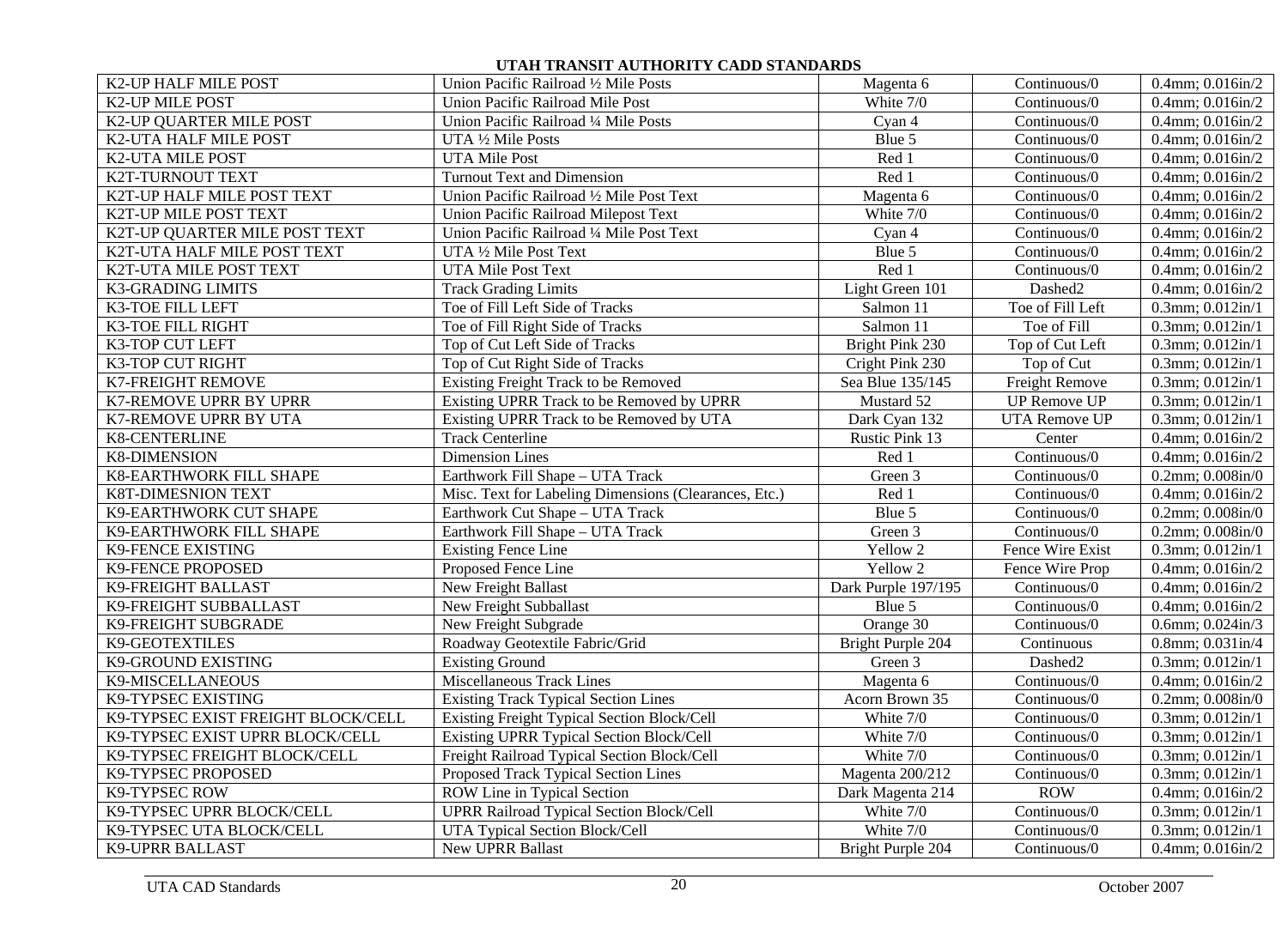**UTAH TRANSIT AUTHORITY CADD STANDARDS**

| | | | | |
|---|---|---|---|---|
| K2-UP HALF MILE POST | Union Pacific Railroad ½ Mile Posts | Magenta 6 | Continuous/0 | 0.4mm; 0.016in/2 |
| K2-UP MILE POST | Union Pacific Railroad Mile Post | White 7/0 | Continuous/0 | 0.4mm; 0.016in/2 |
| K2-UP QUARTER MILE POST | Union Pacific Railroad ¼ Mile Posts | Cyan 4 | Continuous/0 | 0.4mm; 0.016in/2 |
| K2-UTA HALF MILE POST | UTA ½ Mile Posts | Blue 5 | Continuous/0 | 0.4mm; 0.016in/2 |
| K2-UTA MILE POST | UTA Mile Post | Red 1 | Continuous/0 | 0.4mm; 0.016in/2 |
| K2T-TURNOUT TEXT | Turnout Text and Dimension | Red 1 | Continuous/0 | 0.4mm; 0.016in/2 |
| K2T-UP HALF MILE POST TEXT | Union Pacific Railroad ½ Mile Post Text | Magenta 6 | Continuous/0 | 0.4mm; 0.016in/2 |
| K2T-UP MILE POST TEXT | Union Pacific Railroad Milepost Text | White 7/0 | Continuous/0 | 0.4mm; 0.016in/2 |
| K2T-UP QUARTER MILE POST TEXT | Union Pacific Railroad ¼ Mile Post Text | Cyan 4 | Continuous/0 | 0.4mm; 0.016in/2 |
| K2T-UTA HALF MILE POST TEXT | UTA ½ Mile Post Text | Blue 5 | Continuous/0 | 0.4mm; 0.016in/2 |
| K2T-UTA MILE POST TEXT | UTA Mile Post Text | Red 1 | Continuous/0 | 0.4mm; 0.016in/2 |
| K3-GRADING LIMITS | Track Grading Limits | Light Green 101 | Dashed2 | 0.4mm; 0.016in/2 |
| K3-TOE FILL LEFT | Toe of Fill Left Side of Tracks | Salmon 11 | Toe of Fill Left | 0.3mm; 0.012in/1 |
| K3-TOE FILL RIGHT | Toe of Fill Right Side of Tracks | Salmon 11 | Toe of Fill | 0.3mm; 0.012in/1 |
| K3-TOP CUT LEFT | Top of Cut Left Side of Tracks | Bright Pink 230 | Top of Cut Left | 0.3mm; 0.012in/1 |
| K3-TOP CUT RIGHT | Top of Cut Right Side of Tracks | Cright Pink 230 | Top of Cut | 0.3mm; 0.012in/1 |
| K7-FREIGHT REMOVE | Existing Freight Track to be Removed | Sea Blue 135/145 | Freight Remove | 0.3mm; 0.012in/1 |
| K7-REMOVE UPRR BY UPRR | Existing UPRR Track to be Removed by UPRR | Mustard 52 | UP Remove UP | 0.3mm; 0.012in/1 |
| K7-REMOVE UPRR BY UTA | Existing UPRR Track to be Removed by UTA | Dark Cyan 132 | UTA Remove UP | 0.3mm; 0.012in/1 |
| K8-CENTERLINE | Track Centerline | Rustic Pink 13 | Center | 0.4mm; 0.016in/2 |
| K8-DIMENSION | Dimension Lines | Red 1 | Continuous/0 | 0.4mm; 0.016in/2 |
| K8-EARTHWORK FILL SHAPE | Earthwork Fill Shape – UTA Track | Green 3 | Continuous/0 | 0.2mm; 0.008in/0 |
| K8T-DIMESNION TEXT | Misc. Text for Labeling Dimensions (Clearances, Etc.) | Red 1 | Continuous/0 | 0.4mm; 0.016in/2 |
| K9-EARTHWORK CUT SHAPE | Earthwork Cut Shape – UTA Track | Blue 5 | Continuous/0 | 0.2mm; 0.008in/0 |
| K9-EARTHWORK FILL SHAPE | Earthwork Fill Shape – UTA Track | Green 3 | Continuous/0 | 0.2mm; 0.008in/0 |
| K9-FENCE EXISTING | Existing Fence Line | Yellow 2 | Fence Wire Exist | 0.3mm; 0.012in/1 |
| K9-FENCE PROPOSED | Proposed Fence Line | Yellow 2 | Fence Wire Prop | 0.4mm; 0.016in/2 |
| K9-FREIGHT BALLAST | New Freight Ballast | Dark Purple 197/195 | Continuous/0 | 0.4mm; 0.016in/2 |
| K9-FREIGHT SUBBALLAST | New Freight Subballast | Blue 5 | Continuous/0 | 0.4mm; 0.016in/2 |
| K9-FREIGHT SUBGRADE | New Freight Subgrade | Orange 30 | Continuous/0 | 0.6mm; 0.024in/3 |
| K9-GEOTEXTILES | Roadway Geotextile Fabric/Grid | Bright Purple 204 | Continuous | 0.8mm; 0.031in/4 |
| K9-GROUND EXISTING | Existing Ground | Green 3 | Dashed2 | 0.3mm; 0.012in/1 |
| K9-MISCELLANEOUS | Miscellaneous Track Lines | Magenta 6 | Continuous/0 | 0.4mm; 0.016in/2 |
| K9-TYPSEC EXISTING | Existing Track Typical Section Lines | Acorn Brown 35 | Continuous/0 | 0.2mm; 0.008in/0 |
| K9-TYPSEC EXIST FREIGHT BLOCK/CELL | Existing Freight Typical Section Block/Cell | White 7/0 | Continuous/0 | 0.3mm; 0.012in/1 |
| K9-TYPSEC EXIST UPRR BLOCK/CELL | Existing UPRR Typical Section Block/Cell | White 7/0 | Continuous/0 | 0.3mm; 0.012in/1 |
| K9-TYPSEC FREIGHT BLOCK/CELL | Freight Railroad Typical Section Block/Cell | White 7/0 | Continuous/0 | 0.3mm; 0.012in/1 |
| K9-TYPSEC PROPOSED | Proposed Track Typical Section Lines | Magenta 200/212 | Continuous/0 | 0.3mm; 0.012in/1 |
| K9-TYPSEC ROW | ROW Line in Typical Section | Dark Magenta 214 | ROW | 0.4mm; 0.016in/2 |
| K9-TYPSEC UPRR BLOCK/CELL | UPRR Railroad Typical Section Block/Cell | White 7/0 | Continuous/0 | 0.3mm; 0.012in/1 |
| K9-TYPSEC UTA BLOCK/CELL | UTA Typical Section Block/Cell | White 7/0 | Continuous/0 | 0.3mm; 0.012in/1 |
| K9-UPRR BALLAST | New UPRR Ballast | Bright Purple 204 | Continuous/0 | 0.4mm; 0.016in/2 |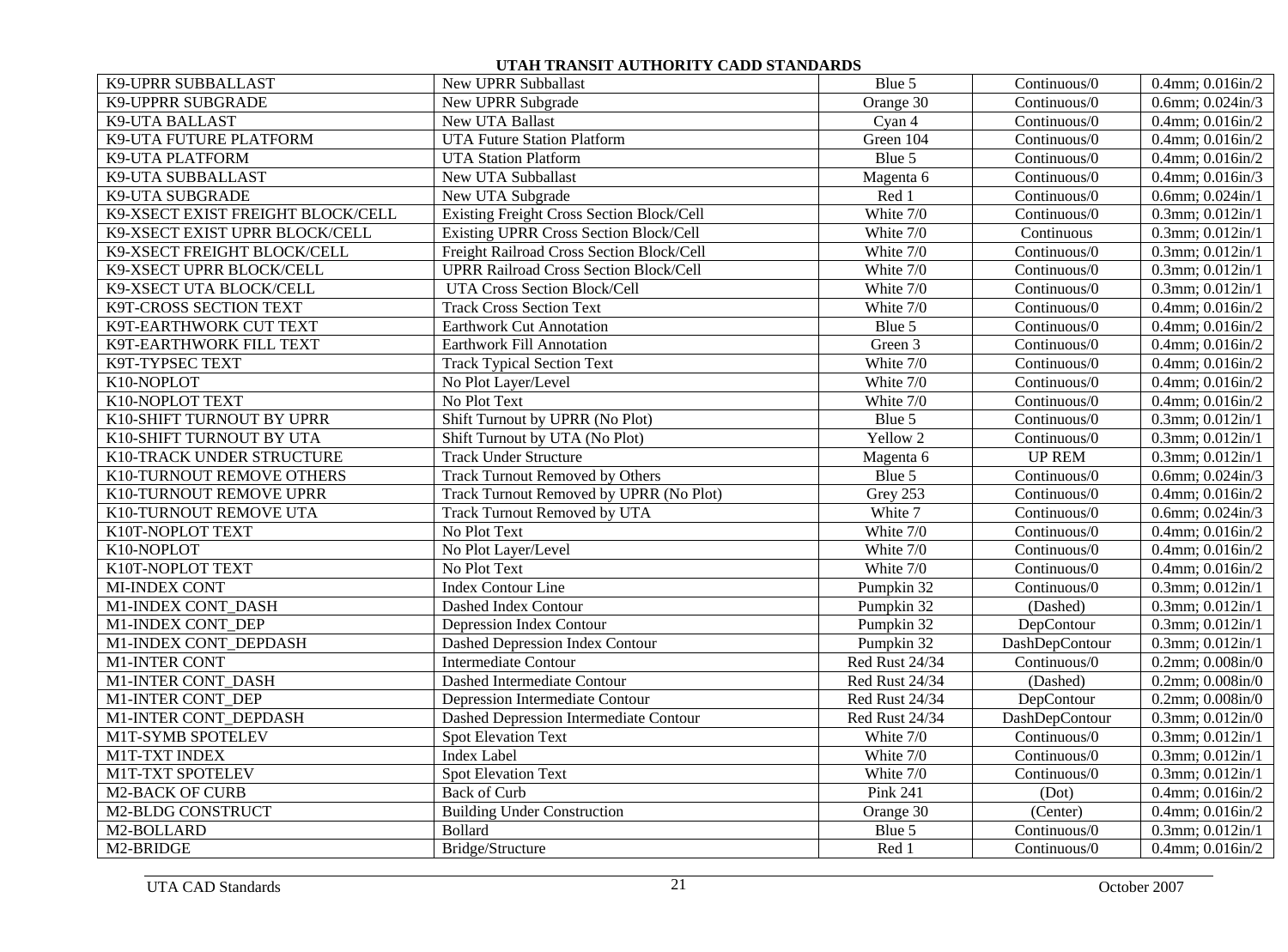**UTAH TRANSIT AUTHORITY CADD STANDARDS**

| | | | | |
|---|---|---|---|---|
| K9-UPRR SUBBALLAST | New UPRR Subballast | Blue 5 | Continuous/0 | 0.4mm; 0.016in/2 |
| K9-UPPRR SUBGRADE | New UPRR Subgrade | Orange 30 | Continuous/0 | 0.6mm; 0.024in/3 |
| K9-UTA BALLAST | New UTA Ballast | Cyan 4 | Continuous/0 | 0.4mm; 0.016in/2 |
| K9-UTA FUTURE PLATFORM | UTA Future Station Platform | Green 104 | Continuous/0 | 0.4mm; 0.016in/2 |
| K9-UTA PLATFORM | UTA Station Platform | Blue 5 | Continuous/0 | 0.4mm; 0.016in/2 |
| K9-UTA SUBBALLAST | New UTA Subballast | Magenta 6 | Continuous/0 | 0.4mm; 0.016in/3 |
| K9-UTA SUBGRADE | New UTA Subgrade | Red 1 | Continuous/0 | 0.6mm; 0.024in/1 |
| K9-XSECT EXIST FREIGHT BLOCK/CELL | Existing Freight Cross Section Block/Cell | White 7/0 | Continuous/0 | 0.3mm; 0.012in/1 |
| K9-XSECT EXIST UPRR BLOCK/CELL | Existing UPRR Cross Section Block/Cell | White 7/0 | Continuous | 0.3mm; 0.012in/1 |
| K9-XSECT FREIGHT BLOCK/CELL | Freight Railroad Cross Section Block/Cell | White 7/0 | Continuous/0 | 0.3mm; 0.012in/1 |
| K9-XSECT UPRR BLOCK/CELL | UPRR Railroad Cross Section Block/Cell | White 7/0 | Continuous/0 | 0.3mm; 0.012in/1 |
| K9-XSECT UTA BLOCK/CELL | UTA Cross Section Block/Cell | White 7/0 | Continuous/0 | 0.3mm; 0.012in/1 |
| K9T-CROSS SECTION TEXT | Track Cross Section Text | White 7/0 | Continuous/0 | 0.4mm; 0.016in/2 |
| K9T-EARTHWORK CUT TEXT | Earthwork Cut Annotation | Blue 5 | Continuous/0 | 0.4mm; 0.016in/2 |
| K9T-EARTHWORK FILL TEXT | Earthwork Fill Annotation | Green 3 | Continuous/0 | 0.4mm; 0.016in/2 |
| K9T-TYPSEC TEXT | Track Typical Section Text | White 7/0 | Continuous/0 | 0.4mm; 0.016in/2 |
| K10-NOPLOT | No Plot Layer/Level | White 7/0 | Continuous/0 | 0.4mm; 0.016in/2 |
| K10-NOPLOT TEXT | No Plot Text | White 7/0 | Continuous/0 | 0.4mm; 0.016in/2 |
| K10-SHIFT TURNOUT BY UPRR | Shift Turnout by UPRR (No Plot) | Blue 5 | Continuous/0 | 0.3mm; 0.012in/1 |
| K10-SHIFT TURNOUT BY UTA | Shift Turnout by UTA (No Plot) | Yellow 2 | Continuous/0 | 0.3mm; 0.012in/1 |
| K10-TRACK UNDER STRUCTURE | Track Under Structure | Magenta 6 | UP REM | 0.3mm; 0.012in/1 |
| K10-TURNOUT REMOVE OTHERS | Track Turnout Removed by Others | Blue 5 | Continuous/0 | 0.6mm; 0.024in/3 |
| K10-TURNOUT REMOVE UPRR | Track Turnout Removed by UPRR (No Plot) | Grey 253 | Continuous/0 | 0.4mm; 0.016in/2 |
| K10-TURNOUT REMOVE UTA | Track Turnout Removed by UTA | White 7 | Continuous/0 | 0.6mm; 0.024in/3 |
| K10T-NOPLOT TEXT | No Plot Text | White 7/0 | Continuous/0 | 0.4mm; 0.016in/2 |
| K10-NOPLOT | No Plot Layer/Level | White 7/0 | Continuous/0 | 0.4mm; 0.016in/2 |
| K10T-NOPLOT TEXT | No Plot Text | White 7/0 | Continuous/0 | 0.4mm; 0.016in/2 |
| MI-INDEX CONT | Index Contour Line | Pumpkin 32 | Continuous/0 | 0.3mm; 0.012in/1 |
| M1-INDEX CONT_DASH | Dashed Index Contour | Pumpkin 32 | (Dashed) | 0.3mm; 0.012in/1 |
| M1-INDEX CONT_DEP | Depression Index Contour | Pumpkin 32 | DepContour | 0.3mm; 0.012in/1 |
| M1-INDEX CONT_DEPDASH | Dashed Depression Index Contour | Pumpkin 32 | DashDepContour | 0.3mm; 0.012in/1 |
| M1-INTER CONT | Intermediate Contour | Red Rust 24/34 | Continuous/0 | 0.2mm; 0.008in/0 |
| M1-INTER CONT_DASH | Dashed Intermediate Contour | Red Rust 24/34 | (Dashed) | 0.2mm; 0.008in/0 |
| M1-INTER CONT_DEP | Depression Intermediate Contour | Red Rust 24/34 | DepContour | 0.2mm; 0.008in/0 |
| M1-INTER CONT_DEPDASH | Dashed Depression Intermediate Contour | Red Rust 24/34 | DashDepContour | 0.3mm; 0.012in/0 |
| M1T-SYMB SPOTELEV | Spot Elevation Text | White 7/0 | Continuous/0 | 0.3mm; 0.012in/1 |
| M1T-TXT INDEX | Index Label | White 7/0 | Continuous/0 | 0.3mm; 0.012in/1 |
| M1T-TXT SPOTELEV | Spot Elevation Text | White 7/0 | Continuous/0 | 0.3mm; 0.012in/1 |
| M2-BACK OF CURB | Back of Curb | Pink 241 | (Dot) | 0.4mm; 0.016in/2 |
| M2-BLDG CONSTRUCT | Building Under Construction | Orange 30 | (Center) | 0.4mm; 0.016in/2 |
| M2-BOLLARD | Bollard | Blue 5 | Continuous/0 | 0.3mm; 0.012in/1 |
| M2-BRIDGE | Bridge/Structure | Red 1 | Continuous/0 | 0.4mm; 0.016in/2 |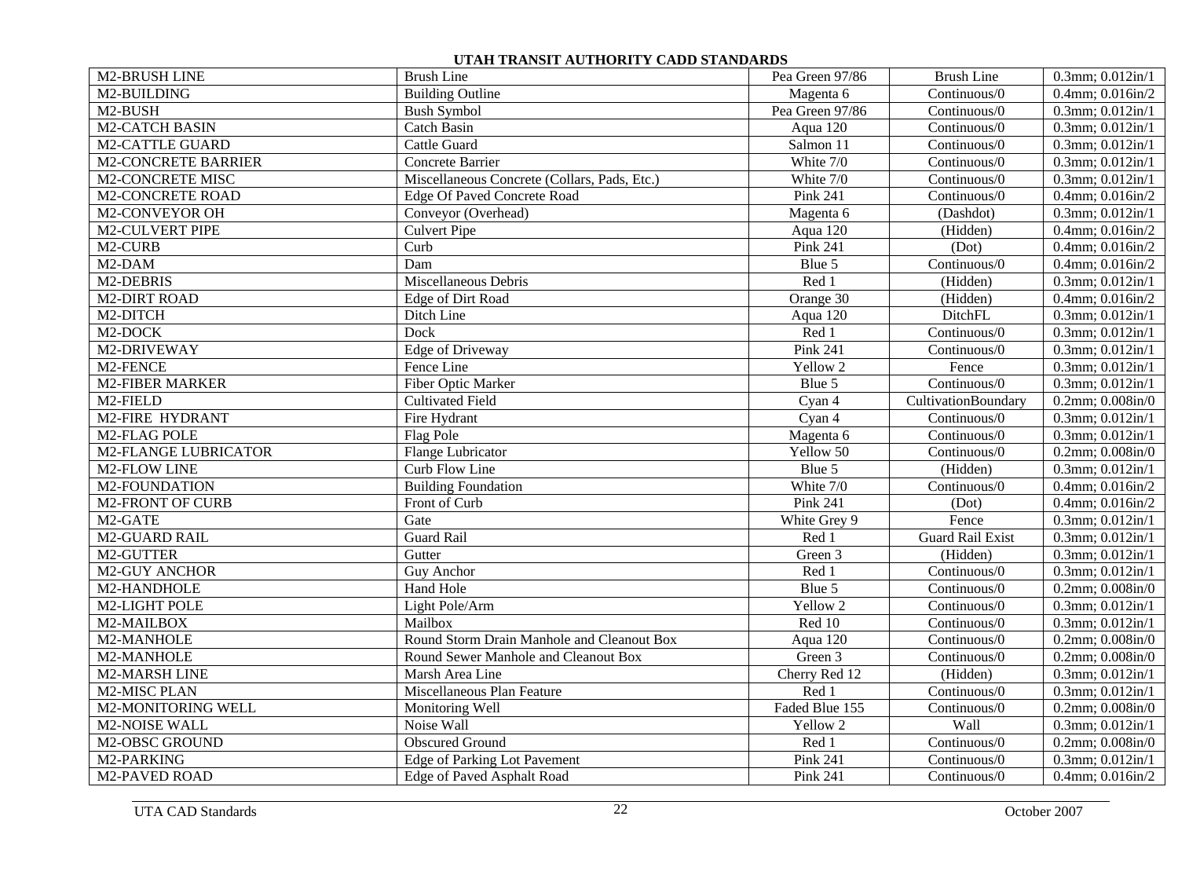**UTAH TRANSIT AUTHORITY CADD STANDARDS**

| | | | | |
|---|---|---|---|---|
| M2-BRUSH LINE | Brush Line | Pea Green 97/86 | Brush Line | 0.3mm; 0.012in/1 |
| M2-BUILDING | Building Outline | Magenta 6 | Continuous/0 | 0.4mm; 0.016in/2 |
| M2-BUSH | Bush Symbol | Pea Green 97/86 | Continuous/0 | 0.3mm; 0.012in/1 |
| M2-CATCH BASIN | Catch Basin | Aqua 120 | Continuous/0 | 0.3mm; 0.012in/1 |
| M2-CATTLE GUARD | Cattle Guard | Salmon 11 | Continuous/0 | 0.3mm; 0.012in/1 |
| M2-CONCRETE BARRIER | Concrete Barrier | White 7/0 | Continuous/0 | 0.3mm; 0.012in/1 |
| M2-CONCRETE MISC | Miscellaneous Concrete (Collars, Pads, Etc.) | White 7/0 | Continuous/0 | 0.3mm; 0.012in/1 |
| M2-CONCRETE ROAD | Edge Of Paved Concrete Road | Pink 241 | Continuous/0 | 0.4mm; 0.016in/2 |
| M2-CONVEYOR OH | Conveyor (Overhead) | Magenta 6 | (Dashdot) | 0.3mm; 0.012in/1 |
| M2-CULVERT PIPE | Culvert Pipe | Aqua 120 | (Hidden) | 0.4mm; 0.016in/2 |
| M2-CURB | Curb | Pink 241 | (Dot) | 0.4mm; 0.016in/2 |
| M2-DAM | Dam | Blue 5 | Continuous/0 | 0.4mm; 0.016in/2 |
| M2-DEBRIS | Miscellaneous Debris | Red 1 | (Hidden) | 0.3mm; 0.012in/1 |
| M2-DIRT ROAD | Edge of Dirt Road | Orange 30 | (Hidden) | 0.4mm; 0.016in/2 |
| M2-DITCH | Ditch Line | Aqua 120 | DitchFL | 0.3mm; 0.012in/1 |
| M2-DOCK | Dock | Red 1 | Continuous/0 | 0.3mm; 0.012in/1 |
| M2-DRIVEWAY | Edge of Driveway | Pink 241 | Continuous/0 | 0.3mm; 0.012in/1 |
| M2-FENCE | Fence Line | Yellow 2 | Fence | 0.3mm; 0.012in/1 |
| M2-FIBER MARKER | Fiber Optic Marker | Blue 5 | Continuous/0 | 0.3mm; 0.012in/1 |
| M2-FIELD | Cultivated Field | Cyan 4 | CultivationBoundary | 0.2mm; 0.008in/0 |
| M2-FIRE HYDRANT | Fire Hydrant | Cyan 4 | Continuous/0 | 0.3mm; 0.012in/1 |
| M2-FLAG POLE | Flag Pole | Magenta 6 | Continuous/0 | 0.3mm; 0.012in/1 |
| M2-FLANGE LUBRICATOR | Flange Lubricator | Yellow 50 | Continuous/0 | 0.2mm; 0.008in/0 |
| M2-FLOW LINE | Curb Flow Line | Blue 5 | (Hidden) | 0.3mm; 0.012in/1 |
| M2-FOUNDATION | Building Foundation | White 7/0 | Continuous/0 | 0.4mm; 0.016in/2 |
| M2-FRONT OF CURB | Front of Curb | Pink 241 | (Dot) | 0.4mm; 0.016in/2 |
| M2-GATE | Gate | White Grey 9 | Fence | 0.3mm; 0.012in/1 |
| M2-GUARD RAIL | Guard Rail | Red 1 | Guard Rail Exist | 0.3mm; 0.012in/1 |
| M2-GUTTER | Gutter | Green 3 | (Hidden) | 0.3mm; 0.012in/1 |
| M2-GUY ANCHOR | Guy Anchor | Red 1 | Continuous/0 | 0.3mm; 0.012in/1 |
| M2-HANDHOLE | Hand Hole | Blue 5 | Continuous/0 | 0.2mm; 0.008in/0 |
| M2-LIGHT POLE | Light Pole/Arm | Yellow 2 | Continuous/0 | 0.3mm; 0.012in/1 |
| M2-MAILBOX | Mailbox | Red 10 | Continuous/0 | 0.3mm; 0.012in/1 |
| M2-MANHOLE | Round Storm Drain Manhole and Cleanout Box | Aqua 120 | Continuous/0 | 0.2mm; 0.008in/0 |
| M2-MANHOLE | Round Sewer Manhole and Cleanout Box | Green 3 | Continuous/0 | 0.2mm; 0.008in/0 |
| M2-MARSH LINE | Marsh Area Line | Cherry Red 12 | (Hidden) | 0.3mm; 0.012in/1 |
| M2-MISC PLAN | Miscellaneous Plan Feature | Red 1 | Continuous/0 | 0.3mm; 0.012in/1 |
| M2-MONITORING WELL | Monitoring Well | Faded Blue 155 | Continuous/0 | 0.2mm; 0.008in/0 |
| M2-NOISE WALL | Noise Wall | Yellow 2 | Wall | 0.3mm; 0.012in/1 |
| M2-OBSC GROUND | Obscured Ground | Red 1 | Continuous/0 | 0.2mm; 0.008in/0 |
| M2-PARKING | Edge of Parking Lot Pavement | Pink 241 | Continuous/0 | 0.3mm; 0.012in/1 |
| M2-PAVED ROAD | Edge of Paved Asphalt Road | Pink 241 | Continuous/0 | 0.4mm; 0.016in/2 |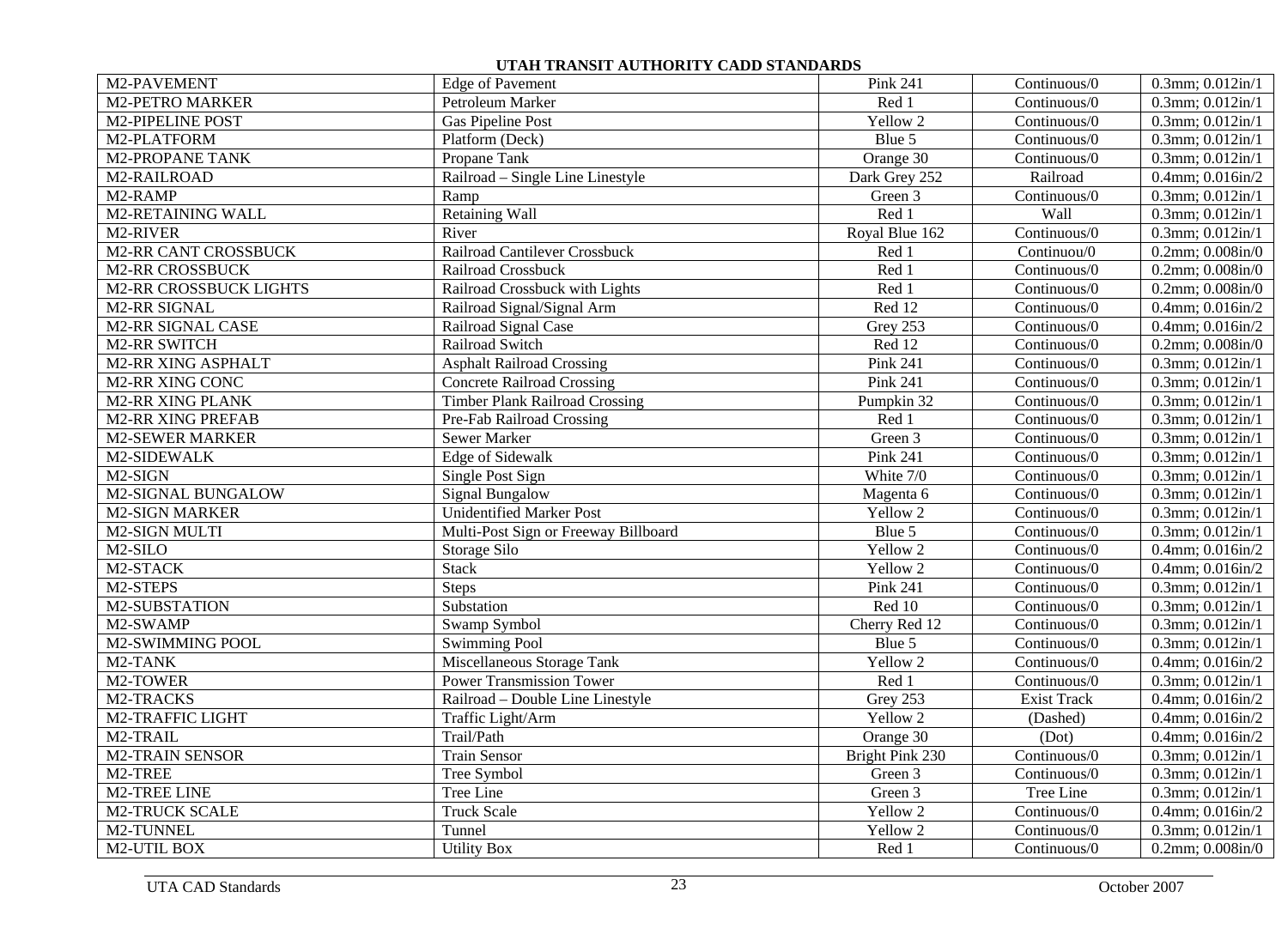UTAH TRANSIT AUTHORITY CADD STANDARDS

| | | | | |
|---|---|---|---|---|
| M2-PAVEMENT | Edge of Pavement | Pink 241 | Continuous/0 | 0.3mm; 0.012in/1 |
| M2-PETRO MARKER | Petroleum Marker | Red 1 | Continuous/0 | 0.3mm; 0.012in/1 |
| M2-PIPELINE POST | Gas Pipeline Post | Yellow 2 | Continuous/0 | 0.3mm; 0.012in/1 |
| M2-PLATFORM | Platform (Deck) | Blue 5 | Continuous/0 | 0.3mm; 0.012in/1 |
| M2-PROPANE TANK | Propane Tank | Orange 30 | Continuous/0 | 0.3mm; 0.012in/1 |
| M2-RAILROAD | Railroad – Single Line Linestyle | Dark Grey 252 | Railroad | 0.4mm; 0.016in/2 |
| M2-RAMP | Ramp | Green 3 | Continuous/0 | 0.3mm; 0.012in/1 |
| M2-RETAINING WALL | Retaining Wall | Red 1 | Wall | 0.3mm; 0.012in/1 |
| M2-RIVER | River | Royal Blue 162 | Continuous/0 | 0.3mm; 0.012in/1 |
| M2-RR CANT CROSSBUCK | Railroad Cantilever Crossbuck | Red 1 | Continuou/0 | 0.2mm; 0.008in/0 |
| M2-RR CROSSBUCK | Railroad Crossbuck | Red 1 | Continuous/0 | 0.2mm; 0.008in/0 |
| M2-RR CROSSBUCK LIGHTS | Railroad Crossbuck with Lights | Red 1 | Continuous/0 | 0.2mm; 0.008in/0 |
| M2-RR SIGNAL | Railroad Signal/Signal Arm | Red 12 | Continuous/0 | 0.4mm; 0.016in/2 |
| M2-RR SIGNAL CASE | Railroad Signal Case | Grey 253 | Continuous/0 | 0.4mm; 0.016in/2 |
| M2-RR SWITCH | Railroad Switch | Red 12 | Continuous/0 | 0.2mm; 0.008in/0 |
| M2-RR XING ASPHALT | Asphalt Railroad Crossing | Pink 241 | Continuous/0 | 0.3mm; 0.012in/1 |
| M2-RR XING CONC | Concrete Railroad Crossing | Pink 241 | Continuous/0 | 0.3mm; 0.012in/1 |
| M2-RR XING PLANK | Timber Plank Railroad Crossing | Pumpkin 32 | Continuous/0 | 0.3mm; 0.012in/1 |
| M2-RR XING PREFAB | Pre-Fab Railroad Crossing | Red 1 | Continuous/0 | 0.3mm; 0.012in/1 |
| M2-SEWER MARKER | Sewer Marker | Green 3 | Continuous/0 | 0.3mm; 0.012in/1 |
| M2-SIDEWALK | Edge of Sidewalk | Pink 241 | Continuous/0 | 0.3mm; 0.012in/1 |
| M2-SIGN | Single Post Sign | White 7/0 | Continuous/0 | 0.3mm; 0.012in/1 |
| M2-SIGNAL BUNGALOW | Signal Bungalow | Magenta 6 | Continuous/0 | 0.3mm; 0.012in/1 |
| M2-SIGN MARKER | Unidentified Marker Post | Yellow 2 | Continuous/0 | 0.3mm; 0.012in/1 |
| M2-SIGN MULTI | Multi-Post Sign or Freeway Billboard | Blue 5 | Continuous/0 | 0.3mm; 0.012in/1 |
| M2-SILO | Storage Silo | Yellow 2 | Continuous/0 | 0.4mm; 0.016in/2 |
| M2-STACK | Stack | Yellow 2 | Continuous/0 | 0.4mm; 0.016in/2 |
| M2-STEPS | Steps | Pink 241 | Continuous/0 | 0.3mm; 0.012in/1 |
| M2-SUBSTATION | Substation | Red 10 | Continuous/0 | 0.3mm; 0.012in/1 |
| M2-SWAMP | Swamp Symbol | Cherry Red 12 | Continuous/0 | 0.3mm; 0.012in/1 |
| M2-SWIMMING POOL | Swimming Pool | Blue 5 | Continuous/0 | 0.3mm; 0.012in/1 |
| M2-TANK | Miscellaneous Storage Tank | Yellow 2 | Continuous/0 | 0.4mm; 0.016in/2 |
| M2-TOWER | Power Transmission Tower | Red 1 | Continuous/0 | 0.3mm; 0.012in/1 |
| M2-TRACKS | Railroad – Double Line Linestyle | Grey 253 | Exist Track | 0.4mm; 0.016in/2 |
| M2-TRAFFIC LIGHT | Traffic Light/Arm | Yellow 2 | (Dashed) | 0.4mm; 0.016in/2 |
| M2-TRAIL | Trail/Path | Orange 30 | (Dot) | 0.4mm; 0.016in/2 |
| M2-TRAIN SENSOR | Train Sensor | Bright Pink 230 | Continuous/0 | 0.3mm; 0.012in/1 |
| M2-TREE | Tree Symbol | Green 3 | Continuous/0 | 0.3mm; 0.012in/1 |
| M2-TREE LINE | Tree Line | Green 3 | Tree Line | 0.3mm; 0.012in/1 |
| M2-TRUCK SCALE | Truck Scale | Yellow 2 | Continuous/0 | 0.4mm; 0.016in/2 |
| M2-TUNNEL | Tunnel | Yellow 2 | Continuous/0 | 0.3mm; 0.012in/1 |
| M2-UTIL BOX | Utility Box | Red 1 | Continuous/0 | 0.2mm; 0.008in/0 |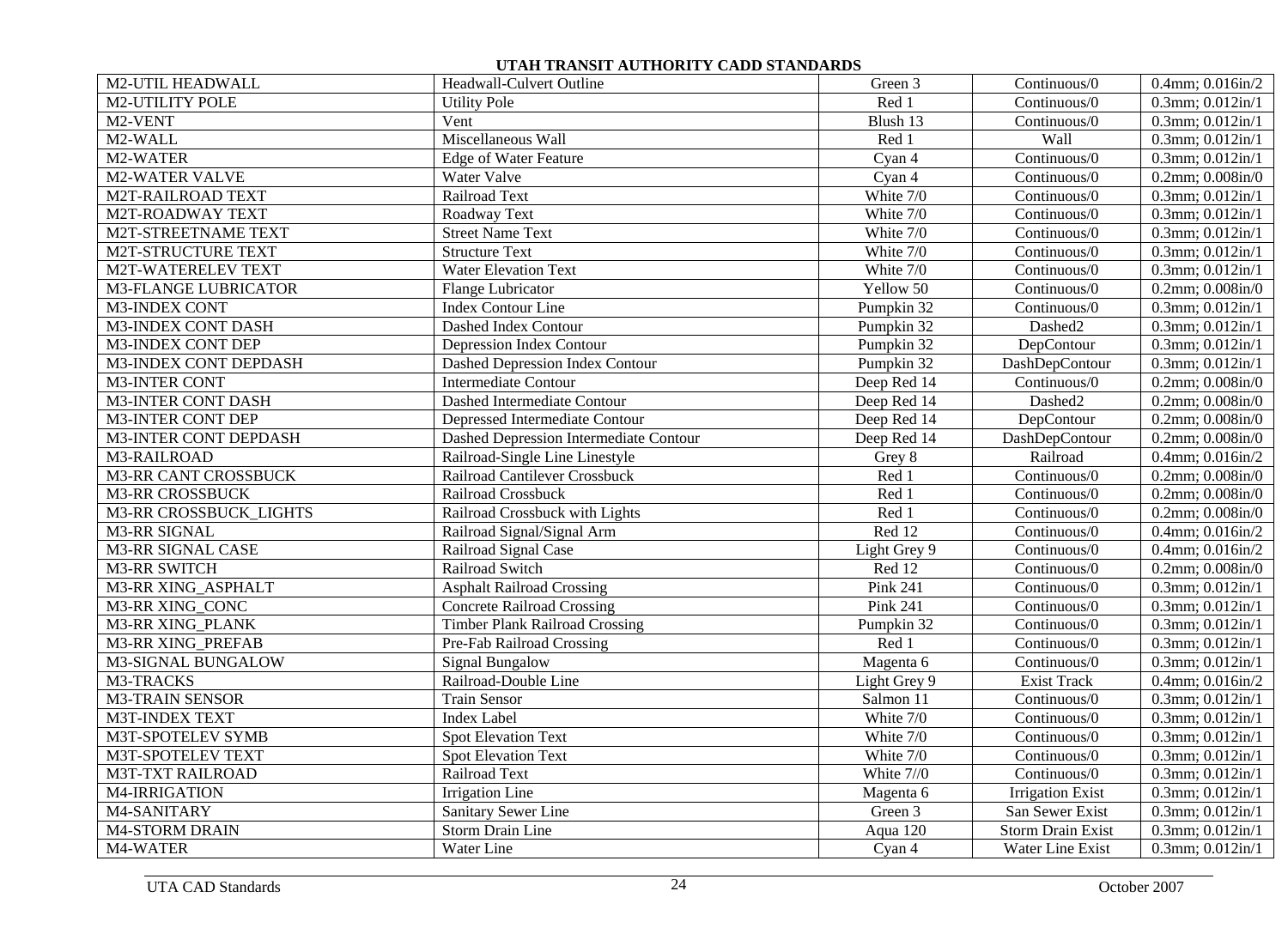# UTAH TRANSIT AUTHORITY CADD STANDARDS

| | | | | |
|---|---|---|---|---|
| M2-UTIL HEADWALL | Headwall-Culvert Outline | Green 3 | Continuous/0 | 0.4mm; 0.016in/2 |
| M2-UTILITY POLE | Utility Pole | Red 1 | Continuous/0 | 0.3mm; 0.012in/1 |
| M2-VENT | Vent | Blush 13 | Continuous/0 | 0.3mm; 0.012in/1 |
| M2-WALL | Miscellaneous Wall | Red 1 | Wall | 0.3mm; 0.012in/1 |
| M2-WATER | Edge of Water Feature | Cyan 4 | Continuous/0 | 0.3mm; 0.012in/1 |
| M2-WATER VALVE | Water Valve | Cyan 4 | Continuous/0 | 0.2mm; 0.008in/0 |
| M2T-RAILROAD TEXT | Railroad Text | White 7/0 | Continuous/0 | 0.3mm; 0.012in/1 |
| M2T-ROADWAY TEXT | Roadway Text | White 7/0 | Continuous/0 | 0.3mm; 0.012in/1 |
| M2T-STREETNAME TEXT | Street Name Text | White 7/0 | Continuous/0 | 0.3mm; 0.012in/1 |
| M2T-STRUCTURE TEXT | Structure Text | White 7/0 | Continuous/0 | 0.3mm; 0.012in/1 |
| M2T-WATERELEV TEXT | Water Elevation Text | White 7/0 | Continuous/0 | 0.3mm; 0.012in/1 |
| M3-FLANGE LUBRICATOR | Flange Lubricator | Yellow 50 | Continuous/0 | 0.2mm; 0.008in/0 |
| M3-INDEX CONT | Index Contour Line | Pumpkin 32 | Continuous/0 | 0.3mm; 0.012in/1 |
| M3-INDEX CONT DASH | Dashed Index Contour | Pumpkin 32 | Dashed2 | 0.3mm; 0.012in/1 |
| M3-INDEX CONT DEP | Depression Index Contour | Pumpkin 32 | DepContour | 0.3mm; 0.012in/1 |
| M3-INDEX CONT DEPDASH | Dashed Depression Index Contour | Pumpkin 32 | DashDepContour | 0.3mm; 0.012in/1 |
| M3-INTER CONT | Intermediate Contour | Deep Red 14 | Continuous/0 | 0.2mm; 0.008in/0 |
| M3-INTER CONT DASH | Dashed Intermediate Contour | Deep Red 14 | Dashed2 | 0.2mm; 0.008in/0 |
| M3-INTER CONT DEP | Depressed Intermediate Contour | Deep Red 14 | DepContour | 0.2mm; 0.008in/0 |
| M3-INTER CONT DEPDASH | Dashed Depression Intermediate Contour | Deep Red 14 | DashDepContour | 0.2mm; 0.008in/0 |
| M3-RAILROAD | Railroad-Single Line Linestyle | Grey 8 | Railroad | 0.4mm; 0.016in/2 |
| M3-RR CANT CROSSBUCK | Railroad Cantilever Crossbuck | Red 1 | Continuous/0 | 0.2mm; 0.008in/0 |
| M3-RR CROSSBUCK | Railroad Crossbuck | Red 1 | Continuous/0 | 0.2mm; 0.008in/0 |
| M3-RR CROSSBUCK_LIGHTS | Railroad Crossbuck with Lights | Red 1 | Continuous/0 | 0.2mm; 0.008in/0 |
| M3-RR SIGNAL | Railroad Signal/Signal Arm | Red 12 | Continuous/0 | 0.4mm; 0.016in/2 |
| M3-RR SIGNAL CASE | Railroad Signal Case | Light Grey 9 | Continuous/0 | 0.4mm; 0.016in/2 |
| M3-RR SWITCH | Railroad Switch | Red 12 | Continuous/0 | 0.2mm; 0.008in/0 |
| M3-RR XING_ASPHALT | Asphalt Railroad Crossing | Pink 241 | Continuous/0 | 0.3mm; 0.012in/1 |
| M3-RR XING_CONC | Concrete Railroad Crossing | Pink 241 | Continuous/0 | 0.3mm; 0.012in/1 |
| M3-RR XING_PLANK | Timber Plank Railroad Crossing | Pumpkin 32 | Continuous/0 | 0.3mm; 0.012in/1 |
| M3-RR XING_PREFAB | Pre-Fab Railroad Crossing | Red 1 | Continuous/0 | 0.3mm; 0.012in/1 |
| M3-SIGNAL BUNGALOW | Signal Bungalow | Magenta 6 | Continuous/0 | 0.3mm; 0.012in/1 |
| M3-TRACKS | Railroad-Double Line | Light Grey 9 | Exist Track | 0.4mm; 0.016in/2 |
| M3-TRAIN SENSOR | Train Sensor | Salmon 11 | Continuous/0 | 0.3mm; 0.012in/1 |
| M3T-INDEX TEXT | Index Label | White 7/0 | Continuous/0 | 0.3mm; 0.012in/1 |
| M3T-SPOTELEV SYMB | Spot Elevation Text | White 7/0 | Continuous/0 | 0.3mm; 0.012in/1 |
| M3T-SPOTELEV TEXT | Spot Elevation Text | White 7/0 | Continuous/0 | 0.3mm; 0.012in/1 |
| M3T-TXT RAILROAD | Railroad Text | White 7//0 | Continuous/0 | 0.3mm; 0.012in/1 |
| M4-IRRIGATION | Irrigation Line | Magenta 6 | Irrigation Exist | 0.3mm; 0.012in/1 |
| M4-SANITARY | Sanitary Sewer Line | Green 3 | San Sewer Exist | 0.3mm; 0.012in/1 |
| M4-STORM DRAIN | Storm Drain Line | Aqua 120 | Storm Drain Exist | 0.3mm; 0.012in/1 |
| M4-WATER | Water Line | Cyan 4 | Water Line Exist | 0.3mm; 0.012in/1 |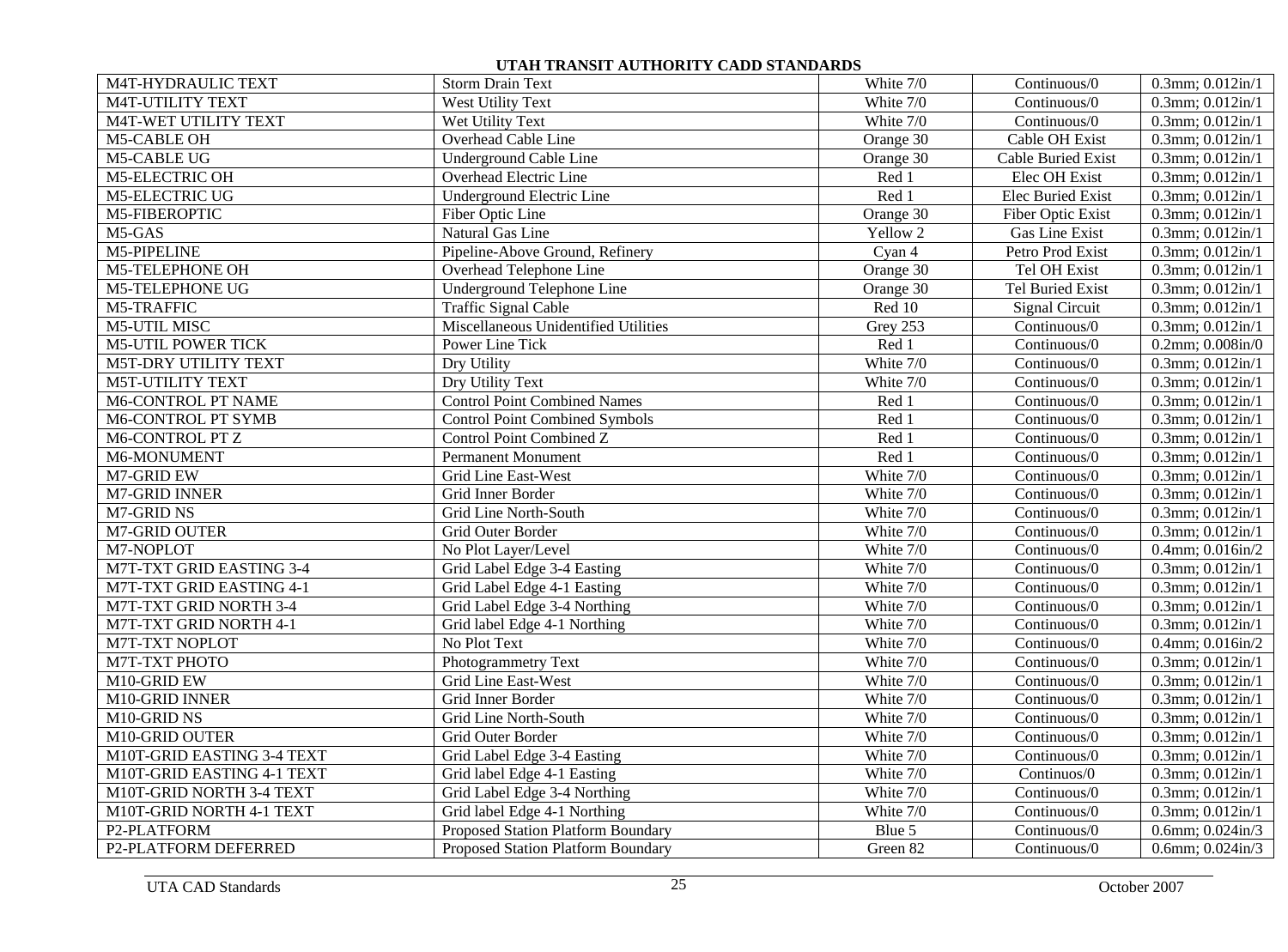**UTAH TRANSIT AUTHORITY CADD STANDARDS**

| | | | | |
|---|---|---|---|---|
| M4T-HYDRAULIC TEXT | Storm Drain Text | White 7/0 | Continuous/0 | 0.3mm; 0.012in/1 |
| M4T-UTILITY TEXT | West Utility Text | White 7/0 | Continuous/0 | 0.3mm; 0.012in/1 |
| M4T-WET UTILITY TEXT | Wet Utility Text | White 7/0 | Continuous/0 | 0.3mm; 0.012in/1 |
| M5-CABLE OH | Overhead Cable Line | Orange 30 | Cable OH Exist | 0.3mm; 0.012in/1 |
| M5-CABLE UG | Underground Cable Line | Orange 30 | Cable Buried Exist | 0.3mm; 0.012in/1 |
| M5-ELECTRIC OH | Overhead Electric Line | Red 1 | Elec OH Exist | 0.3mm; 0.012in/1 |
| M5-ELECTRIC UG | Underground Electric Line | Red 1 | Elec Buried Exist | 0.3mm; 0.012in/1 |
| M5-FIBEROPTIC | Fiber Optic Line | Orange 30 | Fiber Optic Exist | 0.3mm; 0.012in/1 |
| M5-GAS | Natural Gas Line | Yellow 2 | Gas Line Exist | 0.3mm; 0.012in/1 |
| M5-PIPELINE | Pipeline-Above Ground, Refinery | Cyan 4 | Petro Prod Exist | 0.3mm; 0.012in/1 |
| M5-TELEPHONE OH | Overhead Telephone Line | Orange 30 | Tel OH Exist | 0.3mm; 0.012in/1 |
| M5-TELEPHONE UG | Underground Telephone Line | Orange 30 | Tel Buried Exist | 0.3mm; 0.012in/1 |
| M5-TRAFFIC | Traffic Signal Cable | Red 10 | Signal Circuit | 0.3mm; 0.012in/1 |
| M5-UTIL MISC | Miscellaneous Unidentified Utilities | Grey 253 | Continuous/0 | 0.3mm; 0.012in/1 |
| M5-UTIL POWER TICK | Power Line Tick | Red 1 | Continuous/0 | 0.2mm; 0.008in/0 |
| M5T-DRY UTILITY TEXT | Dry Utility | White 7/0 | Continuous/0 | 0.3mm; 0.012in/1 |
| M5T-UTILITY TEXT | Dry Utility Text | White 7/0 | Continuous/0 | 0.3mm; 0.012in/1 |
| M6-CONTROL PT NAME | Control Point Combined Names | Red 1 | Continuous/0 | 0.3mm; 0.012in/1 |
| M6-CONTROL PT SYMB | Control Point Combined Symbols | Red 1 | Continuous/0 | 0.3mm; 0.012in/1 |
| M6-CONTROL PT Z | Control Point Combined Z | Red 1 | Continuous/0 | 0.3mm; 0.012in/1 |
| M6-MONUMENT | Permanent Monument | Red 1 | Continuous/0 | 0.3mm; 0.012in/1 |
| M7-GRID EW | Grid Line East-West | White 7/0 | Continuous/0 | 0.3mm; 0.012in/1 |
| M7-GRID INNER | Grid Inner Border | White 7/0 | Continuous/0 | 0.3mm; 0.012in/1 |
| M7-GRID NS | Grid Line North-South | White 7/0 | Continuous/0 | 0.3mm; 0.012in/1 |
| M7-GRID OUTER | Grid Outer Border | White 7/0 | Continuous/0 | 0.3mm; 0.012in/1 |
| M7-NOPLOT | No Plot Layer/Level | White 7/0 | Continuous/0 | 0.4mm; 0.016in/2 |
| M7T-TXT GRID EASTING 3-4 | Grid Label Edge 3-4 Easting | White 7/0 | Continuous/0 | 0.3mm; 0.012in/1 |
| M7T-TXT GRID EASTING 4-1 | Grid Label Edge 4-1 Easting | White 7/0 | Continuous/0 | 0.3mm; 0.012in/1 |
| M7T-TXT GRID NORTH 3-4 | Grid Label Edge 3-4 Northing | White 7/0 | Continuous/0 | 0.3mm; 0.012in/1 |
| M7T-TXT GRID NORTH 4-1 | Grid label Edge 4-1 Northing | White 7/0 | Continuous/0 | 0.3mm; 0.012in/1 |
| M7T-TXT NOPLOT | No Plot Text | White 7/0 | Continuous/0 | 0.4mm; 0.016in/2 |
| M7T-TXT PHOTO | Photogrammetry Text | White 7/0 | Continuous/0 | 0.3mm; 0.012in/1 |
| M10-GRID EW | Grid Line East-West | White 7/0 | Continuous/0 | 0.3mm; 0.012in/1 |
| M10-GRID INNER | Grid Inner Border | White 7/0 | Continuous/0 | 0.3mm; 0.012in/1 |
| M10-GRID NS | Grid Line North-South | White 7/0 | Continuous/0 | 0.3mm; 0.012in/1 |
| M10-GRID OUTER | Grid Outer Border | White 7/0 | Continuous/0 | 0.3mm; 0.012in/1 |
| M10T-GRID EASTING 3-4 TEXT | Grid Label Edge 3-4 Easting | White 7/0 | Continuous/0 | 0.3mm; 0.012in/1 |
| M10T-GRID EASTING 4-1 TEXT | Grid label Edge 4-1 Easting | White 7/0 | Continuos/0 | 0.3mm; 0.012in/1 |
| M10T-GRID NORTH 3-4 TEXT | Grid Label Edge 3-4 Northing | White 7/0 | Continuous/0 | 0.3mm; 0.012in/1 |
| M10T-GRID NORTH 4-1 TEXT | Grid label Edge 4-1 Northing | White 7/0 | Continuous/0 | 0.3mm; 0.012in/1 |
| P2-PLATFORM | Proposed Station Platform Boundary | Blue 5 | Continuous/0 | 0.6mm; 0.024in/3 |
| P2-PLATFORM DEFERRED | Proposed Station Platform Boundary | Green 82 | Continuous/0 | 0.6mm; 0.024in/3 |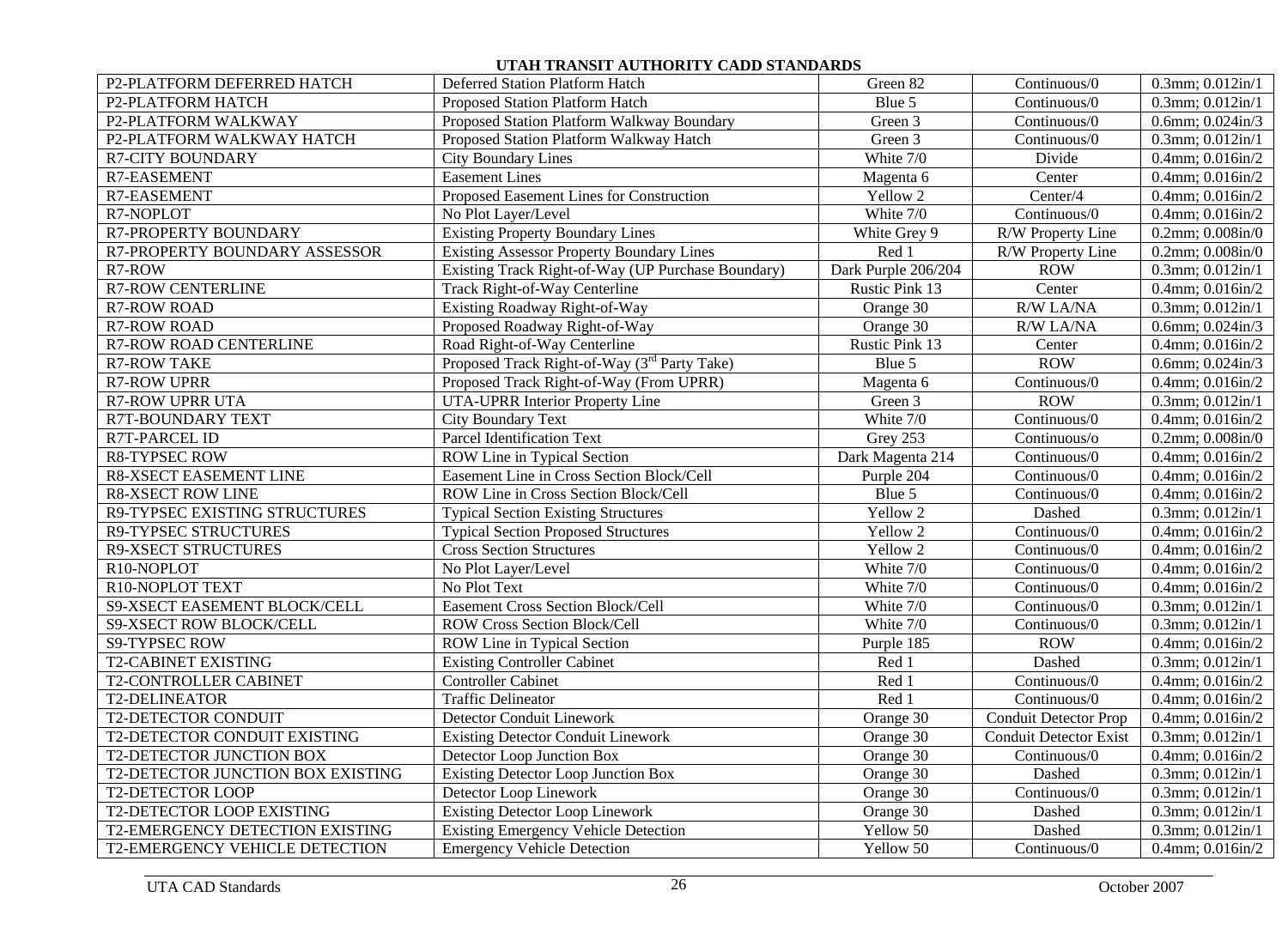**UTAH TRANSIT AUTHORITY CADD STANDARDS**

| | | | | |
|---|---|---|---|---|
| P2-PLATFORM DEFERRED HATCH | Deferred Station Platform Hatch | Green 82 | Continuous/0 | 0.3mm; 0.012in/1 |
| P2-PLATFORM HATCH | Proposed Station Platform Hatch | Blue 5 | Continuous/0 | 0.3mm; 0.012in/1 |
| P2-PLATFORM WALKWAY | Proposed Station Platform Walkway Boundary | Green 3 | Continuous/0 | 0.6mm; 0.024in/3 |
| P2-PLATFORM WALKWAY HATCH | Proposed Station Platform Walkway Hatch | Green 3 | Continuous/0 | 0.3mm; 0.012in/1 |
| R7-CITY BOUNDARY | City Boundary Lines | White 7/0 | Divide | 0.4mm; 0.016in/2 |
| R7-EASEMENT | Easement Lines | Magenta 6 | Center | 0.4mm; 0.016in/2 |
| R7-EASEMENT | Proposed Easement Lines for Construction | Yellow 2 | Center/4 | 0.4mm; 0.016in/2 |
| R7-NOPLOT | No Plot Layer/Level | White 7/0 | Continuous/0 | 0.4mm; 0.016in/2 |
| R7-PROPERTY BOUNDARY | Existing Property Boundary Lines | White Grey 9 | R/W Property Line | 0.2mm; 0.008in/0 |
| R7-PROPERTY BOUNDARY ASSESSOR | Existing Assessor Property Boundary Lines | Red 1 | R/W Property Line | 0.2mm; 0.008in/0 |
| R7-ROW | Existing Track Right-of-Way (UP Purchase Boundary) | Dark Purple 206/204 | ROW | 0.3mm; 0.012in/1 |
| R7-ROW CENTERLINE | Track Right-of-Way Centerline | Rustic Pink 13 | Center | 0.4mm; 0.016in/2 |
| R7-ROW ROAD | Existing Roadway Right-of-Way | Orange 30 | R/W LA/NA | 0.3mm; 0.012in/1 |
| R7-ROW ROAD | Proposed Roadway Right-of-Way | Orange 30 | R/W LA/NA | 0.6mm; 0.024in/3 |
| R7-ROW ROAD CENTERLINE | Road Right-of-Way Centerline | Rustic Pink 13 | Center | 0.4mm; 0.016in/2 |
| R7-ROW TAKE | Proposed Track Right-of-Way (3rd Party Take) | Blue 5 | ROW | 0.6mm; 0.024in/3 |
| R7-ROW UPRR | Proposed Track Right-of-Way (From UPRR) | Magenta 6 | Continuous/0 | 0.4mm; 0.016in/2 |
| R7-ROW UPRR UTA | UTA-UPRR Interior Property Line | Green 3 | ROW | 0.3mm; 0.012in/1 |
| R7T-BOUNDARY TEXT | City Boundary Text | White 7/0 | Continuous/0 | 0.4mm; 0.016in/2 |
| R7T-PARCEL ID | Parcel Identification Text | Grey 253 | Continuous/o | 0.2mm; 0.008in/0 |
| R8-TYPSEC ROW | ROW Line in Typical Section | Dark Magenta 214 | Continuous/0 | 0.4mm; 0.016in/2 |
| R8-XSECT EASEMENT LINE | Easement Line in Cross Section Block/Cell | Purple 204 | Continuous/0 | 0.4mm; 0.016in/2 |
| R8-XSECT ROW LINE | ROW Line in Cross Section Block/Cell | Blue 5 | Continuous/0 | 0.4mm; 0.016in/2 |
| R9-TYPSEC EXISTING STRUCTURES | Typical Section Existing Structures | Yellow 2 | Dashed | 0.3mm; 0.012in/1 |
| R9-TYPSEC STRUCTURES | Typical Section Proposed Structures | Yellow 2 | Continuous/0 | 0.4mm; 0.016in/2 |
| R9-XSECT STRUCTURES | Cross Section Structures | Yellow 2 | Continuous/0 | 0.4mm; 0.016in/2 |
| R10-NOPLOT | No Plot Layer/Level | White 7/0 | Continuous/0 | 0.4mm; 0.016in/2 |
| R10-NOPLOT TEXT | No Plot Text | White 7/0 | Continuous/0 | 0.4mm; 0.016in/2 |
| S9-XSECT EASEMENT BLOCK/CELL | Easement Cross Section Block/Cell | White 7/0 | Continuous/0 | 0.3mm; 0.012in/1 |
| S9-XSECT ROW BLOCK/CELL | ROW Cross Section Block/Cell | White 7/0 | Continuous/0 | 0.3mm; 0.012in/1 |
| S9-TYPSEC ROW | ROW Line in Typical Section | Purple 185 | ROW | 0.4mm; 0.016in/2 |
| T2-CABINET EXISTING | Existing Controller Cabinet | Red 1 | Dashed | 0.3mm; 0.012in/1 |
| T2-CONTROLLER CABINET | Controller Cabinet | Red 1 | Continuous/0 | 0.4mm; 0.016in/2 |
| T2-DELINEATOR | Traffic Delineator | Red 1 | Continuous/0 | 0.4mm; 0.016in/2 |
| T2-DETECTOR CONDUIT | Detector Conduit Linework | Orange 30 | Conduit Detector Prop | 0.4mm; 0.016in/2 |
| T2-DETECTOR CONDUIT EXISTING | Existing Detector Conduit Linework | Orange 30 | Conduit Detector Exist | 0.3mm; 0.012in/1 |
| T2-DETECTOR JUNCTION BOX | Detector Loop Junction Box | Orange 30 | Continuous/0 | 0.4mm; 0.016in/2 |
| T2-DETECTOR JUNCTION BOX EXISTING | Existing Detector Loop Junction Box | Orange 30 | Dashed | 0.3mm; 0.012in/1 |
| T2-DETECTOR LOOP | Detector Loop Linework | Orange 30 | Continuous/0 | 0.3mm; 0.012in/1 |
| T2-DETECTOR LOOP EXISTING | Existing Detector Loop Linework | Orange 30 | Dashed | 0.3mm; 0.012in/1 |
| T2-EMERGENCY DETECTION EXISTING | Existing Emergency Vehicle Detection | Yellow 50 | Dashed | 0.3mm; 0.012in/1 |
| T2-EMERGENCY VEHICLE DETECTION | Emergency Vehicle Detection | Yellow 50 | Continuous/0 | 0.4mm; 0.016in/2 |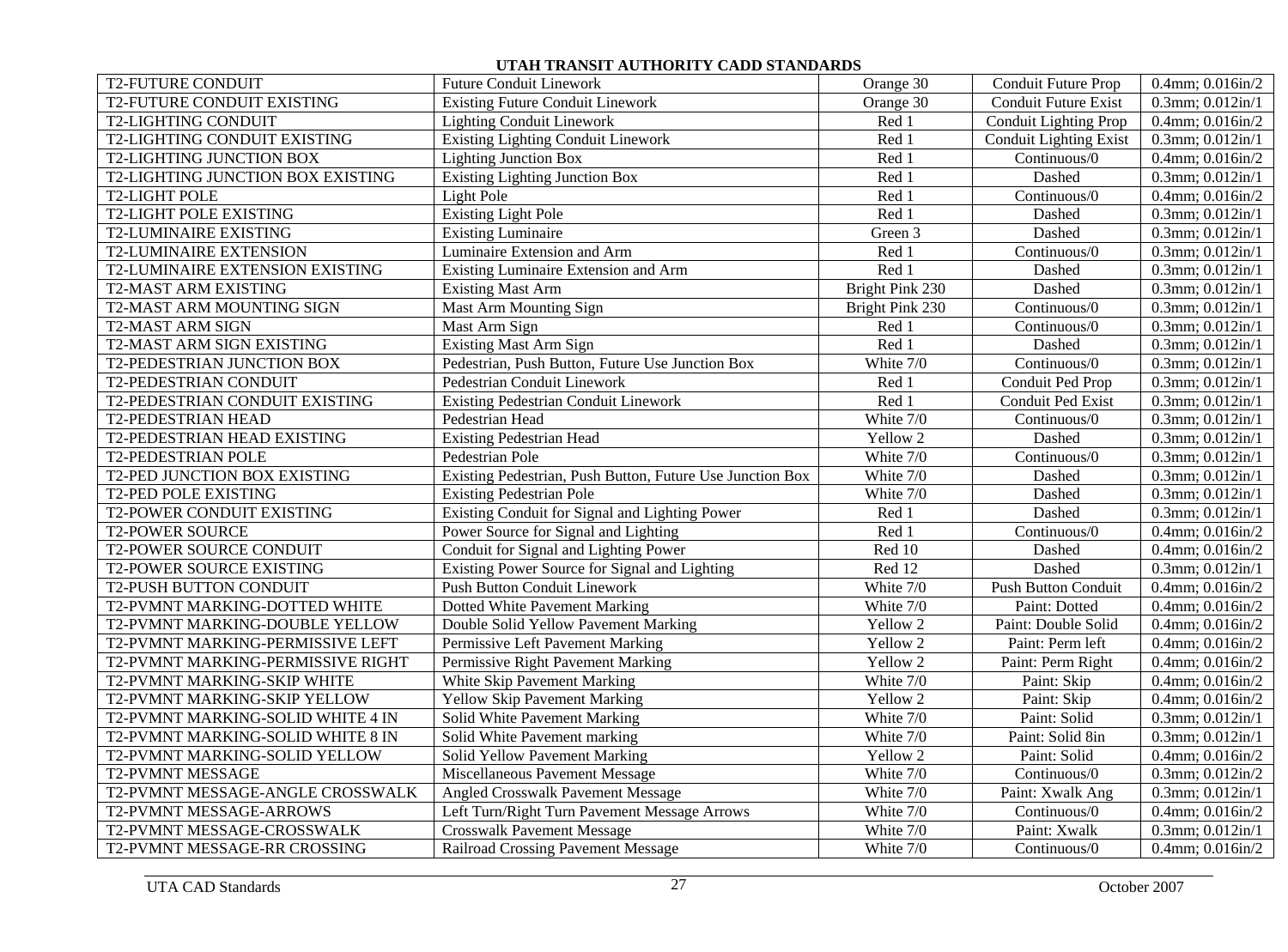**UTAH TRANSIT AUTHORITY CADD STANDARDS**

| | | | | |
|---|---|---|---|---|
| T2-FUTURE CONDUIT | Future Conduit Linework | Orange 30 | Conduit Future Prop | 0.4mm; 0.016in/2 |
| T2-FUTURE CONDUIT EXISTING | Existing Future Conduit Linework | Orange 30 | Conduit Future Exist | 0.3mm; 0.012in/1 |
| T2-LIGHTING CONDUIT | Lighting Conduit Linework | Red 1 | Conduit Lighting Prop | 0.4mm; 0.016in/2 |
| T2-LIGHTING CONDUIT EXISTING | Existing Lighting Conduit Linework | Red 1 | Conduit Lighting Exist | 0.3mm; 0.012in/1 |
| T2-LIGHTING JUNCTION BOX | Lighting Junction Box | Red 1 | Continuous/0 | 0.4mm; 0.016in/2 |
| T2-LIGHTING JUNCTION BOX EXISTING | Existing Lighting Junction Box | Red 1 | Dashed | 0.3mm; 0.012in/1 |
| T2-LIGHT POLE | Light Pole | Red 1 | Continuous/0 | 0.4mm; 0.016in/2 |
| T2-LIGHT POLE EXISTING | Existing Light Pole | Red 1 | Dashed | 0.3mm; 0.012in/1 |
| T2-LUMINAIRE EXISTING | Existing Luminaire | Green 3 | Dashed | 0.3mm; 0.012in/1 |
| T2-LUMINAIRE EXTENSION | Luminaire Extension and Arm | Red 1 | Continuous/0 | 0.3mm; 0.012in/1 |
| T2-LUMINAIRE EXTENSION EXISTING | Existing Luminaire Extension and Arm | Red 1 | Dashed | 0.3mm; 0.012in/1 |
| T2-MAST ARM EXISTING | Existing Mast Arm | Bright Pink 230 | Dashed | 0.3mm; 0.012in/1 |
| T2-MAST ARM MOUNTING SIGN | Mast Arm Mounting Sign | Bright Pink 230 | Continuous/0 | 0.3mm; 0.012in/1 |
| T2-MAST ARM SIGN | Mast Arm Sign | Red 1 | Continuous/0 | 0.3mm; 0.012in/1 |
| T2-MAST ARM SIGN EXISTING | Existing Mast Arm Sign | Red 1 | Dashed | 0.3mm; 0.012in/1 |
| T2-PEDESTRIAN JUNCTION BOX | Pedestrian, Push Button, Future Use Junction Box | White 7/0 | Continuous/0 | 0.3mm; 0.012in/1 |
| T2-PEDESTRIAN CONDUIT | Pedestrian Conduit Linework | Red 1 | Conduit Ped Prop | 0.3mm; 0.012in/1 |
| T2-PEDESTRIAN CONDUIT EXISTING | Existing Pedestrian Conduit Linework | Red 1 | Conduit Ped Exist | 0.3mm; 0.012in/1 |
| T2-PEDESTRIAN HEAD | Pedestrian Head | White 7/0 | Continuous/0 | 0.3mm; 0.012in/1 |
| T2-PEDESTRIAN HEAD EXISTING | Existing Pedestrian Head | Yellow 2 | Dashed | 0.3mm; 0.012in/1 |
| T2-PEDESTRIAN POLE | Pedestrian Pole | White 7/0 | Continuous/0 | 0.3mm; 0.012in/1 |
| T2-PED JUNCTION BOX EXISTING | Existing Pedestrian, Push Button, Future Use Junction Box | White 7/0 | Dashed | 0.3mm; 0.012in/1 |
| T2-PED POLE EXISTING | Existing Pedestrian Pole | White 7/0 | Dashed | 0.3mm; 0.012in/1 |
| T2-POWER CONDUIT EXISTING | Existing Conduit for Signal and Lighting Power | Red 1 | Dashed | 0.3mm; 0.012in/1 |
| T2-POWER SOURCE | Power Source for Signal and Lighting | Red 1 | Continuous/0 | 0.4mm; 0.016in/2 |
| T2-POWER SOURCE CONDUIT | Conduit for Signal and Lighting Power | Red 10 | Dashed | 0.4mm; 0.016in/2 |
| T2-POWER SOURCE EXISTING | Existing Power Source for Signal and Lighting | Red 12 | Dashed | 0.3mm; 0.012in/1 |
| T2-PUSH BUTTON CONDUIT | Push Button Conduit Linework | White 7/0 | Push Button Conduit | 0.4mm; 0.016in/2 |
| T2-PVMNT MARKING-DOTTED WHITE | Dotted White Pavement Marking | White 7/0 | Paint: Dotted | 0.4mm; 0.016in/2 |
| T2-PVMNT MARKING-DOUBLE YELLOW | Double Solid Yellow Pavement Marking | Yellow 2 | Paint: Double Solid | 0.4mm; 0.016in/2 |
| T2-PVMNT MARKING-PERMISSIVE LEFT | Permissive Left Pavement Marking | Yellow 2 | Paint: Perm left | 0.4mm; 0.016in/2 |
| T2-PVMNT MARKING-PERMISSIVE RIGHT | Permissive Right Pavement Marking | Yellow 2 | Paint: Perm Right | 0.4mm; 0.016in/2 |
| T2-PVMNT MARKING-SKIP WHITE | White Skip Pavement Marking | White 7/0 | Paint: Skip | 0.4mm; 0.016in/2 |
| T2-PVMNT MARKING-SKIP YELLOW | Yellow Skip Pavement Marking | Yellow 2 | Paint: Skip | 0.4mm; 0.016in/2 |
| T2-PVMNT MARKING-SOLID WHITE 4 IN | Solid White Pavement Marking | White 7/0 | Paint: Solid | 0.3mm; 0.012in/1 |
| T2-PVMNT MARKING-SOLID WHITE 8 IN | Solid White Pavement marking | White 7/0 | Paint: Solid 8in | 0.3mm; 0.012in/1 |
| T2-PVMNT MARKING-SOLID YELLOW | Solid Yellow Pavement Marking | Yellow 2 | Paint: Solid | 0.4mm; 0.016in/2 |
| T2-PVMNT MESSAGE | Miscellaneous Pavement Message | White 7/0 | Continuous/0 | 0.3mm; 0.012in/2 |
| T2-PVMNT MESSAGE-ANGLE CROSSWALK | Angled Crosswalk Pavement Message | White 7/0 | Paint: Xwalk Ang | 0.3mm; 0.012in/1 |
| T2-PVMNT MESSAGE-ARROWS | Left Turn/Right Turn Pavement Message Arrows | White 7/0 | Continuous/0 | 0.4mm; 0.016in/2 |
| T2-PVMNT MESSAGE-CROSSWALK | Crosswalk Pavement Message | White 7/0 | Paint: Xwalk | 0.3mm; 0.012in/1 |
| T2-PVMNT MESSAGE-RR CROSSING | Railroad Crossing Pavement Message | White 7/0 | Continuous/0 | 0.4mm; 0.016in/2 |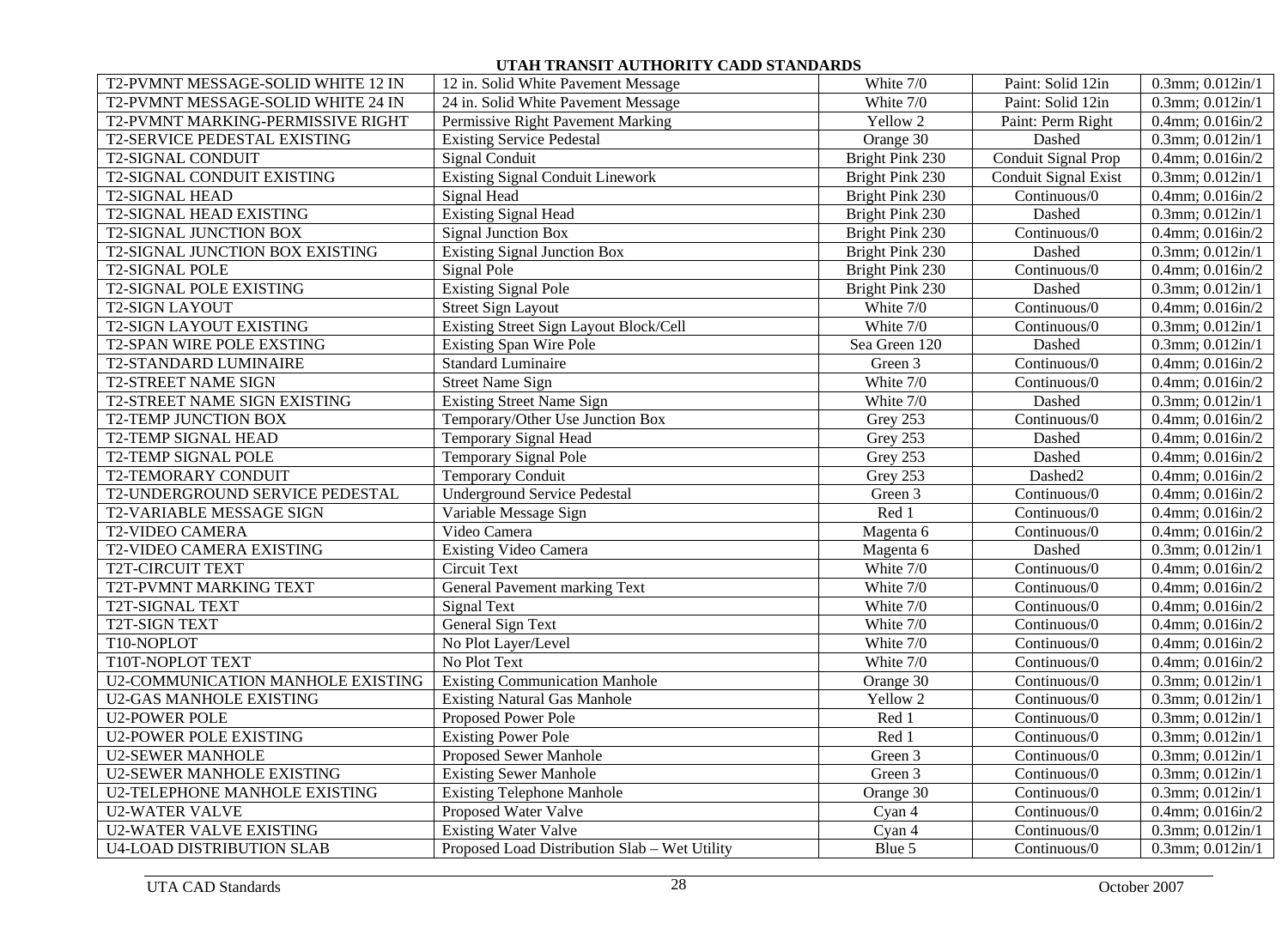UTAH TRANSIT AUTHORITY CADD STANDARDS

| | | | | |
|---|---|---|---|---|
| T2-PVMNT MESSAGE-SOLID WHITE 12 IN | 12 in. Solid White Pavement Message | White 7/0 | Paint: Solid 12in | 0.3mm; 0.012in/1 |
| T2-PVMNT MESSAGE-SOLID WHITE 24 IN | 24 in. Solid White Pavement Message | White 7/0 | Paint: Solid 12in | 0.3mm; 0.012in/1 |
| T2-PVMNT MARKING-PERMISSIVE RIGHT | Permissive Right Pavement Marking | Yellow 2 | Paint: Perm Right | 0.4mm; 0.016in/2 |
| T2-SERVICE PEDESTAL EXISTING | Existing Service Pedestal | Orange 30 | Dashed | 0.3mm; 0.012in/1 |
| T2-SIGNAL CONDUIT | Signal Conduit | Bright Pink 230 | Conduit Signal Prop | 0.4mm; 0.016in/2 |
| T2-SIGNAL CONDUIT EXISTING | Existing Signal Conduit Linework | Bright Pink 230 | Conduit Signal Exist | 0.3mm; 0.012in/1 |
| T2-SIGNAL HEAD | Signal Head | Bright Pink 230 | Continuous/0 | 0.4mm; 0.016in/2 |
| T2-SIGNAL HEAD EXISTING | Existing Signal Head | Bright Pink 230 | Dashed | 0.3mm; 0.012in/1 |
| T2-SIGNAL JUNCTION BOX | Signal Junction Box | Bright Pink 230 | Continuous/0 | 0.4mm; 0.016in/2 |
| T2-SIGNAL JUNCTION BOX EXISTING | Existing Signal Junction Box | Bright Pink 230 | Dashed | 0.3mm; 0.012in/1 |
| T2-SIGNAL POLE | Signal Pole | Bright Pink 230 | Continuous/0 | 0.4mm; 0.016in/2 |
| T2-SIGNAL POLE EXISTING | Existing Signal Pole | Bright Pink 230 | Dashed | 0.3mm; 0.012in/1 |
| T2-SIGN LAYOUT | Street Sign Layout | White 7/0 | Continuous/0 | 0.4mm; 0.016in/2 |
| T2-SIGN LAYOUT EXISTING | Existing Street Sign Layout Block/Cell | White 7/0 | Continuous/0 | 0.3mm; 0.012in/1 |
| T2-SPAN WIRE POLE EXSTING | Existing Span Wire Pole | Sea Green 120 | Dashed | 0.3mm; 0.012in/1 |
| T2-STANDARD LUMINAIRE | Standard Luminaire | Green 3 | Continuous/0 | 0.4mm; 0.016in/2 |
| T2-STREET NAME SIGN | Street Name Sign | White 7/0 | Continuous/0 | 0.4mm; 0.016in/2 |
| T2-STREET NAME SIGN EXISTING | Existing Street Name Sign | White 7/0 | Dashed | 0.3mm; 0.012in/1 |
| T2-TEMP JUNCTION BOX | Temporary/Other Use Junction Box | Grey 253 | Continuous/0 | 0.4mm; 0.016in/2 |
| T2-TEMP SIGNAL HEAD | Temporary Signal Head | Grey 253 | Dashed | 0.4mm; 0.016in/2 |
| T2-TEMP SIGNAL POLE | Temporary Signal Pole | Grey 253 | Dashed | 0.4mm; 0.016in/2 |
| T2-TEMORARY CONDUIT | Temporary Conduit | Grey 253 | Dashed2 | 0.4mm; 0.016in/2 |
| T2-UNDERGROUND SERVICE PEDESTAL | Underground Service Pedestal | Green 3 | Continuous/0 | 0.4mm; 0.016in/2 |
| T2-VARIABLE MESSAGE SIGN | Variable Message Sign | Red 1 | Continuous/0 | 0.4mm; 0.016in/2 |
| T2-VIDEO CAMERA | Video Camera | Magenta 6 | Continuous/0 | 0.4mm; 0.016in/2 |
| T2-VIDEO CAMERA EXISTING | Existing Video Camera | Magenta 6 | Dashed | 0.3mm; 0.012in/1 |
| T2T-CIRCUIT TEXT | Circuit Text | White 7/0 | Continuous/0 | 0.4mm; 0.016in/2 |
| T2T-PVMNT MARKING TEXT | General Pavement marking Text | White 7/0 | Continuous/0 | 0.4mm; 0.016in/2 |
| T2T-SIGNAL TEXT | Signal Text | White 7/0 | Continuous/0 | 0.4mm; 0.016in/2 |
| T2T-SIGN TEXT | General Sign Text | White 7/0 | Continuous/0 | 0.4mm; 0.016in/2 |
| T10-NOPLOT | No Plot Layer/Level | White 7/0 | Continuous/0 | 0.4mm; 0.016in/2 |
| T10T-NOPLOT TEXT | No Plot Text | White 7/0 | Continuous/0 | 0.4mm; 0.016in/2 |
| U2-COMMUNICATION MANHOLE EXISTING | Existing Communication Manhole | Orange 30 | Continuous/0 | 0.3mm; 0.012in/1 |
| U2-GAS MANHOLE EXISTING | Existing Natural Gas Manhole | Yellow 2 | Continuous/0 | 0.3mm; 0.012in/1 |
| U2-POWER POLE | Proposed Power Pole | Red 1 | Continuous/0 | 0.3mm; 0.012in/1 |
| U2-POWER POLE EXISTING | Existing Power Pole | Red 1 | Continuous/0 | 0.3mm; 0.012in/1 |
| U2-SEWER MANHOLE | Proposed Sewer Manhole | Green 3 | Continuous/0 | 0.3mm; 0.012in/1 |
| U2-SEWER MANHOLE EXISTING | Existing Sewer Manhole | Green 3 | Continuous/0 | 0.3mm; 0.012in/1 |
| U2-TELEPHONE MANHOLE EXISTING | Existing Telephone Manhole | Orange 30 | Continuous/0 | 0.3mm; 0.012in/1 |
| U2-WATER VALVE | Proposed Water Valve | Cyan 4 | Continuous/0 | 0.4mm; 0.016in/2 |
| U2-WATER VALVE EXISTING | Existing Water Valve | Cyan 4 | Continuous/0 | 0.3mm; 0.012in/1 |
| U4-LOAD DISTRIBUTION SLAB | Proposed Load Distribution Slab – Wet Utility | Blue 5 | Continuous/0 | 0.3mm; 0.012in/1 |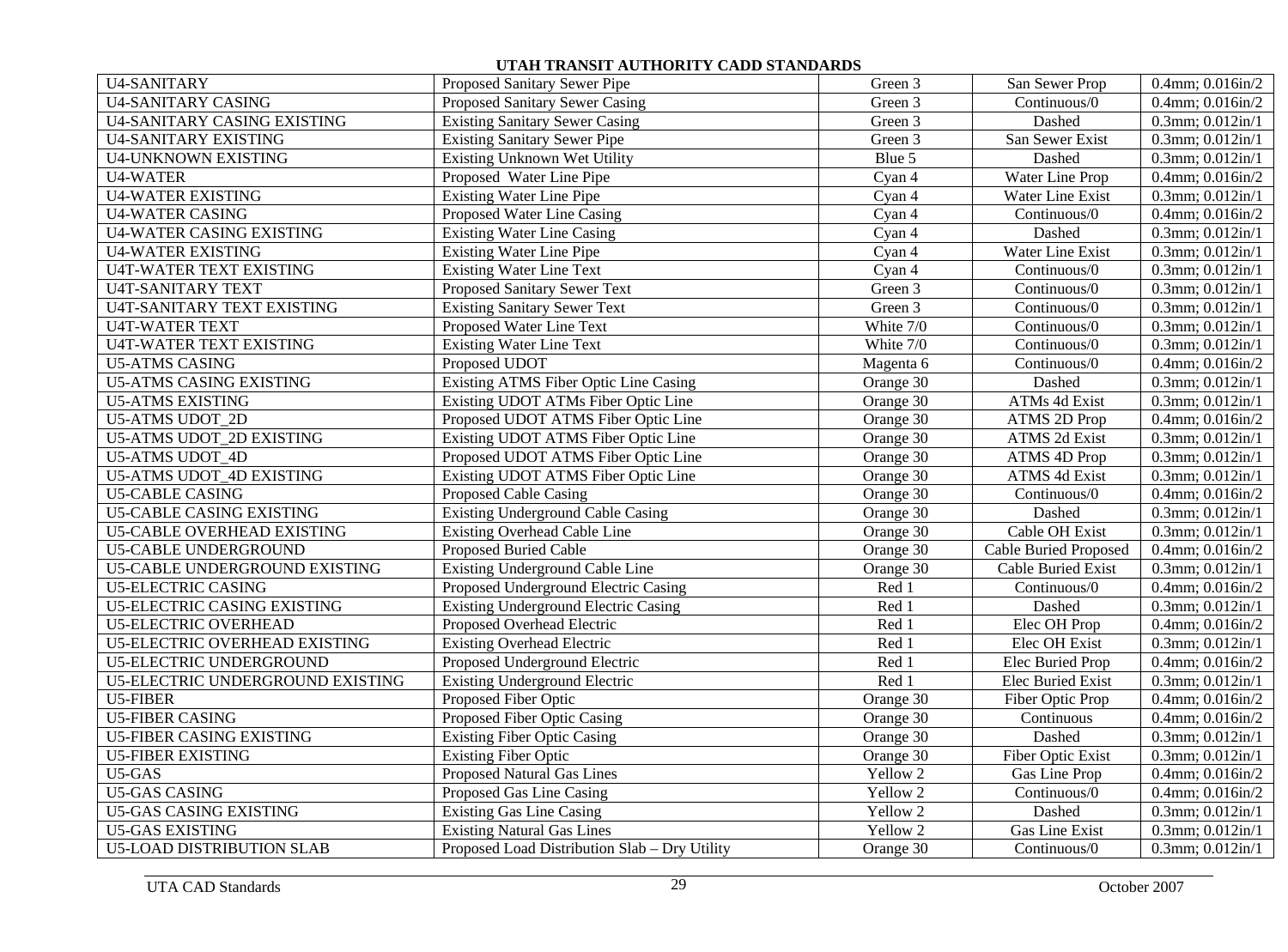**UTAH TRANSIT AUTHORITY CADD STANDARDS**

| | | | | |
|---|---|---|---|---|
| U4-SANITARY | Proposed Sanitary Sewer Pipe | Green 3 | San Sewer Prop | 0.4mm; 0.016in/2 |
| U4-SANITARY CASING | Proposed Sanitary Sewer Casing | Green 3 | Continuous/0 | 0.4mm; 0.016in/2 |
| U4-SANITARY CASING EXISTING | Existing Sanitary Sewer Casing | Green 3 | Dashed | 0.3mm; 0.012in/1 |
| U4-SANITARY EXISTING | Existing Sanitary Sewer Pipe | Green 3 | San Sewer Exist | 0.3mm; 0.012in/1 |
| U4-UNKNOWN EXISTING | Existing Unknown Wet Utility | Blue 5 | Dashed | 0.3mm; 0.012in/1 |
| U4-WATER | Proposed Water Line Pipe | Cyan 4 | Water Line Prop | 0.4mm; 0.016in/2 |
| U4-WATER EXISTING | Existing Water Line Pipe | Cyan 4 | Water Line Exist | 0.3mm; 0.012in/1 |
| U4-WATER CASING | Proposed Water Line Casing | Cyan 4 | Continuous/0 | 0.4mm; 0.016in/2 |
| U4-WATER CASING EXISTING | Existing Water Line Casing | Cyan 4 | Dashed | 0.3mm; 0.012in/1 |
| U4-WATER EXISTING | Existing Water Line Pipe | Cyan 4 | Water Line Exist | 0.3mm; 0.012in/1 |
| U4T-WATER TEXT EXISTING | Existing Water Line Text | Cyan 4 | Continuous/0 | 0.3mm; 0.012in/1 |
| U4T-SANITARY TEXT | Proposed Sanitary Sewer Text | Green 3 | Continuous/0 | 0.3mm; 0.012in/1 |
| U4T-SANITARY TEXT EXISTING | Existing Sanitary Sewer Text | Green 3 | Continuous/0 | 0.3mm; 0.012in/1 |
| U4T-WATER TEXT | Proposed Water Line Text | White 7/0 | Continuous/0 | 0.3mm; 0.012in/1 |
| U4T-WATER TEXT EXISTING | Existing Water Line Text | White 7/0 | Continuous/0 | 0.3mm; 0.012in/1 |
| U5-ATMS CASING | Proposed UDOT | Magenta 6 | Continuous/0 | 0.4mm; 0.016in/2 |
| U5-ATMS CASING EXISTING | Existing ATMS Fiber Optic Line Casing | Orange 30 | Dashed | 0.3mm; 0.012in/1 |
| U5-ATMS EXISTING | Existing UDOT ATMs Fiber Optic Line | Orange 30 | ATMs 4d Exist | 0.3mm; 0.012in/1 |
| U5-ATMS UDOT_2D | Proposed UDOT ATMS Fiber Optic Line | Orange 30 | ATMS 2D Prop | 0.4mm; 0.016in/2 |
| U5-ATMS UDOT_2D EXISTING | Existing UDOT ATMS Fiber Optic Line | Orange 30 | ATMS 2d Exist | 0.3mm; 0.012in/1 |
| U5-ATMS UDOT_4D | Proposed UDOT ATMS Fiber Optic Line | Orange 30 | ATMS 4D Prop | 0.3mm; 0.012in/1 |
| U5-ATMS UDOT_4D EXISTING | Existing UDOT ATMS Fiber Optic Line | Orange 30 | ATMS 4d Exist | 0.3mm; 0.012in/1 |
| U5-CABLE CASING | Proposed Cable Casing | Orange 30 | Continuous/0 | 0.4mm; 0.016in/2 |
| U5-CABLE CASING EXISTING | Existing Underground Cable Casing | Orange 30 | Dashed | 0.3mm; 0.012in/1 |
| U5-CABLE OVERHEAD EXISTING | Existing Overhead Cable Line | Orange 30 | Cable OH Exist | 0.3mm; 0.012in/1 |
| U5-CABLE UNDERGROUND | Proposed Buried Cable | Orange 30 | Cable Buried Proposed | 0.4mm; 0.016in/2 |
| U5-CABLE UNDERGROUND EXISTING | Existing Underground Cable Line | Orange 30 | Cable Buried Exist | 0.3mm; 0.012in/1 |
| U5-ELECTRIC CASING | Proposed Underground Electric Casing | Red 1 | Continuous/0 | 0.4mm; 0.016in/2 |
| U5-ELECTRIC CASING EXISTING | Existing Underground Electric Casing | Red 1 | Dashed | 0.3mm; 0.012in/1 |
| U5-ELECTRIC OVERHEAD | Proposed Overhead Electric | Red 1 | Elec OH Prop | 0.4mm; 0.016in/2 |
| U5-ELECTRIC OVERHEAD EXISTING | Existing Overhead Electric | Red 1 | Elec OH Exist | 0.3mm; 0.012in/1 |
| U5-ELECTRIC UNDERGROUND | Proposed Underground Electric | Red 1 | Elec Buried Prop | 0.4mm; 0.016in/2 |
| U5-ELECTRIC UNDERGROUND EXISTING | Existing Underground Electric | Red 1 | Elec Buried Exist | 0.3mm; 0.012in/1 |
| U5-FIBER | Proposed Fiber Optic | Orange 30 | Fiber Optic Prop | 0.4mm; 0.016in/2 |
| U5-FIBER CASING | Proposed Fiber Optic Casing | Orange 30 | Continuous | 0.4mm; 0.016in/2 |
| U5-FIBER CASING EXISTING | Existing Fiber Optic Casing | Orange 30 | Dashed | 0.3mm; 0.012in/1 |
| U5-FIBER EXISTING | Existing Fiber Optic | Orange 30 | Fiber Optic Exist | 0.3mm; 0.012in/1 |
| U5-GAS | Proposed Natural Gas Lines | Yellow 2 | Gas Line Prop | 0.4mm; 0.016in/2 |
| U5-GAS CASING | Proposed Gas Line Casing | Yellow 2 | Continuous/0 | 0.4mm; 0.016in/2 |
| U5-GAS CASING EXISTING | Existing Gas Line Casing | Yellow 2 | Dashed | 0.3mm; 0.012in/1 |
| U5-GAS EXISTING | Existing Natural Gas Lines | Yellow 2 | Gas Line Exist | 0.3mm; 0.012in/1 |
| U5-LOAD DISTRIBUTION SLAB | Proposed Load Distribution Slab – Dry Utility | Orange 30 | Continuous/0 | 0.3mm; 0.012in/1 |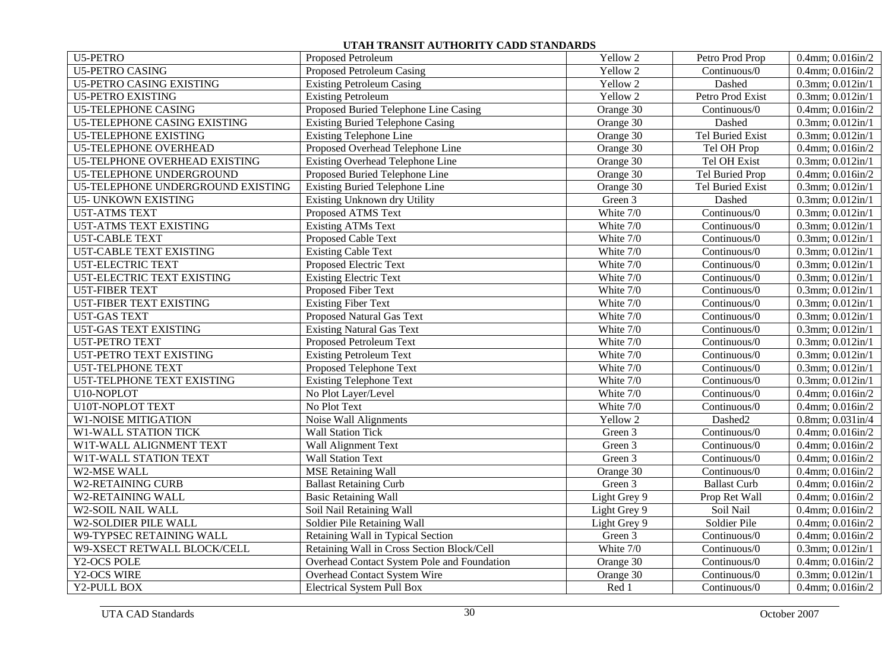**UTAH TRANSIT AUTHORITY CADD STANDARDS**

| | | | | |
|---|---|---|---|---|
| U5-PETRO | Proposed Petroleum | Yellow 2 | Petro Prod Prop | 0.4mm; 0.016in/2 |
| U5-PETRO CASING | Proposed Petroleum Casing | Yellow 2 | Continuous/0 | 0.4mm; 0.016in/2 |
| U5-PETRO CASING EXISTING | Existing Petroleum Casing | Yellow 2 | Dashed | 0.3mm; 0.012in/1 |
| U5-PETRO EXISTING | Existing Petroleum | Yellow 2 | Petro Prod Exist | 0.3mm; 0.012in/1 |
| U5-TELEPHONE CASING | Proposed Buried Telephone Line Casing | Orange 30 | Continuous/0 | 0.4mm; 0.016in/2 |
| U5-TELEPHONE CASING EXISTING | Existing Buried Telephone Casing | Orange 30 | Dashed | 0.3mm; 0.012in/1 |
| U5-TELEPHONE EXISTING | Existing Telephone Line | Orange 30 | Tel Buried Exist | 0.3mm; 0.012in/1 |
| U5-TELEPHONE OVERHEAD | Proposed Overhead Telephone Line | Orange 30 | Tel OH Prop | 0.4mm; 0.016in/2 |
| U5-TELPHONE OVERHEAD EXISTING | Existing Overhead Telephone Line | Orange 30 | Tel OH Exist | 0.3mm; 0.012in/1 |
| U5-TELEPHONE UNDERGROUND | Proposed Buried Telephone Line | Orange 30 | Tel Buried Prop | 0.4mm; 0.016in/2 |
| U5-TELEPHONE UNDERGROUND EXISTING | Existing Buried Telephone Line | Orange 30 | Tel Buried Exist | 0.3mm; 0.012in/1 |
| U5- UNKOWN EXISTING | Existing Unknown dry Utility | Green 3 | Dashed | 0.3mm; 0.012in/1 |
| U5T-ATMS TEXT | Proposed ATMS Text | White 7/0 | Continuous/0 | 0.3mm; 0.012in/1 |
| U5T-ATMS TEXT EXISTING | Existing ATMs Text | White 7/0 | Continuous/0 | 0.3mm; 0.012in/1 |
| U5T-CABLE TEXT | Proposed Cable Text | White 7/0 | Continuous/0 | 0.3mm; 0.012in/1 |
| U5T-CABLE TEXT EXISTING | Existing Cable Text | White 7/0 | Continuous/0 | 0.3mm; 0.012in/1 |
| U5T-ELECTRIC TEXT | Proposed Electric Text | White 7/0 | Continuous/0 | 0.3mm; 0.012in/1 |
| U5T-ELECTRIC TEXT EXISTING | Existing Electric Text | White 7/0 | Continuous/0 | 0.3mm; 0.012in/1 |
| U5T-FIBER TEXT | Proposed Fiber Text | White 7/0 | Continuous/0 | 0.3mm; 0.012in/1 |
| U5T-FIBER TEXT EXISTING | Existing Fiber Text | White 7/0 | Continuous/0 | 0.3mm; 0.012in/1 |
| U5T-GAS TEXT | Proposed Natural Gas Text | White 7/0 | Continuous/0 | 0.3mm; 0.012in/1 |
| U5T-GAS TEXT EXISTING | Existing Natural Gas Text | White 7/0 | Continuous/0 | 0.3mm; 0.012in/1 |
| U5T-PETRO TEXT | Proposed Petroleum Text | White 7/0 | Continuous/0 | 0.3mm; 0.012in/1 |
| U5T-PETRO TEXT EXISTING | Existing Petroleum Text | White 7/0 | Continuous/0 | 0.3mm; 0.012in/1 |
| U5T-TELPHONE TEXT | Proposed Telephone Text | White 7/0 | Continuous/0 | 0.3mm; 0.012in/1 |
| U5T-TELPHONE TEXT EXISTING | Existing Telephone Text | White 7/0 | Continuous/0 | 0.3mm; 0.012in/1 |
| U10-NOPLOT | No Plot Layer/Level | White 7/0 | Continuous/0 | 0.4mm; 0.016in/2 |
| U10T-NOPLOT TEXT | No Plot Text | White 7/0 | Continuous/0 | 0.4mm; 0.016in/2 |
| W1-NOISE MITIGATION | Noise Wall Alignments | Yellow 2 | Dashed2 | 0.8mm; 0.031in/4 |
| W1-WALL STATION TICK | Wall Station Tick | Green 3 | Continuous/0 | 0.4mm; 0.016in/2 |
| W1T-WALL ALIGNMENT TEXT | Wall Alignment Text | Green 3 | Continuous/0 | 0.4mm; 0.016in/2 |
| W1T-WALL STATION TEXT | Wall Station Text | Green 3 | Continuous/0 | 0.4mm; 0.016in/2 |
| W2-MSE WALL | MSE Retaining Wall | Orange 30 | Continuous/0 | 0.4mm; 0.016in/2 |
| W2-RETAINING CURB | Ballast Retaining Curb | Green 3 | Ballast Curb | 0.4mm; 0.016in/2 |
| W2-RETAINING WALL | Basic Retaining Wall | Light Grey 9 | Prop Ret Wall | 0.4mm; 0.016in/2 |
| W2-SOIL NAIL WALL | Soil Nail Retaining Wall | Light Grey 9 | Soil Nail | 0.4mm; 0.016in/2 |
| W2-SOLDIER PILE WALL | Soldier Pile Retaining Wall | Light Grey 9 | Soldier Pile | 0.4mm; 0.016in/2 |
| W9-TYPSEC RETAINING WALL | Retaining Wall in Typical Section | Green 3 | Continuous/0 | 0.4mm; 0.016in/2 |
| W9-XSECT RETWALL BLOCK/CELL | Retaining Wall in Cross Section Block/Cell | White 7/0 | Continuous/0 | 0.3mm; 0.012in/1 |
| Y2-OCS POLE | Overhead Contact System Pole and Foundation | Orange 30 | Continuous/0 | 0.4mm; 0.016in/2 |
| Y2-OCS WIRE | Overhead Contact System Wire | Orange 30 | Continuous/0 | 0.3mm; 0.012in/1 |
| Y2-PULL BOX | Electrical System Pull Box | Red 1 | Continuous/0 | 0.4mm; 0.016in/2 |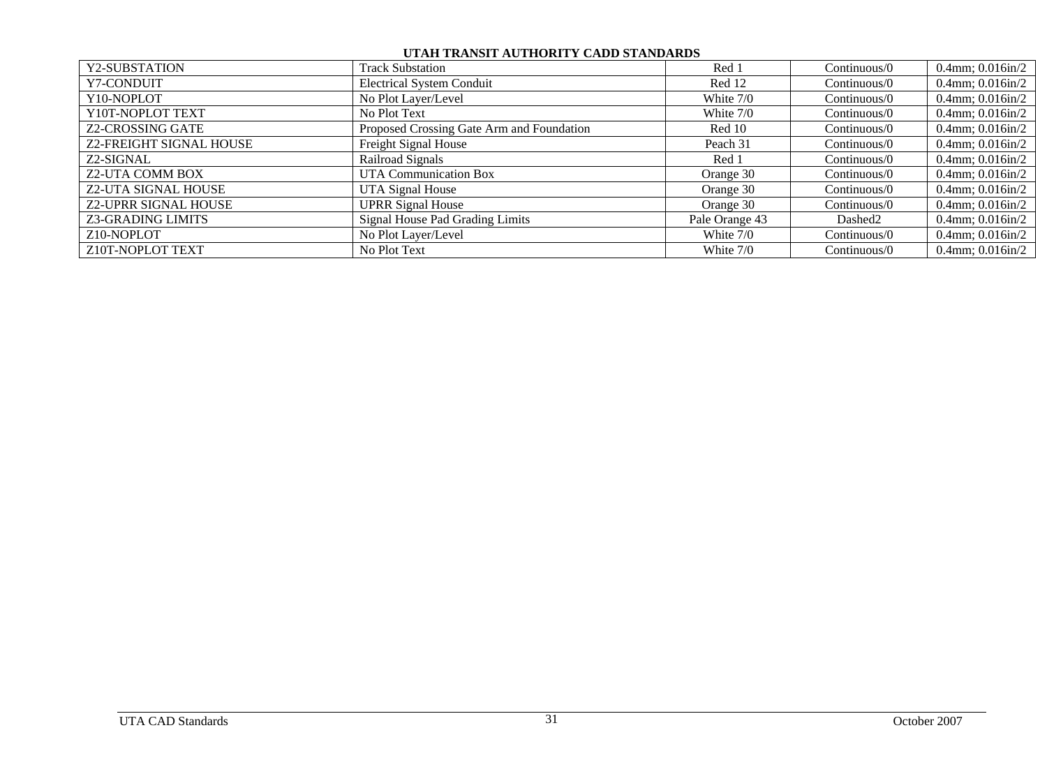**UTAH TRANSIT AUTHORITY CADD STANDARDS**

| | | | | |
|---|---|---|---|---|
| Y2-SUBSTATION | Track Substation | Red 1 | Continuous/0 | 0.4mm; 0.016in/2 |
| Y7-CONDUIT | Electrical System Conduit | Red 12 | Continuous/0 | 0.4mm; 0.016in/2 |
| Y10-NOPLOT | No Plot Layer/Level | White 7/0 | Continuous/0 | 0.4mm; 0.016in/2 |
| Y10T-NOPLOT TEXT | No Plot Text | White 7/0 | Continuous/0 | 0.4mm; 0.016in/2 |
| Z2-CROSSING GATE | Proposed Crossing Gate Arm and Foundation | Red 10 | Continuous/0 | 0.4mm; 0.016in/2 |
| Z2-FREIGHT SIGNAL HOUSE | Freight Signal House | Peach 31 | Continuous/0 | 0.4mm; 0.016in/2 |
| Z2-SIGNAL | Railroad Signals | Red 1 | Continuous/0 | 0.4mm; 0.016in/2 |
| Z2-UTA COMM BOX | UTA Communication Box | Orange 30 | Continuous/0 | 0.4mm; 0.016in/2 |
| Z2-UTA SIGNAL HOUSE | UTA Signal House | Orange 30 | Continuous/0 | 0.4mm; 0.016in/2 |
| Z2-UPRR SIGNAL HOUSE | UPRR Signal House | Orange 30 | Continuous/0 | 0.4mm; 0.016in/2 |
| Z3-GRADING LIMITS | Signal House Pad Grading Limits | Pale Orange 43 | Dashed2 | 0.4mm; 0.016in/2 |
| Z10-NOPLOT | No Plot Layer/Level | White 7/0 | Continuous/0 | 0.4mm; 0.016in/2 |
| Z10T-NOPLOT TEXT | No Plot Text | White 7/0 | Continuous/0 | 0.4mm; 0.016in/2 |